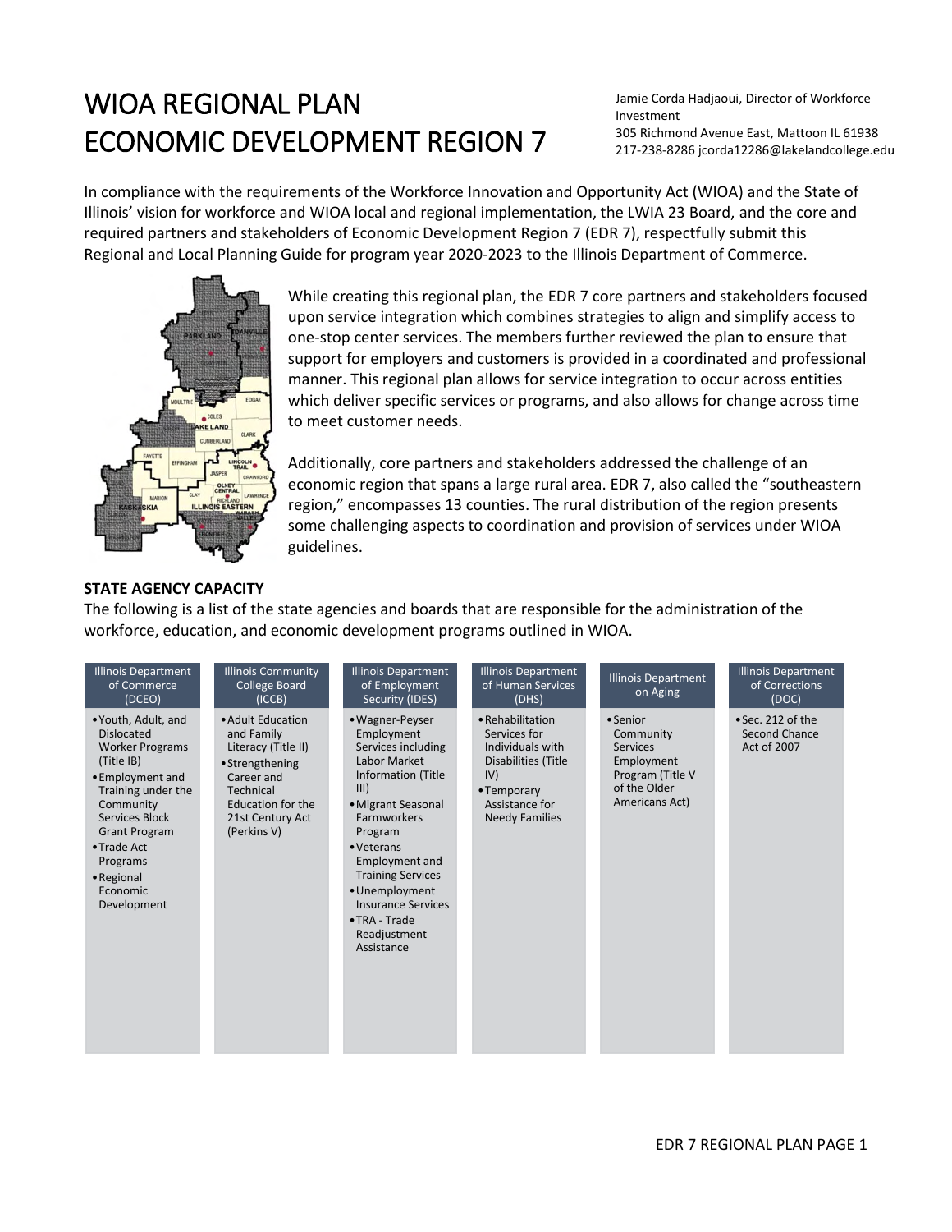# WIOA REGIONAL PLAN ECONOMIC DEVELOPMENT REGION 7

Jamie Corda Hadjaoui, Director of Workforce Investment
305 Richmond Avenue East, Mattoon IL 61938
217-238-8286 jcorda12286@lakelandcollege.edu

In compliance with the requirements of the Workforce Innovation and Opportunity Act (WIOA) and the State of Illinois' vision for workforce and WIOA local and regional implementation, the LWIA 23 Board, and the core and required partners and stakeholders of Economic Development Region 7 (EDR 7), respectfully submit this Regional and Local Planning Guide for program year 2020-2023 to the Illinois Department of Commerce.

While creating this regional plan, the EDR 7 core partners and stakeholders focused upon service integration which combines strategies to align and simplify access to one-stop center services. The members further reviewed the plan to ensure that support for employers and customers is provided in a coordinated and professional manner. This regional plan allows for service integration to occur across entities which deliver specific services or programs, and also allows for change across time to meet customer needs.

Additionally, core partners and stakeholders addressed the challenge of an economic region that spans a large rural area. EDR 7, also called the "southeastern region," encompasses 13 counties. The rural distribution of the region presents some challenging aspects to coordination and provision of services under WIOA guidelines.

### STATE AGENCY CAPACITY

The following is a list of the state agencies and boards that are responsible for the administration of the workforce, education, and economic development programs outlined in WIOA.

| Illinois Department of Commerce (DCEO) | Illinois Community College Board (ICCB) | Illinois Department of Employment Security (IDES) | Illinois Department of Human Services (DHS) | Illinois Department on Aging | Illinois Department of Corrections (DOC) |
|---|---|---|---|---|---|
| • Youth, Adult, and Dislocated Worker Programs (Title IB)<br>• Employment and Training under the Community Services Block Grant Program<br>• Trade Act Programs<br>• Regional Economic Development | • Adult Education and Family Literacy (Title II)<br>• Strengthening Career and Technical Education for the 21st Century Act (Perkins V) | • Wagner-Peyser Employment Services including Labor Market Information (Title III)<br>• Migrant Seasonal Farmworkers Program<br>• Veterans Employment and Training Services<br>• Unemployment Insurance Services<br>• TRA - Trade Readjustment Assistance | • Rehabilitation Services for Individuals with Disabilities (Title IV)<br>• Temporary Assistance for Needy Families | • Senior Community Services Employment Program (Title V of the Older Americans Act) | • Sec. 212 of the Second Chance Act of 2007 |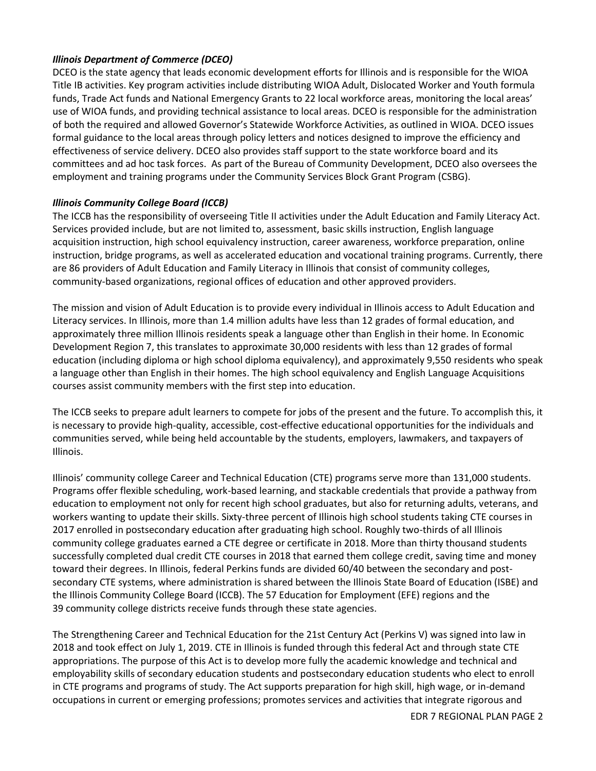***Illinois Department of Commerce (DCEO)***

DCEO is the state agency that leads economic development efforts for Illinois and is responsible for the WIOA Title IB activities. Key program activities include distributing WIOA Adult, Dislocated Worker and Youth formula funds, Trade Act funds and National Emergency Grants to 22 local workforce areas, monitoring the local areas' use of WIOA funds, and providing technical assistance to local areas. DCEO is responsible for the administration of both the required and allowed Governor's Statewide Workforce Activities, as outlined in WIOA. DCEO issues formal guidance to the local areas through policy letters and notices designed to improve the efficiency and effectiveness of service delivery. DCEO also provides staff support to the state workforce board and its committees and ad hoc task forces. As part of the Bureau of Community Development, DCEO also oversees the employment and training programs under the Community Services Block Grant Program (CSBG).

***Illinois Community College Board (ICCB)***

The ICCB has the responsibility of overseeing Title II activities under the Adult Education and Family Literacy Act. Services provided include, but are not limited to, assessment, basic skills instruction, English language acquisition instruction, high school equivalency instruction, career awareness, workforce preparation, online instruction, bridge programs, as well as accelerated education and vocational training programs. Currently, there are 86 providers of Adult Education and Family Literacy in Illinois that consist of community colleges, community-based organizations, regional offices of education and other approved providers.

The mission and vision of Adult Education is to provide every individual in Illinois access to Adult Education and Literacy services. In Illinois, more than 1.4 million adults have less than 12 grades of formal education, and approximately three million Illinois residents speak a language other than English in their home. In Economic Development Region 7, this translates to approximate 30,000 residents with less than 12 grades of formal education (including diploma or high school diploma equivalency), and approximately 9,550 residents who speak a language other than English in their homes. The high school equivalency and English Language Acquisitions courses assist community members with the first step into education.

The ICCB seeks to prepare adult learners to compete for jobs of the present and the future. To accomplish this, it is necessary to provide high-quality, accessible, cost-effective educational opportunities for the individuals and communities served, while being held accountable by the students, employers, lawmakers, and taxpayers of Illinois.

Illinois' community college Career and Technical Education (CTE) programs serve more than 131,000 students. Programs offer flexible scheduling, work-based learning, and stackable credentials that provide a pathway from education to employment not only for recent high school graduates, but also for returning adults, veterans, and workers wanting to update their skills. Sixty-three percent of Illinois high school students taking CTE courses in 2017 enrolled in postsecondary education after graduating high school. Roughly two-thirds of all Illinois community college graduates earned a CTE degree or certificate in 2018. More than thirty thousand students successfully completed dual credit CTE courses in 2018 that earned them college credit, saving time and money toward their degrees. In Illinois, federal Perkins funds are divided 60/40 between the secondary and post-secondary CTE systems, where administration is shared between the Illinois State Board of Education (ISBE) and the Illinois Community College Board (ICCB). The 57 Education for Employment (EFE) regions and the 39 community college districts receive funds through these state agencies.

The Strengthening Career and Technical Education for the 21st Century Act (Perkins V) was signed into law in 2018 and took effect on July 1, 2019. CTE in Illinois is funded through this federal Act and through state CTE appropriations. The purpose of this Act is to develop more fully the academic knowledge and technical and employability skills of secondary education students and postsecondary education students who elect to enroll in CTE programs and programs of study. The Act supports preparation for high skill, high wage, or in-demand occupations in current or emerging professions; promotes services and activities that integrate rigorous and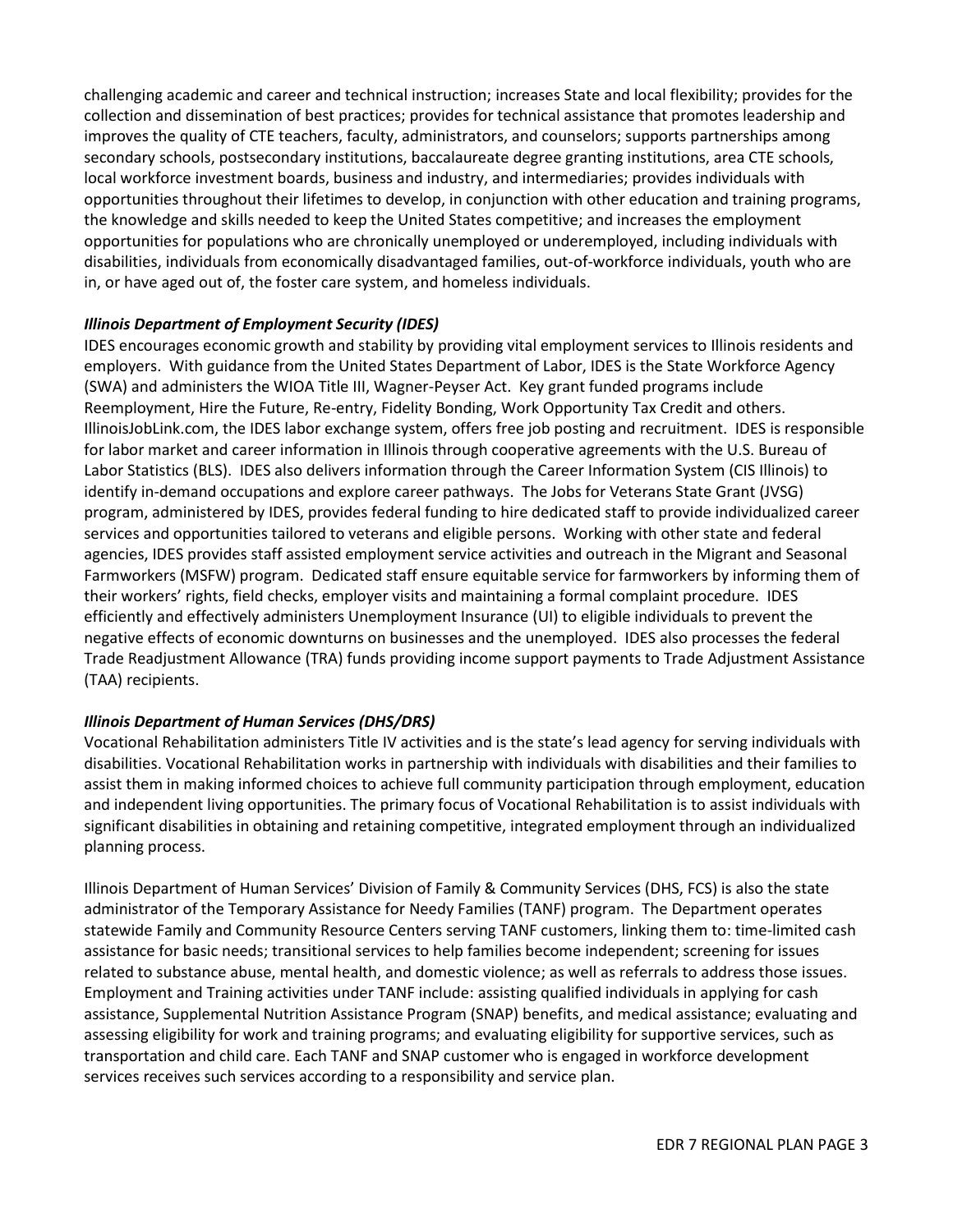challenging academic and career and technical instruction; increases State and local flexibility; provides for the collection and dissemination of best practices; provides for technical assistance that promotes leadership and improves the quality of CTE teachers, faculty, administrators, and counselors; supports partnerships among secondary schools, postsecondary institutions, baccalaureate degree granting institutions, area CTE schools, local workforce investment boards, business and industry, and intermediaries; provides individuals with opportunities throughout their lifetimes to develop, in conjunction with other education and training programs, the knowledge and skills needed to keep the United States competitive; and increases the employment opportunities for populations who are chronically unemployed or underemployed, including individuals with disabilities, individuals from economically disadvantaged families, out-of-workforce individuals, youth who are in, or have aged out of, the foster care system, and homeless individuals.

***Illinois Department of Employment Security (IDES)***

IDES encourages economic growth and stability by providing vital employment services to Illinois residents and employers. With guidance from the United States Department of Labor, IDES is the State Workforce Agency (SWA) and administers the WIOA Title III, Wagner-Peyser Act. Key grant funded programs include Reemployment, Hire the Future, Re-entry, Fidelity Bonding, Work Opportunity Tax Credit and others. IllinoisJobLink.com, the IDES labor exchange system, offers free job posting and recruitment. IDES is responsible for labor market and career information in Illinois through cooperative agreements with the U.S. Bureau of Labor Statistics (BLS). IDES also delivers information through the Career Information System (CIS Illinois) to identify in-demand occupations and explore career pathways. The Jobs for Veterans State Grant (JVSG) program, administered by IDES, provides federal funding to hire dedicated staff to provide individualized career services and opportunities tailored to veterans and eligible persons. Working with other state and federal agencies, IDES provides staff assisted employment service activities and outreach in the Migrant and Seasonal Farmworkers (MSFW) program. Dedicated staff ensure equitable service for farmworkers by informing them of their workers' rights, field checks, employer visits and maintaining a formal complaint procedure. IDES efficiently and effectively administers Unemployment Insurance (UI) to eligible individuals to prevent the negative effects of economic downturns on businesses and the unemployed. IDES also processes the federal Trade Readjustment Allowance (TRA) funds providing income support payments to Trade Adjustment Assistance (TAA) recipients.

***Illinois Department of Human Services (DHS/DRS)***

Vocational Rehabilitation administers Title IV activities and is the state's lead agency for serving individuals with disabilities. Vocational Rehabilitation works in partnership with individuals with disabilities and their families to assist them in making informed choices to achieve full community participation through employment, education and independent living opportunities. The primary focus of Vocational Rehabilitation is to assist individuals with significant disabilities in obtaining and retaining competitive, integrated employment through an individualized planning process.

Illinois Department of Human Services' Division of Family & Community Services (DHS, FCS) is also the state administrator of the Temporary Assistance for Needy Families (TANF) program. The Department operates statewide Family and Community Resource Centers serving TANF customers, linking them to: time-limited cash assistance for basic needs; transitional services to help families become independent; screening for issues related to substance abuse, mental health, and domestic violence; as well as referrals to address those issues. Employment and Training activities under TANF include: assisting qualified individuals in applying for cash assistance, Supplemental Nutrition Assistance Program (SNAP) benefits, and medical assistance; evaluating and assessing eligibility for work and training programs; and evaluating eligibility for supportive services, such as transportation and child care. Each TANF and SNAP customer who is engaged in workforce development services receives such services according to a responsibility and service plan.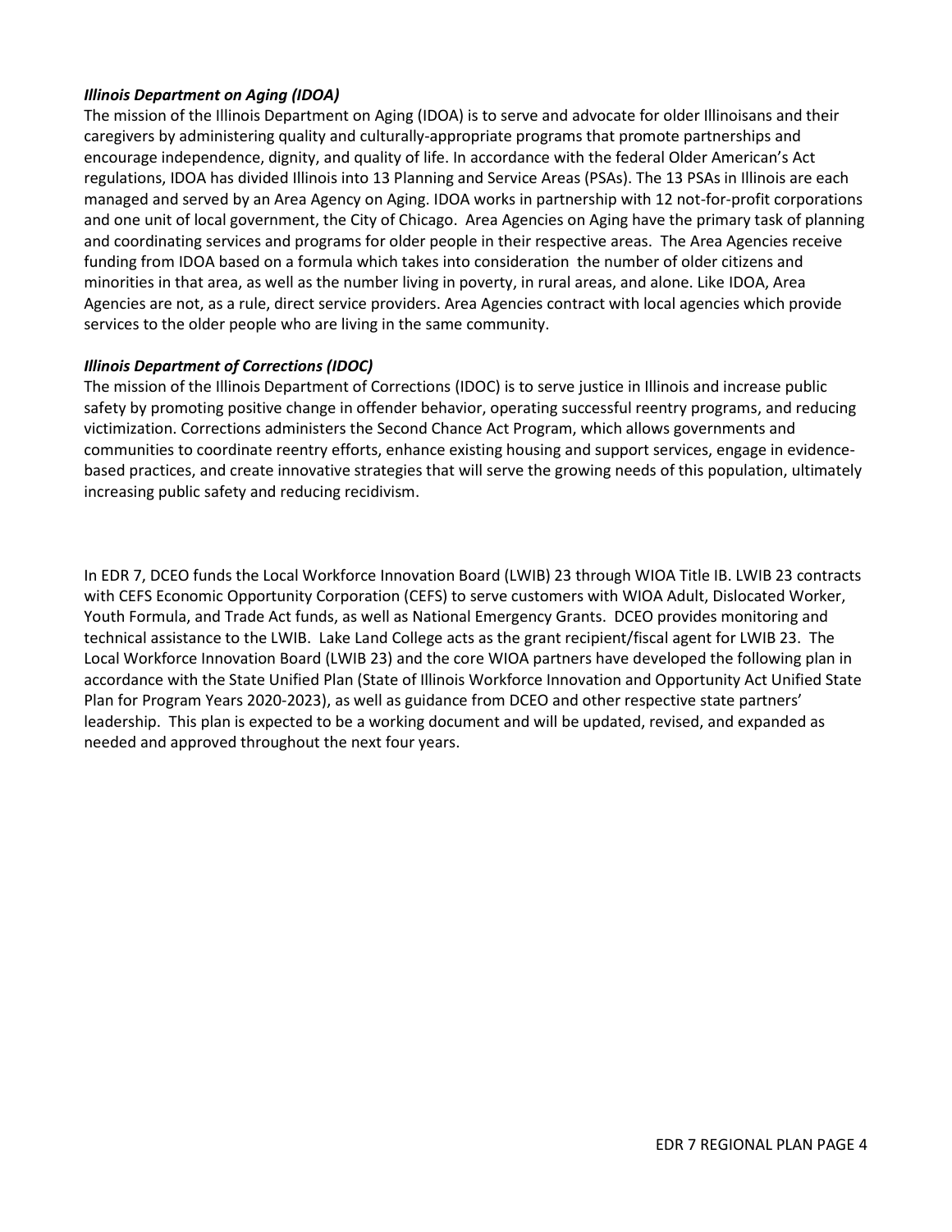***Illinois Department on Aging (IDOA)***

The mission of the Illinois Department on Aging (IDOA) is to serve and advocate for older Illinoisans and their caregivers by administering quality and culturally-appropriate programs that promote partnerships and encourage independence, dignity, and quality of life. In accordance with the federal Older American's Act regulations, IDOA has divided Illinois into 13 Planning and Service Areas (PSAs). The 13 PSAs in Illinois are each managed and served by an Area Agency on Aging. IDOA works in partnership with 12 not-for-profit corporations and one unit of local government, the City of Chicago. Area Agencies on Aging have the primary task of planning and coordinating services and programs for older people in their respective areas. The Area Agencies receive funding from IDOA based on a formula which takes into consideration the number of older citizens and minorities in that area, as well as the number living in poverty, in rural areas, and alone. Like IDOA, Area Agencies are not, as a rule, direct service providers. Area Agencies contract with local agencies which provide services to the older people who are living in the same community.

***Illinois Department of Corrections (IDOC)***

The mission of the Illinois Department of Corrections (IDOC) is to serve justice in Illinois and increase public safety by promoting positive change in offender behavior, operating successful reentry programs, and reducing victimization. Corrections administers the Second Chance Act Program, which allows governments and communities to coordinate reentry efforts, enhance existing housing and support services, engage in evidence-based practices, and create innovative strategies that will serve the growing needs of this population, ultimately increasing public safety and reducing recidivism.

In EDR 7, DCEO funds the Local Workforce Innovation Board (LWIB) 23 through WIOA Title IB. LWIB 23 contracts with CEFS Economic Opportunity Corporation (CEFS) to serve customers with WIOA Adult, Dislocated Worker, Youth Formula, and Trade Act funds, as well as National Emergency Grants. DCEO provides monitoring and technical assistance to the LWIB. Lake Land College acts as the grant recipient/fiscal agent for LWIB 23. The Local Workforce Innovation Board (LWIB 23) and the core WIOA partners have developed the following plan in accordance with the State Unified Plan (State of Illinois Workforce Innovation and Opportunity Act Unified State Plan for Program Years 2020-2023), as well as guidance from DCEO and other respective state partners' leadership. This plan is expected to be a working document and will be updated, revised, and expanded as needed and approved throughout the next four years.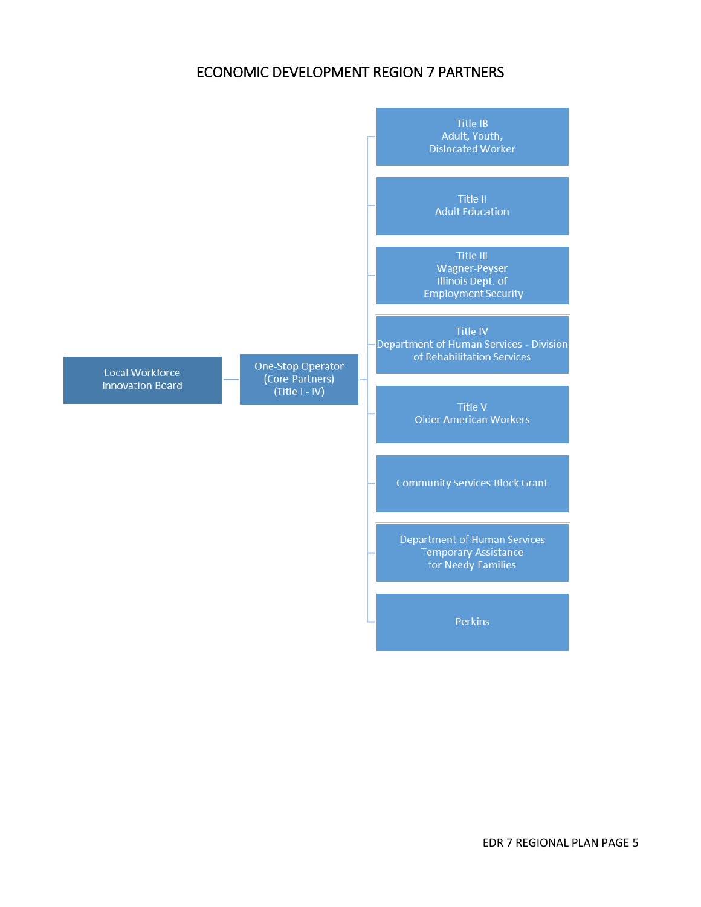# ECONOMIC DEVELOPMENT REGION 7 PARTNERS

- Local Workforce Innovation Board
  - One-Stop Operator (Core Partners) (Title I - IV)
    - Title IB Adult, Youth, Dislocated Worker
    - Title II Adult Education
    - Title III Wagner-Peyser Illinois Dept. of Employment Security
    - Title IV Department of Human Services - Division of Rehabilitation Services
    - Title V Older American Workers
    - Community Services Block Grant
    - Department of Human Services Temporary Assistance for Needy Families
    - Perkins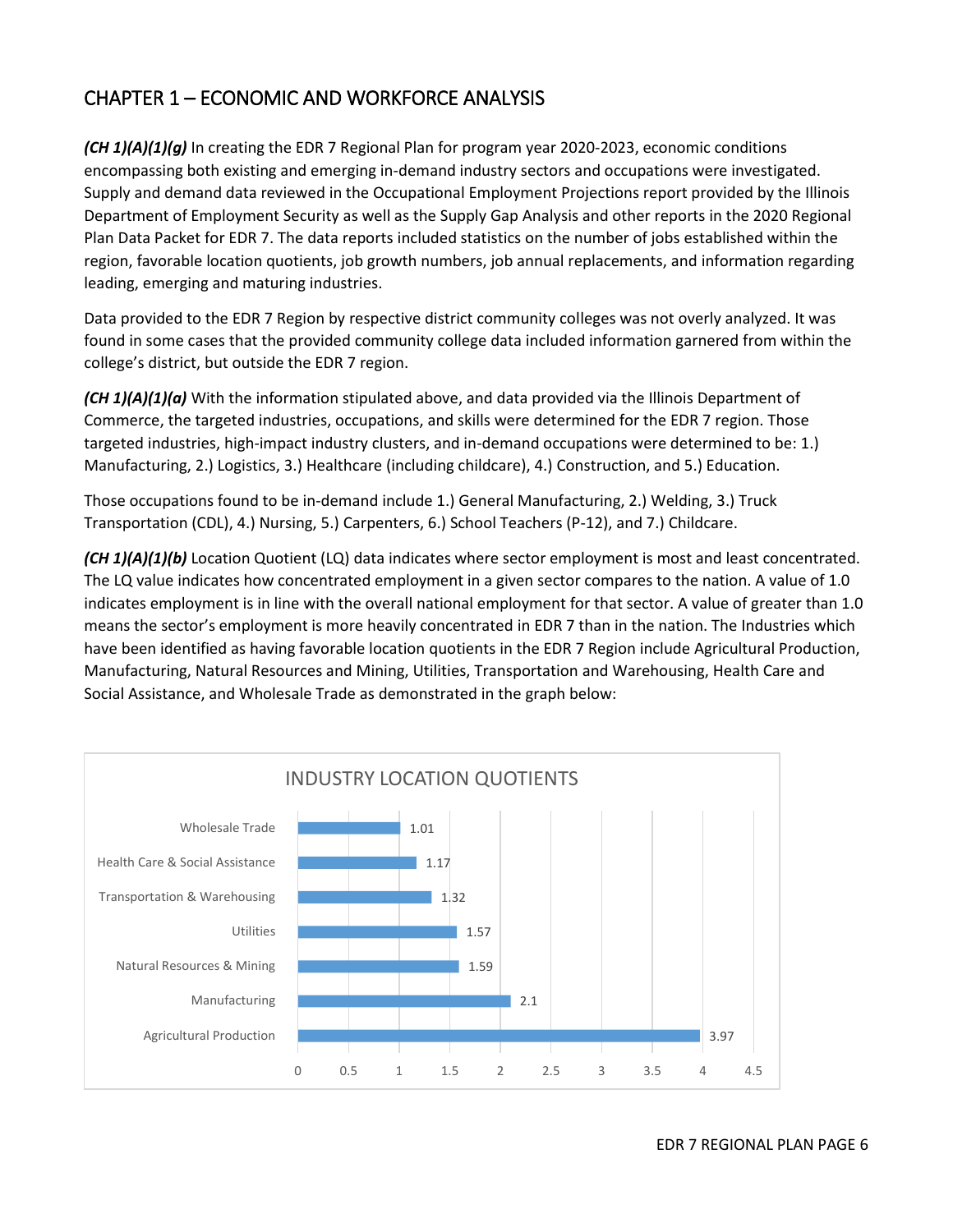## CHAPTER 1 – ECONOMIC AND WORKFORCE ANALYSIS

***(CH 1)(A)(1)(g)*** In creating the EDR 7 Regional Plan for program year 2020-2023, economic conditions encompassing both existing and emerging in-demand industry sectors and occupations were investigated. Supply and demand data reviewed in the Occupational Employment Projections report provided by the Illinois Department of Employment Security as well as the Supply Gap Analysis and other reports in the 2020 Regional Plan Data Packet for EDR 7. The data reports included statistics on the number of jobs established within the region, favorable location quotients, job growth numbers, job annual replacements, and information regarding leading, emerging and maturing industries.

Data provided to the EDR 7 Region by respective district community colleges was not overly analyzed. It was found in some cases that the provided community college data included information garnered from within the college's district, but outside the EDR 7 region.

***(CH 1)(A)(1)(a)*** With the information stipulated above, and data provided via the Illinois Department of Commerce, the targeted industries, occupations, and skills were determined for the EDR 7 region. Those targeted industries, high-impact industry clusters, and in-demand occupations were determined to be: 1.) Manufacturing, 2.) Logistics, 3.) Healthcare (including childcare), 4.) Construction, and 5.) Education.

Those occupations found to be in-demand include 1.) General Manufacturing, 2.) Welding, 3.) Truck Transportation (CDL), 4.) Nursing, 5.) Carpenters, 6.) School Teachers (P-12), and 7.) Childcare.

***(CH 1)(A)(1)(b)*** Location Quotient (LQ) data indicates where sector employment is most and least concentrated. The LQ value indicates how concentrated employment in a given sector compares to the nation. A value of 1.0 indicates employment is in line with the overall national employment for that sector. A value of greater than 1.0 means the sector's employment is more heavily concentrated in EDR 7 than in the nation. The Industries which have been identified as having favorable location quotients in the EDR 7 Region include Agricultural Production, Manufacturing, Natural Resources and Mining, Utilities, Transportation and Warehousing, Health Care and Social Assistance, and Wholesale Trade as demonstrated in the graph below:

**INDUSTRY LOCATION QUOTIENTS**

| Industry | Location Quotient |
|---|---|
| Wholesale Trade | 1.01 |
| Health Care & Social Assistance | 1.17 |
| Transportation & Warehousing | 1.32 |
| Utilities | 1.57 |
| Natural Resources & Mining | 1.59 |
| Manufacturing | 2.1 |
| Agricultural Production | 3.97 |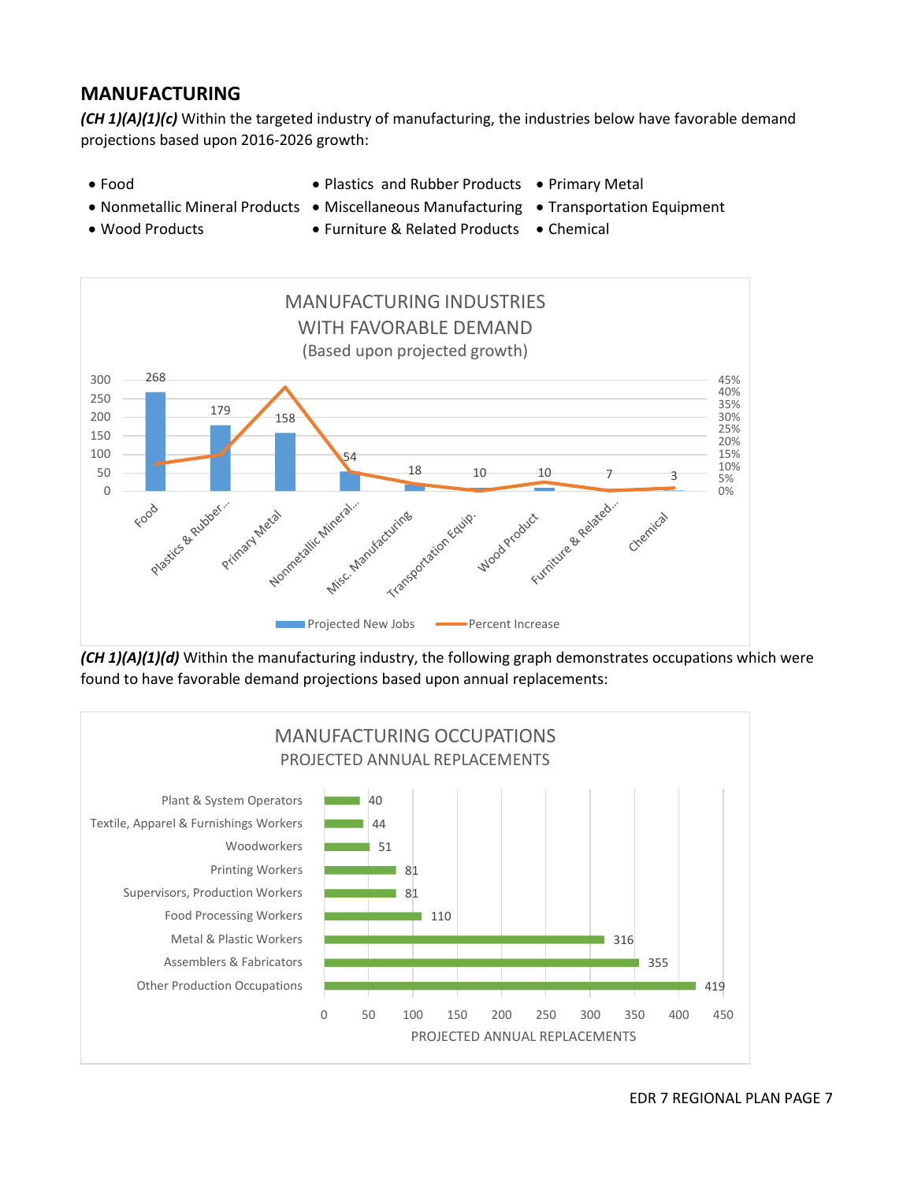## MANUFACTURING

***(CH 1)(A)(1)(c)*** Within the targeted industry of manufacturing, the industries below have favorable demand projections based upon 2016-2026 growth:

- Food
- Nonmetallic Mineral Products
- Wood Products
- Plastics and Rubber Products
- Miscellaneous Manufacturing
- Furniture & Related Products
- Primary Metal
- Transportation Equipment
- Chemical

**MANUFACTURING INDUSTRIES WITH FAVORABLE DEMAND**
(Based upon projected growth)

| Industry | Projected New Jobs |
|---|---|
| Food | 268 |
| Plastics & Rubber... | 179 |
| Primary Metal | 158 |
| Nonmetallic Mineral... | 54 |
| Misc. Manufacturing | 18 |
| Transportation Equip. | 10 |
| Wood Product | 10 |
| Furniture & Related... | 7 |
| Chemical | 3 |

Legend: Projected New Jobs; Percent Increase

***(CH 1)(A)(1)(d)*** Within the manufacturing industry, the following graph demonstrates occupations which were found to have favorable demand projections based upon annual replacements:

**MANUFACTURING OCCUPATIONS**
PROJECTED ANNUAL REPLACEMENTS

| Occupation | Projected Annual Replacements |
|---|---|
| Plant & System Operators | 40 |
| Textile, Apparel & Furnishings Workers | 44 |
| Woodworkers | 51 |
| Printing Workers | 81 |
| Supervisors, Production Workers | 81 |
| Food Processing Workers | 110 |
| Metal & Plastic Workers | 316 |
| Assemblers & Fabricators | 355 |
| Other Production Occupations | 419 |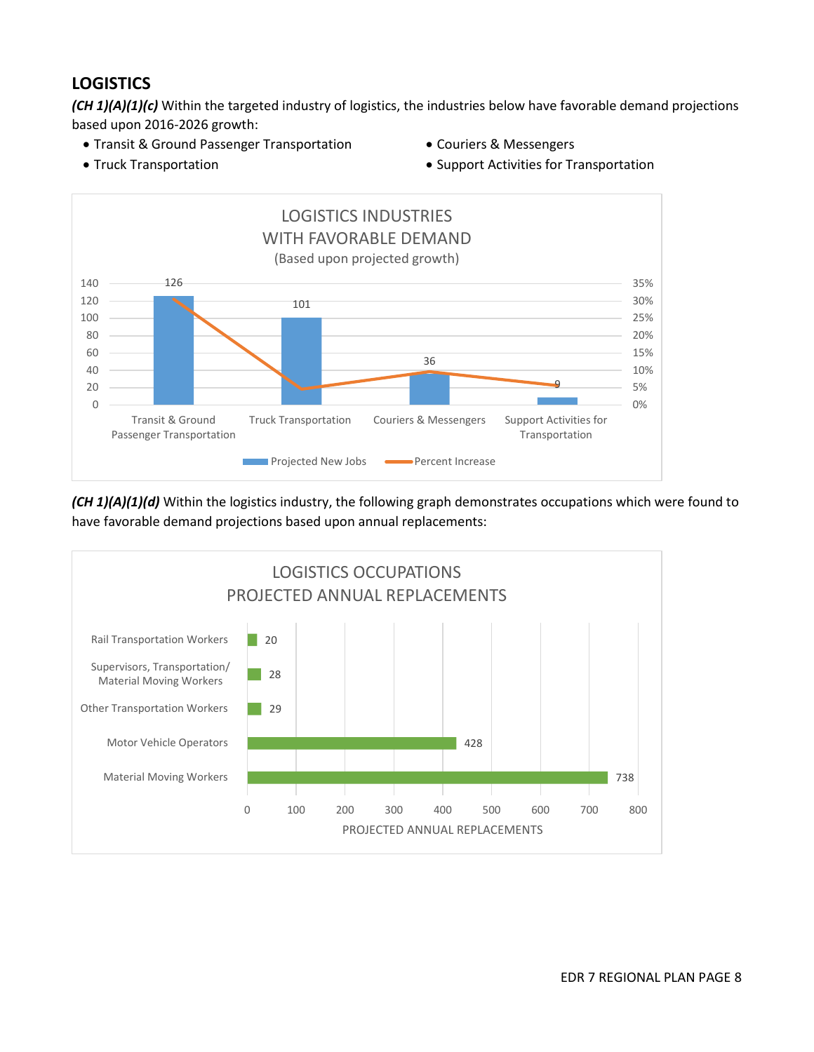## LOGISTICS

***(CH 1)(A)(1)(c)*** Within the targeted industry of logistics, the industries below have favorable demand projections based upon 2016-2026 growth:

- Transit & Ground Passenger Transportation
- Truck Transportation
- Couriers & Messengers
- Support Activities for Transportation

LOGISTICS INDUSTRIES WITH FAVORABLE DEMAND (Based upon projected growth)

| Industry | Projected New Jobs |
|---|---|
| Transit & Ground Passenger Transportation | 126 |
| Truck Transportation | 101 |
| Couriers & Messengers | 36 |
| Support Activities for Transportation | 9 |

***(CH 1)(A)(1)(d)*** Within the logistics industry, the following graph demonstrates occupations which were found to have favorable demand projections based upon annual replacements:

LOGISTICS OCCUPATIONS PROJECTED ANNUAL REPLACEMENTS

| Occupation | Projected Annual Replacements |
|---|---|
| Rail Transportation Workers | 20 |
| Supervisors, Transportation/ Material Moving Workers | 28 |
| Other Transportation Workers | 29 |
| Motor Vehicle Operators | 428 |
| Material Moving Workers | 738 |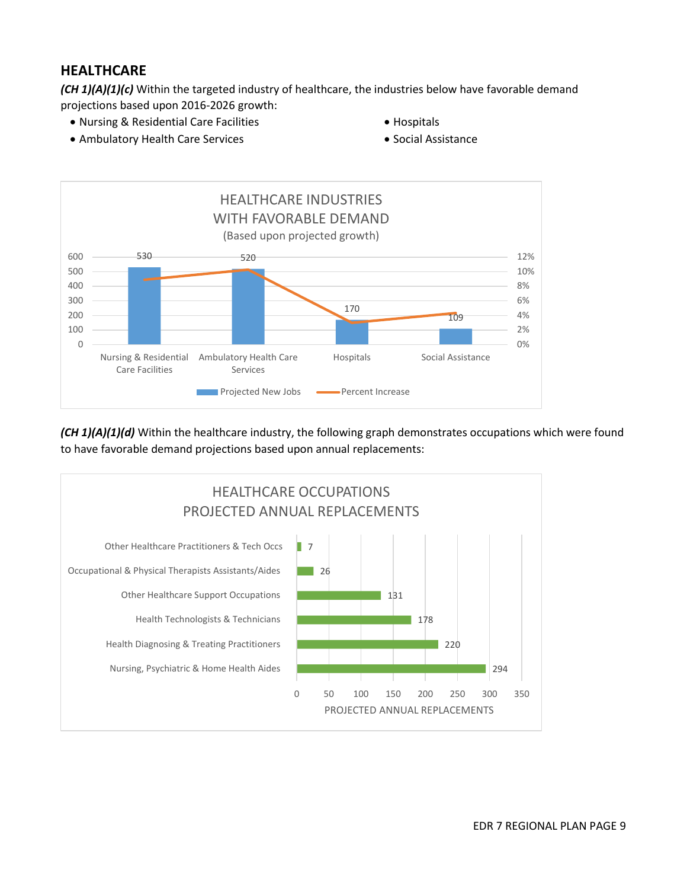## HEALTHCARE

***(CH 1)(A)(1)(c)*** Within the targeted industry of healthcare, the industries below have favorable demand projections based upon 2016-2026 growth:

- Nursing & Residential Care Facilities
- Ambulatory Health Care Services
- Hospitals
- Social Assistance

HEALTHCARE INDUSTRIES WITH FAVORABLE DEMAND
(Based upon projected growth)

| Industry | Projected New Jobs |
|---|---|
| Nursing & Residential Care Facilities | 530 |
| Ambulatory Health Care Services | 520 |
| Hospitals | 170 |
| Social Assistance | 109 |

***(CH 1)(A)(1)(d)*** Within the healthcare industry, the following graph demonstrates occupations which were found to have favorable demand projections based upon annual replacements:

HEALTHCARE OCCUPATIONS PROJECTED ANNUAL REPLACEMENTS

| Occupation | Projected Annual Replacements |
|---|---|
| Other Healthcare Practitioners & Tech Occs | 7 |
| Occupational & Physical Therapists Assistants/Aides | 26 |
| Other Healthcare Support Occupations | 131 |
| Health Technologists & Technicians | 178 |
| Health Diagnosing & Treating Practitioners | 220 |
| Nursing, Psychiatric & Home Health Aides | 294 |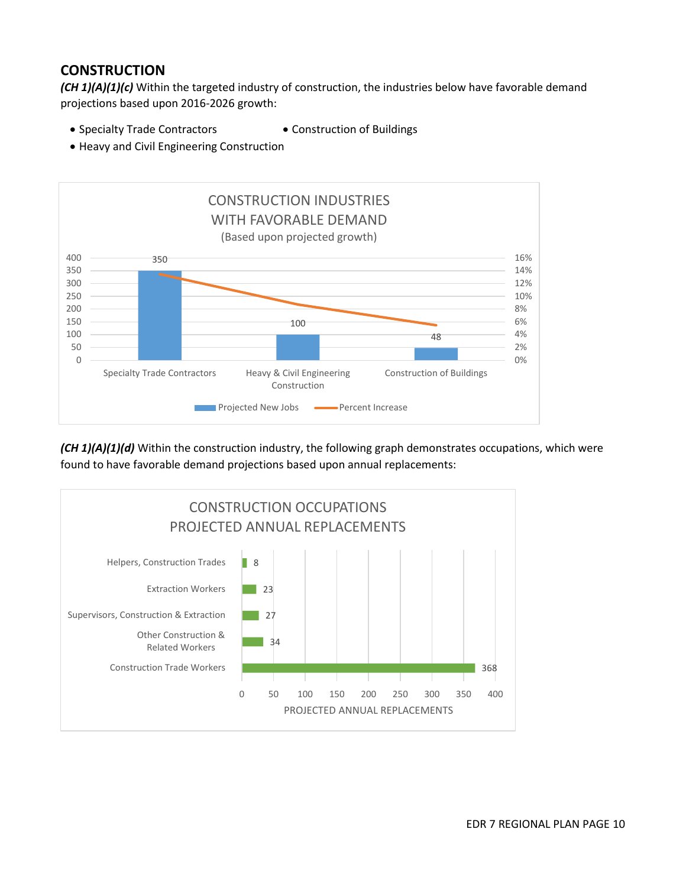## CONSTRUCTION

***(CH 1)(A)(1)(c)*** Within the targeted industry of construction, the industries below have favorable demand projections based upon 2016-2026 growth:

- Specialty Trade Contractors
- Construction of Buildings
- Heavy and Civil Engineering Construction

**CONSTRUCTION INDUSTRIES WITH FAVORABLE DEMAND**
(Based upon projected growth)

| Industry | Projected New Jobs |
|---|---|
| Specialty Trade Contractors | 350 |
| Heavy & Civil Engineering Construction | 100 |
| Construction of Buildings | 48 |

Legend: Projected New Jobs; Percent Increase

***(CH 1)(A)(1)(d)*** Within the construction industry, the following graph demonstrates occupations, which were found to have favorable demand projections based upon annual replacements:

**CONSTRUCTION OCCUPATIONS PROJECTED ANNUAL REPLACEMENTS**

| Occupation | Projected Annual Replacements |
|---|---|
| Helpers, Construction Trades | 8 |
| Extraction Workers | 23 |
| Supervisors, Construction & Extraction | 27 |
| Other Construction & Related Workers | 34 |
| Construction Trade Workers | 368 |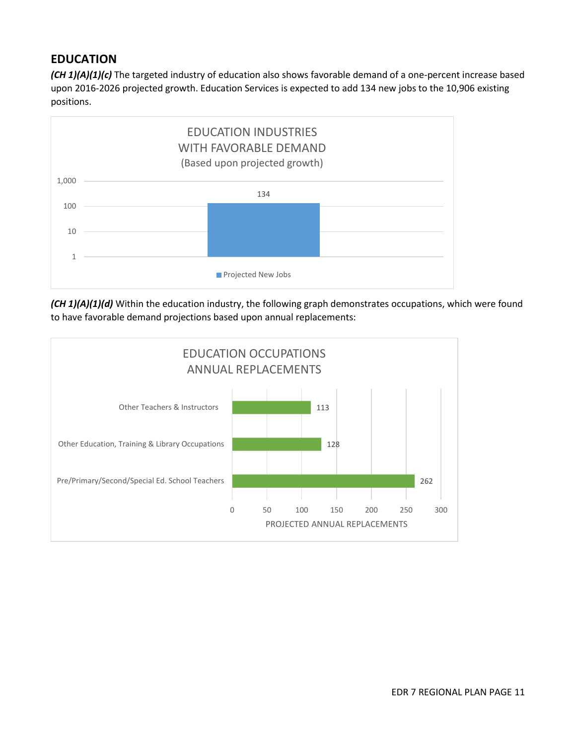## EDUCATION

***(CH 1)(A)(1)(c)*** The targeted industry of education also shows favorable demand of a one-percent increase based upon 2016-2026 projected growth. Education Services is expected to add 134 new jobs to the 10,906 existing positions.

EDUCATION INDUSTRIES WITH FAVORABLE DEMAND
(Based upon projected growth)

| | Projected New Jobs |
|---|---|
| Education | 134 |

***(CH 1)(A)(1)(d)*** Within the education industry, the following graph demonstrates occupations, which were found to have favorable demand projections based upon annual replacements:

EDUCATION OCCUPATIONS ANNUAL REPLACEMENTS

| Occupation | Projected Annual Replacements |
|---|---|
| Other Teachers & Instructors | 113 |
| Other Education, Training & Library Occupations | 128 |
| Pre/Primary/Second/Special Ed. School Teachers | 262 |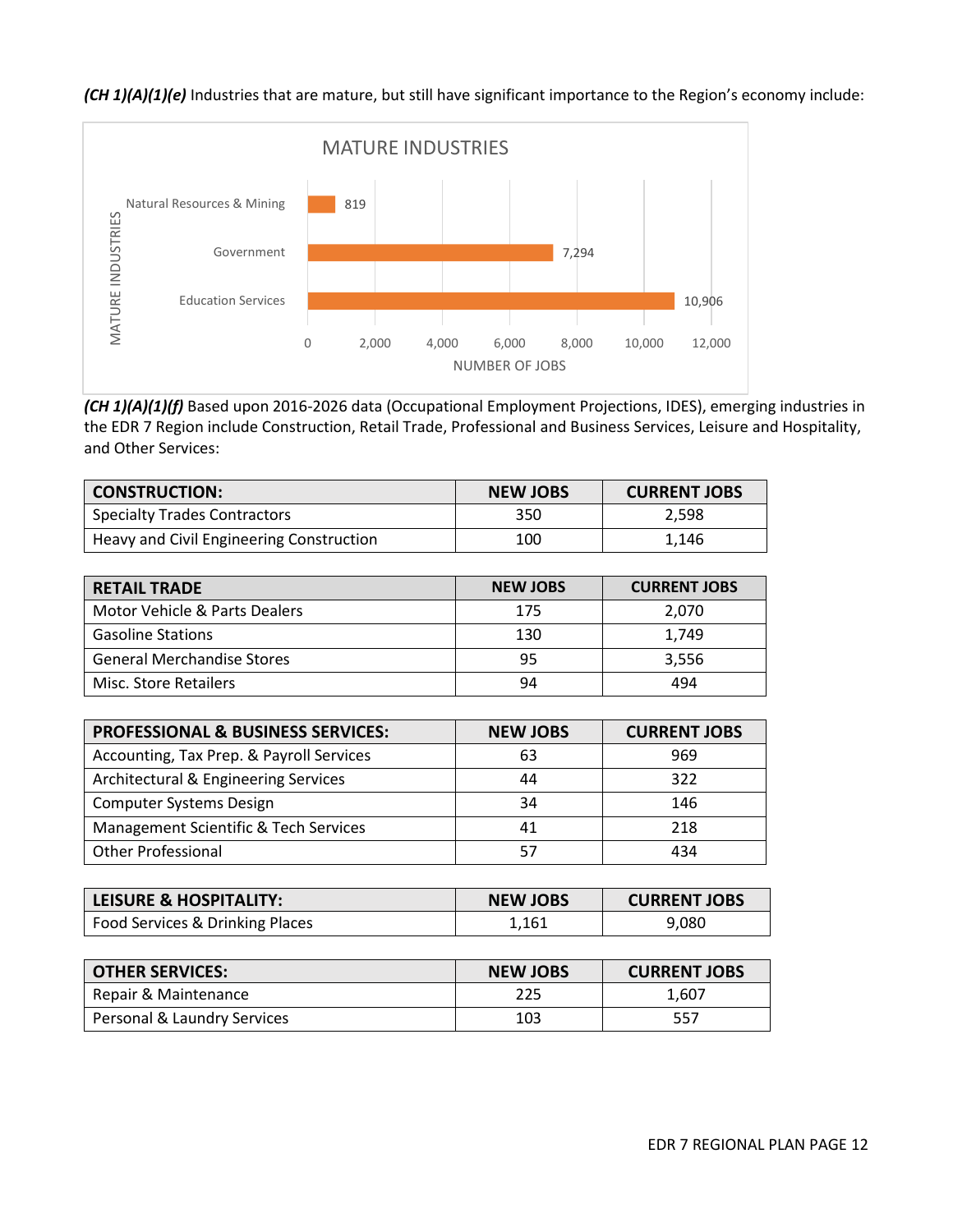***(CH 1)(A)(1)(e)*** Industries that are mature, but still have significant importance to the Region's economy include:

MATURE INDUSTRIES

| MATURE INDUSTRIES | NUMBER OF JOBS |
| --- | --- |
| Natural Resources & Mining | 819 |
| Government | 7,294 |
| Education Services | 10,906 |

***(CH 1)(A)(1)(f)*** Based upon 2016-2026 data (Occupational Employment Projections, IDES), emerging industries in the EDR 7 Region include Construction, Retail Trade, Professional and Business Services, Leisure and Hospitality, and Other Services:

| CONSTRUCTION: | NEW JOBS | CURRENT JOBS |
| --- | --- | --- |
| Specialty Trades Contractors | 350 | 2,598 |
| Heavy and Civil Engineering Construction | 100 | 1,146 |

| RETAIL TRADE | NEW JOBS | CURRENT JOBS |
| --- | --- | --- |
| Motor Vehicle & Parts Dealers | 175 | 2,070 |
| Gasoline Stations | 130 | 1,749 |
| General Merchandise Stores | 95 | 3,556 |
| Misc. Store Retailers | 94 | 494 |

| PROFESSIONAL & BUSINESS SERVICES: | NEW JOBS | CURRENT JOBS |
| --- | --- | --- |
| Accounting, Tax Prep. & Payroll Services | 63 | 969 |
| Architectural & Engineering Services | 44 | 322 |
| Computer Systems Design | 34 | 146 |
| Management Scientific & Tech Services | 41 | 218 |
| Other Professional | 57 | 434 |

| LEISURE & HOSPITALITY: | NEW JOBS | CURRENT JOBS |
| --- | --- | --- |
| Food Services & Drinking Places | 1,161 | 9,080 |

| OTHER SERVICES: | NEW JOBS | CURRENT JOBS |
| --- | --- | --- |
| Repair & Maintenance | 225 | 1,607 |
| Personal & Laundry Services | 103 | 557 |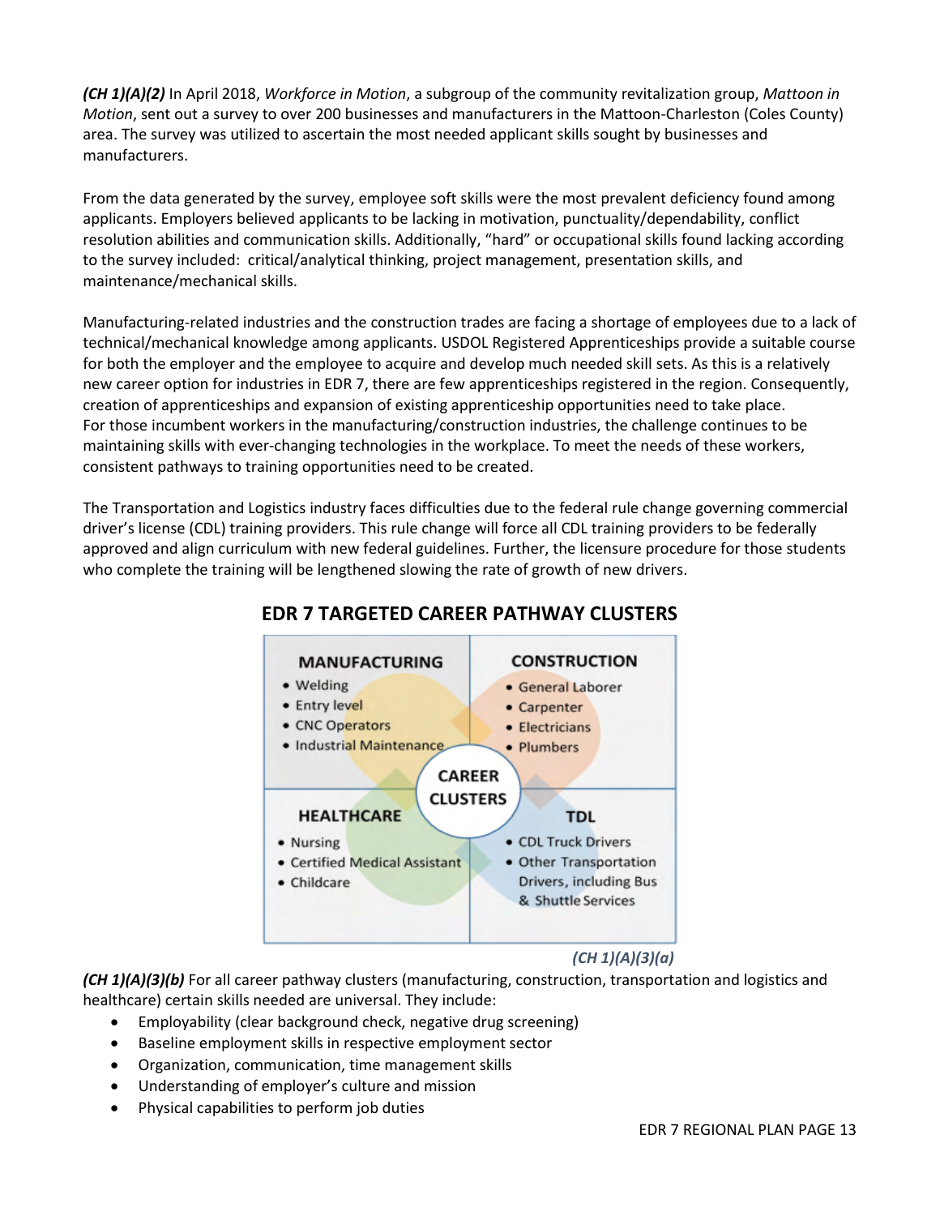*(CH 1)(A)(2)* In April 2018, *Workforce in Motion*, a subgroup of the community revitalization group, *Mattoon in Motion*, sent out a survey to over 200 businesses and manufacturers in the Mattoon-Charleston (Coles County) area. The survey was utilized to ascertain the most needed applicant skills sought by businesses and manufacturers.

From the data generated by the survey, employee soft skills were the most prevalent deficiency found among applicants. Employers believed applicants to be lacking in motivation, punctuality/dependability, conflict resolution abilities and communication skills. Additionally, "hard" or occupational skills found lacking according to the survey included: critical/analytical thinking, project management, presentation skills, and maintenance/mechanical skills.

Manufacturing-related industries and the construction trades are facing a shortage of employees due to a lack of technical/mechanical knowledge among applicants. USDOL Registered Apprenticeships provide a suitable course for both the employer and the employee to acquire and develop much needed skill sets. As this is a relatively new career option for industries in EDR 7, there are few apprenticeships registered in the region. Consequently, creation of apprenticeships and expansion of existing apprenticeship opportunities need to take place.
For those incumbent workers in the manufacturing/construction industries, the challenge continues to be maintaining skills with ever-changing technologies in the workplace. To meet the needs of these workers, consistent pathways to training opportunities need to be created.

The Transportation and Logistics industry faces difficulties due to the federal rule change governing commercial driver's license (CDL) training providers. This rule change will force all CDL training providers to be federally approved and align curriculum with new federal guidelines. Further, the licensure procedure for those students who complete the training will be lengthened slowing the rate of growth of new drivers.

## EDR 7 TARGETED CAREER PATHWAY CLUSTERS

**CAREER CLUSTERS**

**MANUFACTURING**
- Welding
- Entry level
- CNC Operators
- Industrial Maintenance

**CONSTRUCTION**
- General Laborer
- Carpenter
- Electricians
- Plumbers

**HEALTHCARE**
- Nursing
- Certified Medical Assistant
- Childcare

**TDL**
- CDL Truck Drivers
- Other Transportation Drivers, including Bus & Shuttle Services

*(CH 1)(A)(3)(a)*

*(CH 1)(A)(3)(b)* For all career pathway clusters (manufacturing, construction, transportation and logistics and healthcare) certain skills needed are universal. They include:

- Employability (clear background check, negative drug screening)
- Baseline employment skills in respective employment sector
- Organization, communication, time management skills
- Understanding of employer's culture and mission
- Physical capabilities to perform job duties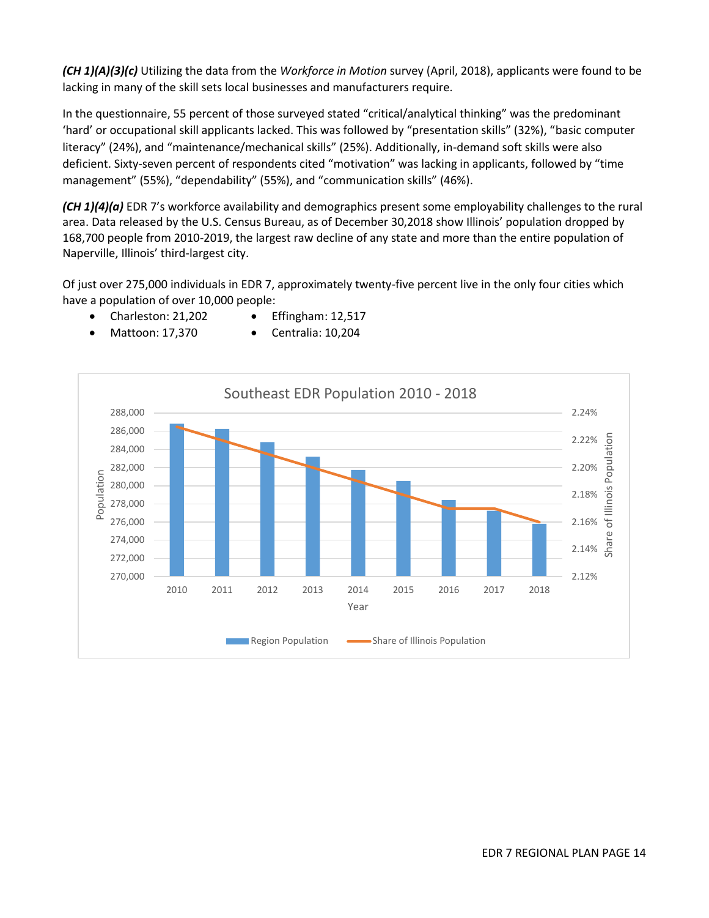***(CH 1)(A)(3)(c)*** Utilizing the data from the *Workforce in Motion* survey (April, 2018), applicants were found to be lacking in many of the skill sets local businesses and manufacturers require.

In the questionnaire, 55 percent of those surveyed stated "critical/analytical thinking" was the predominant 'hard' or occupational skill applicants lacked. This was followed by "presentation skills" (32%), "basic computer literacy" (24%), and "maintenance/mechanical skills" (25%). Additionally, in-demand soft skills were also deficient. Sixty-seven percent of respondents cited "motivation" was lacking in applicants, followed by "time management" (55%), "dependability" (55%), and "communication skills" (46%).

***(CH 1)(4)(a)*** EDR 7's workforce availability and demographics present some employability challenges to the rural area. Data released by the U.S. Census Bureau, as of December 30,2018 show Illinois' population dropped by 168,700 people from 2010-2019, the largest raw decline of any state and more than the entire population of Naperville, Illinois' third-largest city.

Of just over 275,000 individuals in EDR 7, approximately twenty-five percent live in the only four cities which have a population of over 10,000 people:

- Charleston: 21,202
- Mattoon: 17,370
- Effingham: 12,517
- Centralia: 10,204

Southeast EDR Population 2010 - 2018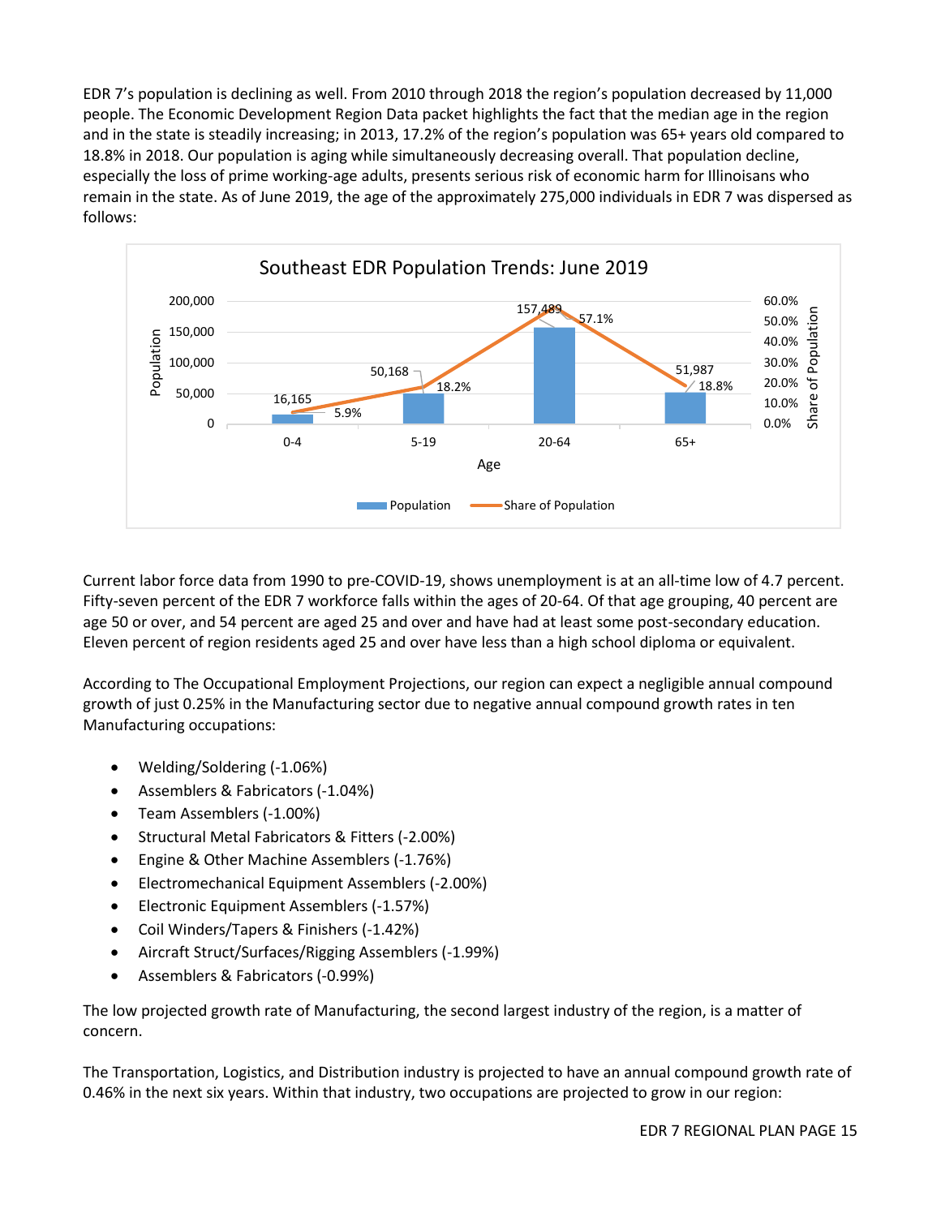EDR 7's population is declining as well. From 2010 through 2018 the region's population decreased by 11,000 people. The Economic Development Region Data packet highlights the fact that the median age in the region and in the state is steadily increasing; in 2013, 17.2% of the region's population was 65+ years old compared to 18.8% in 2018. Our population is aging while simultaneously decreasing overall. That population decline, especially the loss of prime working-age adults, presents serious risk of economic harm for Illinoisans who remain in the state. As of June 2019, the age of the approximately 275,000 individuals in EDR 7 was dispersed as follows:

**Southeast EDR Population Trends: June 2019**

| Age | Population | Share of Population |
|---|---|---|
| 0-4 | 16,165 | 5.9% |
| 5-19 | 50,168 | 18.2% |
| 20-64 | 157,489 | 57.1% |
| 65+ | 51,987 | 18.8% |

Current labor force data from 1990 to pre-COVID-19, shows unemployment is at an all-time low of 4.7 percent. Fifty-seven percent of the EDR 7 workforce falls within the ages of 20-64. Of that age grouping, 40 percent are age 50 or over, and 54 percent are aged 25 and over and have had at least some post-secondary education. Eleven percent of region residents aged 25 and over have less than a high school diploma or equivalent.

According to The Occupational Employment Projections, our region can expect a negligible annual compound growth of just 0.25% in the Manufacturing sector due to negative annual compound growth rates in ten Manufacturing occupations:

- Welding/Soldering (-1.06%)
- Assemblers & Fabricators (-1.04%)
- Team Assemblers (-1.00%)
- Structural Metal Fabricators & Fitters (-2.00%)
- Engine & Other Machine Assemblers (-1.76%)
- Electromechanical Equipment Assemblers (-2.00%)
- Electronic Equipment Assemblers (-1.57%)
- Coil Winders/Tapers & Finishers (-1.42%)
- Aircraft Struct/Surfaces/Rigging Assemblers (-1.99%)
- Assemblers & Fabricators (-0.99%)

The low projected growth rate of Manufacturing, the second largest industry of the region, is a matter of concern.

The Transportation, Logistics, and Distribution industry is projected to have an annual compound growth rate of 0.46% in the next six years. Within that industry, two occupations are projected to grow in our region: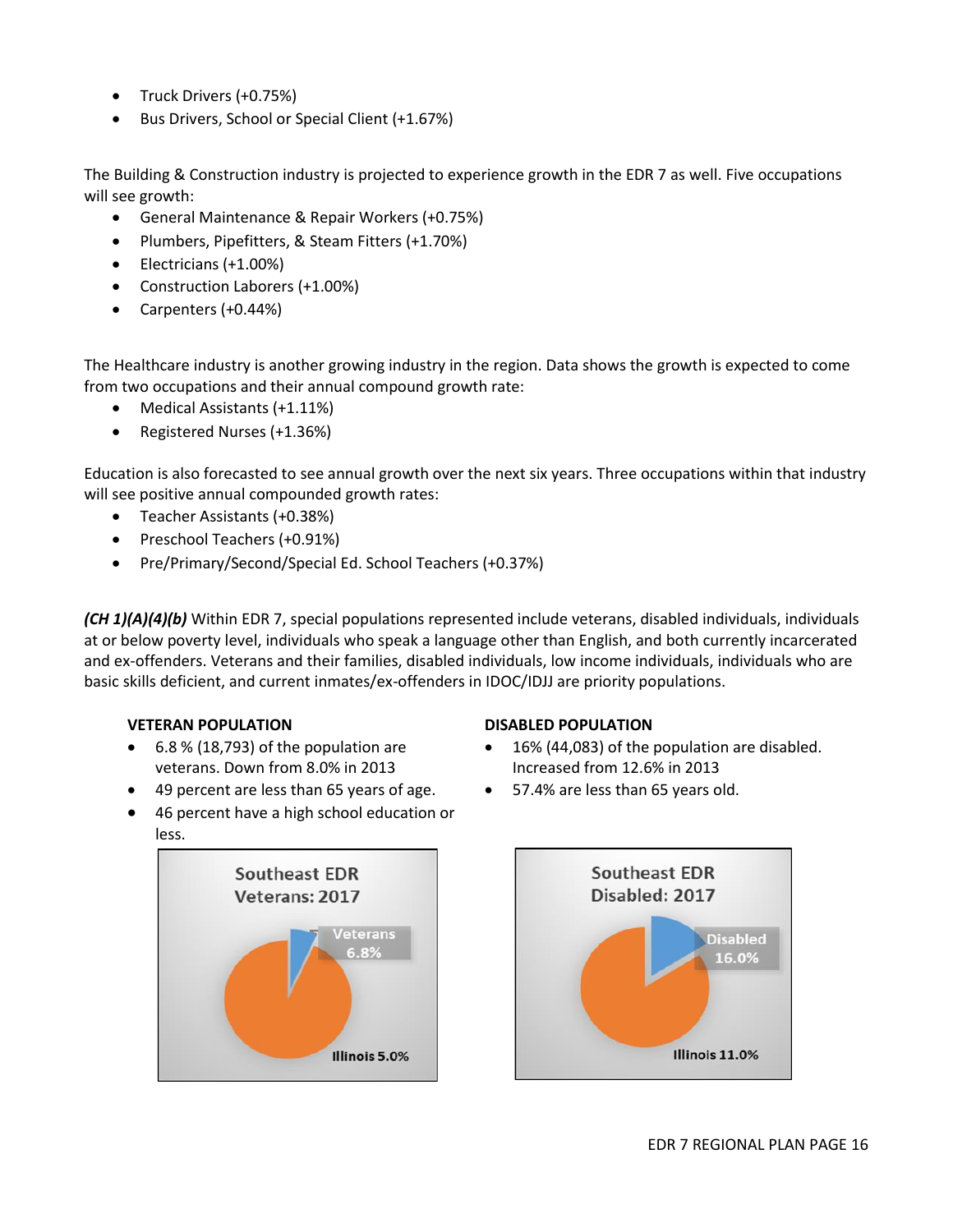- Truck Drivers (+0.75%)
- Bus Drivers, School or Special Client (+1.67%)

The Building & Construction industry is projected to experience growth in the EDR 7 as well. Five occupations will see growth:

- General Maintenance & Repair Workers (+0.75%)
- Plumbers, Pipefitters, & Steam Fitters (+1.70%)
- Electricians (+1.00%)
- Construction Laborers (+1.00%)
- Carpenters (+0.44%)

The Healthcare industry is another growing industry in the region. Data shows the growth is expected to come from two occupations and their annual compound growth rate:

- Medical Assistants (+1.11%)
- Registered Nurses (+1.36%)

Education is also forecasted to see annual growth over the next six years. Three occupations within that industry will see positive annual compounded growth rates:

- Teacher Assistants (+0.38%)
- Preschool Teachers (+0.91%)
- Pre/Primary/Second/Special Ed. School Teachers (+0.37%)

***(CH 1)(A)(4)(b)*** Within EDR 7, special populations represented include veterans, disabled individuals, individuals at or below poverty level, individuals who speak a language other than English, and both currently incarcerated and ex-offenders. Veterans and their families, disabled individuals, low income individuals, individuals who are basic skills deficient, and current inmates/ex-offenders in IDOC/IDJJ are priority populations.

**VETERAN POPULATION**

- 6.8 % (18,793) of the population are veterans. Down from 8.0% in 2013
- 49 percent are less than 65 years of age.
- 46 percent have a high school education or less.

Southeast EDR Veterans: 2017

Veterans 6.8%

Illinois 5.0%

**DISABLED POPULATION**

- 16% (44,083) of the population are disabled. Increased from 12.6% in 2013
- 57.4% are less than 65 years old.

Southeast EDR Disabled: 2017

Disabled 16.0%

Illinois 11.0%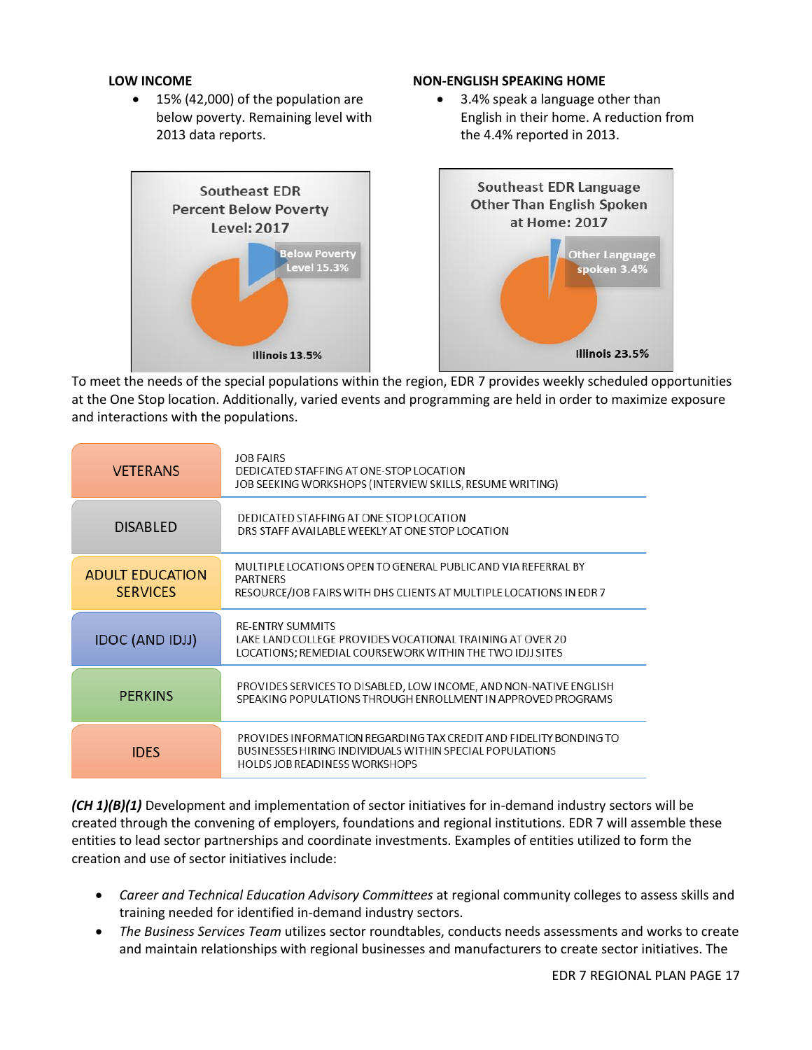**LOW INCOME**

- 15% (42,000) of the population are below poverty. Remaining level with 2013 data reports.

**NON-ENGLISH SPEAKING HOME**

- 3.4% speak a language other than English in their home. A reduction from the 4.4% reported in 2013.

Southeast EDR Percent Below Poverty Level: 2017

Below Poverty Level 15.3%

Illinois 13.5%

Southeast EDR Language Other Than English Spoken at Home: 2017

Other Language spoken 3.4%

Illinois 23.5%

To meet the needs of the special populations within the region, EDR 7 provides weekly scheduled opportunities at the One Stop location. Additionally, varied events and programming are held in order to maximize exposure and interactions with the populations.

| | |
|---|---|
| VETERANS | JOB FAIRS<br>DEDICATED STAFFING AT ONE-STOP LOCATION<br>JOB SEEKING WORKSHOPS (INTERVIEW SKILLS, RESUME WRITING) |
| DISABLED | DEDICATED STAFFING AT ONE STOP LOCATION<br>DRS STAFF AVAILABLE WEEKLY AT ONE STOP LOCATION |
| ADULT EDUCATION SERVICES | MULTIPLE LOCATIONS OPEN TO GENERAL PUBLIC AND VIA REFERRAL BY PARTNERS<br>RESOURCE/JOB FAIRS WITH DHS CLIENTS AT MULTIPLE LOCATIONS IN EDR 7 |
| IDOC (AND IDJJ) | RE-ENTRY SUMMITS<br>LAKE LAND COLLEGE PROVIDES VOCATIONAL TRAINING AT OVER 20 LOCATIONS; REMEDIAL COURSEWORK WITHIN THE TWO IDJJ SITES |
| PERKINS | PROVIDES SERVICES TO DISABLED, LOW INCOME, AND NON-NATIVE ENGLISH SPEAKING POPULATIONS THROUGH ENROLLMENT IN APPROVED PROGRAMS |
| IDES | PROVIDES INFORMATION REGARDING TAX CREDIT AND FIDELITY BONDING TO BUSINESSES HIRING INDIVIDUALS WITHIN SPECIAL POPULATIONS<br>HOLDS JOB READINESS WORKSHOPS |

***(CH 1)(B)(1)*** Development and implementation of sector initiatives for in-demand industry sectors will be created through the convening of employers, foundations and regional institutions. EDR 7 will assemble these entities to lead sector partnerships and coordinate investments. Examples of entities utilized to form the creation and use of sector initiatives include:

- *Career and Technical Education Advisory Committees* at regional community colleges to assess skills and training needed for identified in-demand industry sectors.
- *The Business Services Team* utilizes sector roundtables, conducts needs assessments and works to create and maintain relationships with regional businesses and manufacturers to create sector initiatives. The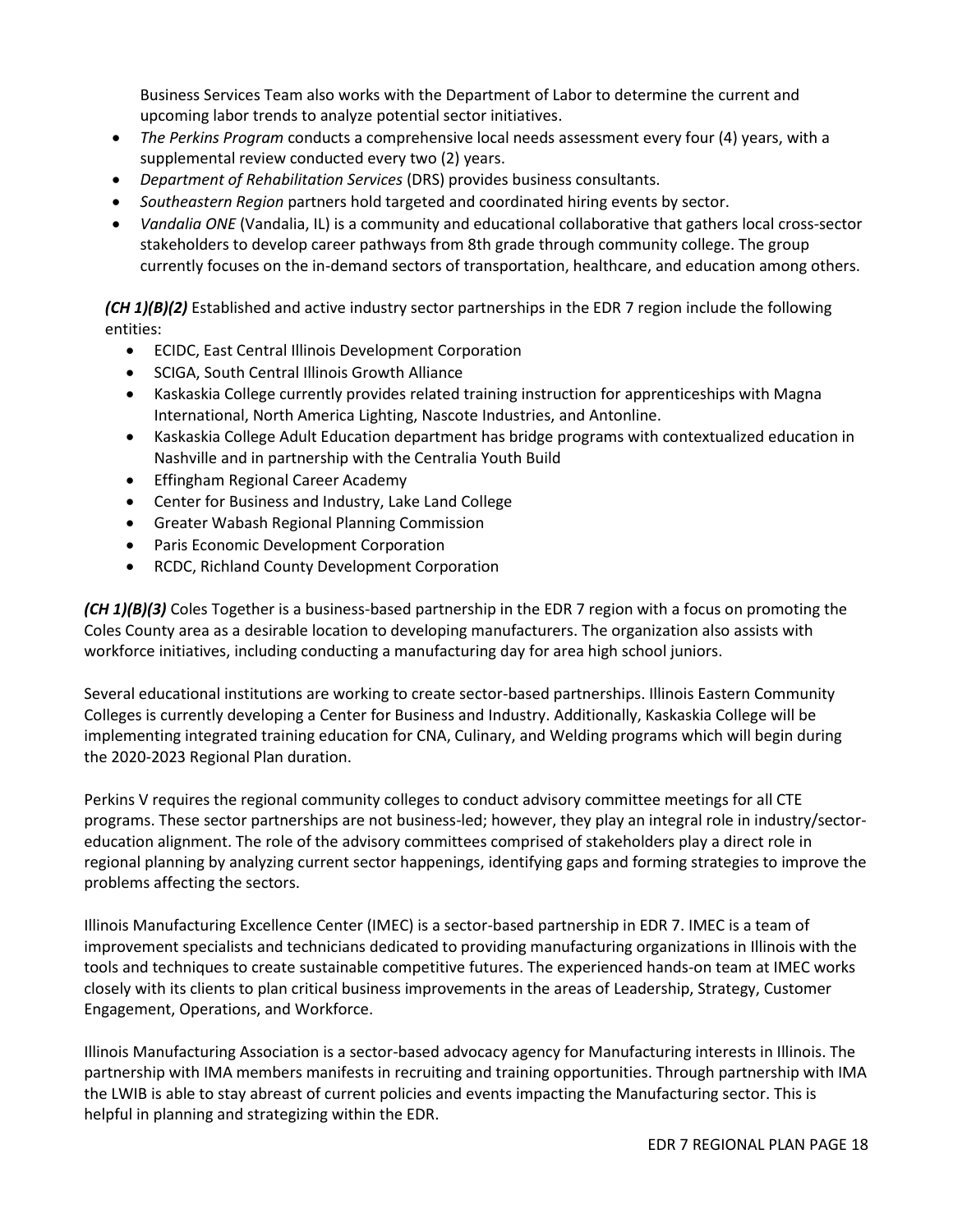Business Services Team also works with the Department of Labor to determine the current and upcoming labor trends to analyze potential sector initiatives.

- *The Perkins Program* conducts a comprehensive local needs assessment every four (4) years, with a supplemental review conducted every two (2) years.
- *Department of Rehabilitation Services* (DRS) provides business consultants.
- *Southeastern Region* partners hold targeted and coordinated hiring events by sector.
- *Vandalia ONE* (Vandalia, IL) is a community and educational collaborative that gathers local cross-sector stakeholders to develop career pathways from 8th grade through community college. The group currently focuses on the in-demand sectors of transportation, healthcare, and education among others.

***(CH 1)(B)(2)*** Established and active industry sector partnerships in the EDR 7 region include the following entities:

- ECIDC, East Central Illinois Development Corporation
- SCIGA, South Central Illinois Growth Alliance
- Kaskaskia College currently provides related training instruction for apprenticeships with Magna International, North America Lighting, Nascote Industries, and Antonline.
- Kaskaskia College Adult Education department has bridge programs with contextualized education in Nashville and in partnership with the Centralia Youth Build
- Effingham Regional Career Academy
- Center for Business and Industry, Lake Land College
- Greater Wabash Regional Planning Commission
- Paris Economic Development Corporation
- RCDC, Richland County Development Corporation

***(CH 1)(B)(3)*** Coles Together is a business-based partnership in the EDR 7 region with a focus on promoting the Coles County area as a desirable location to developing manufacturers. The organization also assists with workforce initiatives, including conducting a manufacturing day for area high school juniors.

Several educational institutions are working to create sector-based partnerships. Illinois Eastern Community Colleges is currently developing a Center for Business and Industry. Additionally, Kaskaskia College will be implementing integrated training education for CNA, Culinary, and Welding programs which will begin during the 2020-2023 Regional Plan duration.

Perkins V requires the regional community colleges to conduct advisory committee meetings for all CTE programs. These sector partnerships are not business-led; however, they play an integral role in industry/sector-education alignment. The role of the advisory committees comprised of stakeholders play a direct role in regional planning by analyzing current sector happenings, identifying gaps and forming strategies to improve the problems affecting the sectors.

Illinois Manufacturing Excellence Center (IMEC) is a sector-based partnership in EDR 7. IMEC is a team of improvement specialists and technicians dedicated to providing manufacturing organizations in Illinois with the tools and techniques to create sustainable competitive futures. The experienced hands-on team at IMEC works closely with its clients to plan critical business improvements in the areas of Leadership, Strategy, Customer Engagement, Operations, and Workforce.

Illinois Manufacturing Association is a sector-based advocacy agency for Manufacturing interests in Illinois. The partnership with IMA members manifests in recruiting and training opportunities. Through partnership with IMA the LWIB is able to stay abreast of current policies and events impacting the Manufacturing sector. This is helpful in planning and strategizing within the EDR.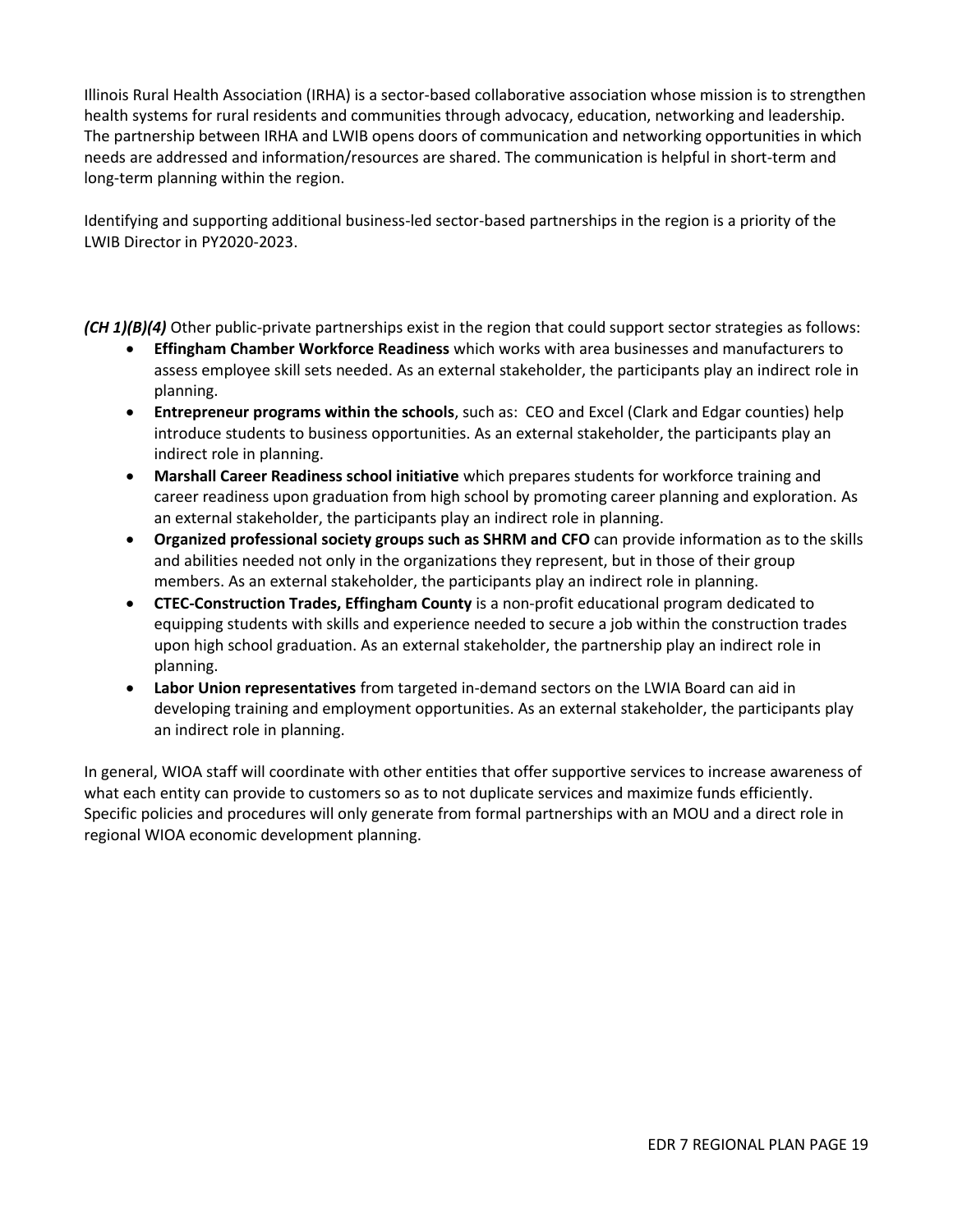Illinois Rural Health Association (IRHA) is a sector-based collaborative association whose mission is to strengthen health systems for rural residents and communities through advocacy, education, networking and leadership. The partnership between IRHA and LWIB opens doors of communication and networking opportunities in which needs are addressed and information/resources are shared. The communication is helpful in short-term and long-term planning within the region.

Identifying and supporting additional business-led sector-based partnerships in the region is a priority of the LWIB Director in PY2020-2023.

***(CH 1)(B)(4)*** Other public-private partnerships exist in the region that could support sector strategies as follows:

- **Effingham Chamber Workforce Readiness** which works with area businesses and manufacturers to assess employee skill sets needed. As an external stakeholder, the participants play an indirect role in planning.
- **Entrepreneur programs within the schools**, such as: CEO and Excel (Clark and Edgar counties) help introduce students to business opportunities. As an external stakeholder, the participants play an indirect role in planning.
- **Marshall Career Readiness school initiative** which prepares students for workforce training and career readiness upon graduation from high school by promoting career planning and exploration. As an external stakeholder, the participants play an indirect role in planning.
- **Organized professional society groups such as SHRM and CFO** can provide information as to the skills and abilities needed not only in the organizations they represent, but in those of their group members. As an external stakeholder, the participants play an indirect role in planning.
- **CTEC-Construction Trades, Effingham County** is a non-profit educational program dedicated to equipping students with skills and experience needed to secure a job within the construction trades upon high school graduation. As an external stakeholder, the partnership play an indirect role in planning.
- **Labor Union representatives** from targeted in-demand sectors on the LWIA Board can aid in developing training and employment opportunities. As an external stakeholder, the participants play an indirect role in planning.

In general, WIOA staff will coordinate with other entities that offer supportive services to increase awareness of what each entity can provide to customers so as to not duplicate services and maximize funds efficiently. Specific policies and procedures will only generate from formal partnerships with an MOU and a direct role in regional WIOA economic development planning.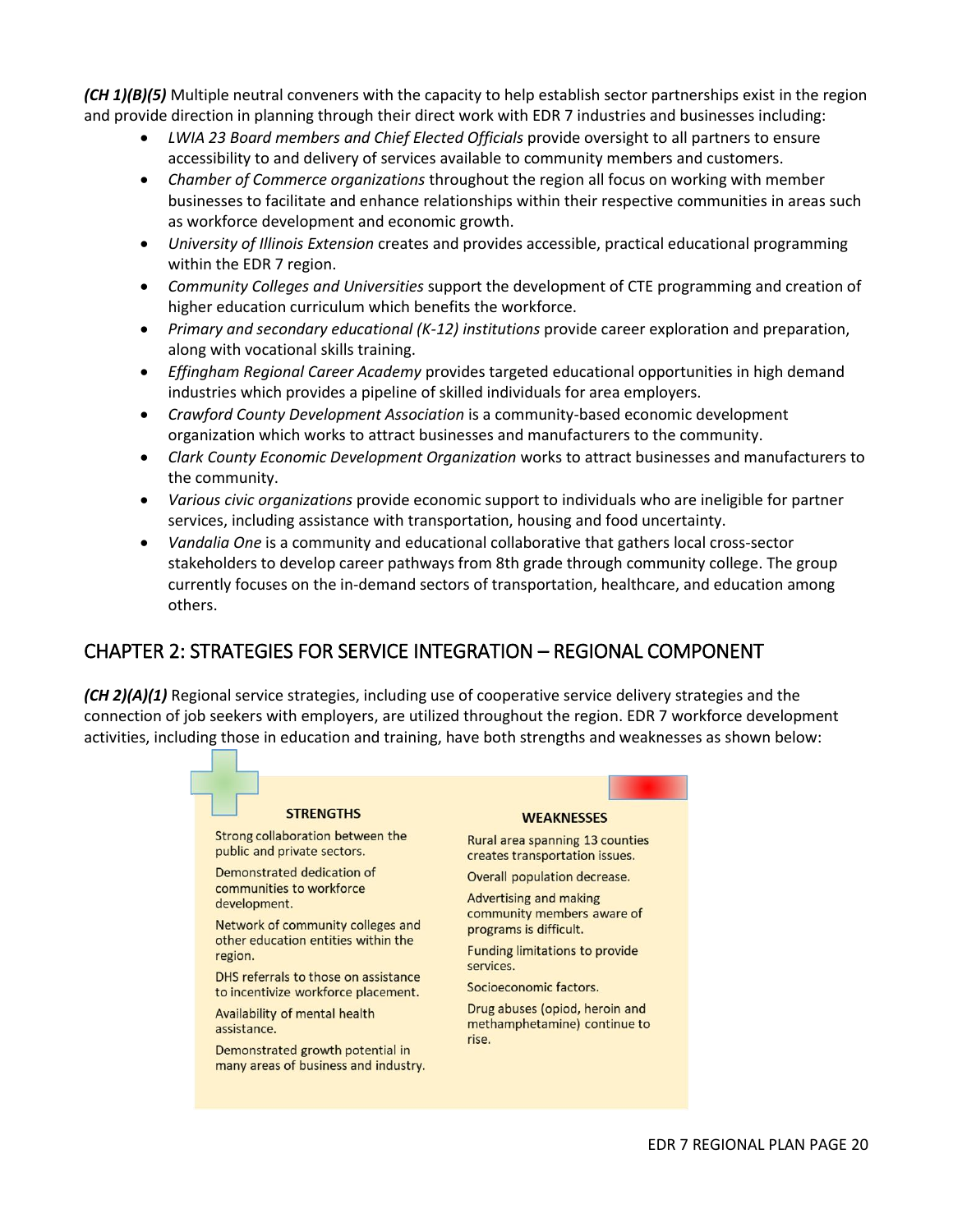***(CH 1)(B)(5)*** Multiple neutral conveners with the capacity to help establish sector partnerships exist in the region and provide direction in planning through their direct work with EDR 7 industries and businesses including:

- *LWIA 23 Board members and Chief Elected Officials* provide oversight to all partners to ensure accessibility to and delivery of services available to community members and customers.
- *Chamber of Commerce organizations* throughout the region all focus on working with member businesses to facilitate and enhance relationships within their respective communities in areas such as workforce development and economic growth.
- *University of Illinois Extension* creates and provides accessible, practical educational programming within the EDR 7 region.
- *Community Colleges and Universities* support the development of CTE programming and creation of higher education curriculum which benefits the workforce.
- *Primary and secondary educational (K-12) institutions* provide career exploration and preparation, along with vocational skills training.
- *Effingham Regional Career Academy* provides targeted educational opportunities in high demand industries which provides a pipeline of skilled individuals for area employers.
- *Crawford County Development Association* is a community-based economic development organization which works to attract businesses and manufacturers to the community.
- *Clark County Economic Development Organization* works to attract businesses and manufacturers to the community.
- *Various civic organizations* provide economic support to individuals who are ineligible for partner services, including assistance with transportation, housing and food uncertainty.
- *Vandalia One* is a community and educational collaborative that gathers local cross-sector stakeholders to develop career pathways from 8th grade through community college. The group currently focuses on the in-demand sectors of transportation, healthcare, and education among others.

## CHAPTER 2: STRATEGIES FOR SERVICE INTEGRATION – REGIONAL COMPONENT

***(CH 2)(A)(1)*** Regional service strategies, including use of cooperative service delivery strategies and the connection of job seekers with employers, are utilized throughout the region. EDR 7 workforce development activities, including those in education and training, have both strengths and weaknesses as shown below:

| STRENGTHS | WEAKNESSES |
|---|---|
| Strong collaboration between the public and private sectors. | Rural area spanning 13 counties creates transportation issues. |
| Demonstrated dedication of communities to workforce development. | Overall population decrease. |
| Network of community colleges and other education entities within the region. | Advertising and making community members aware of programs is difficult. |
| DHS referrals to those on assistance to incentivize workforce placement. | Funding limitations to provide services. |
| Availability of mental health assistance. | Socioeconomic factors. |
| Demonstrated growth potential in many areas of business and industry. | Drug abuses (opiod, heroin and methamphetamine) continue to rise. |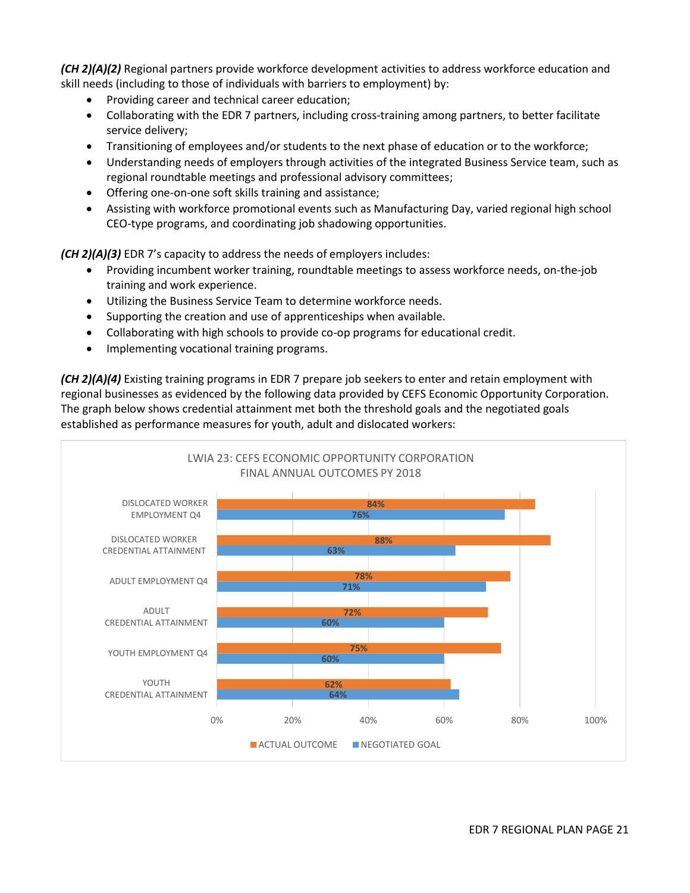*(CH 2)(A)(2)* Regional partners provide workforce development activities to address workforce education and skill needs (including to those of individuals with barriers to employment) by:

- Providing career and technical career education;
- Collaborating with the EDR 7 partners, including cross-training among partners, to better facilitate service delivery;
- Transitioning of employees and/or students to the next phase of education or to the workforce;
- Understanding needs of employers through activities of the integrated Business Service team, such as regional roundtable meetings and professional advisory committees;
- Offering one-on-one soft skills training and assistance;
- Assisting with workforce promotional events such as Manufacturing Day, varied regional high school CEO-type programs, and coordinating job shadowing opportunities.

*(CH 2)(A)(3)* EDR 7's capacity to address the needs of employers includes:

- Providing incumbent worker training, roundtable meetings to assess workforce needs, on-the-job training and work experience.
- Utilizing the Business Service Team to determine workforce needs.
- Supporting the creation and use of apprenticeships when available.
- Collaborating with high schools to provide co-op programs for educational credit.
- Implementing vocational training programs.

*(CH 2)(A)(4)* Existing training programs in EDR 7 prepare job seekers to enter and retain employment with regional businesses as evidenced by the following data provided by CEFS Economic Opportunity Corporation. The graph below shows credential attainment met both the threshold goals and the negotiated goals established as performance measures for youth, adult and dislocated workers:

**LWIA 23: CEFS ECONOMIC OPPORTUNITY CORPORATION FINAL ANNUAL OUTCOMES PY 2018**

| Measure | Actual Outcome | Negotiated Goal |
|---|---|---|
| DISLOCATED WORKER EMPLOYMENT Q4 | 84% | 76% |
| DISLOCATED WORKER CREDENTIAL ATTAINMENT | 88% | 63% |
| ADULT EMPLOYMENT Q4 | 78% | 71% |
| ADULT CREDENTIAL ATTAINMENT | 72% | 60% |
| YOUTH EMPLOYMENT Q4 | 75% | 60% |
| YOUTH CREDENTIAL ATTAINMENT | 62% | 64% |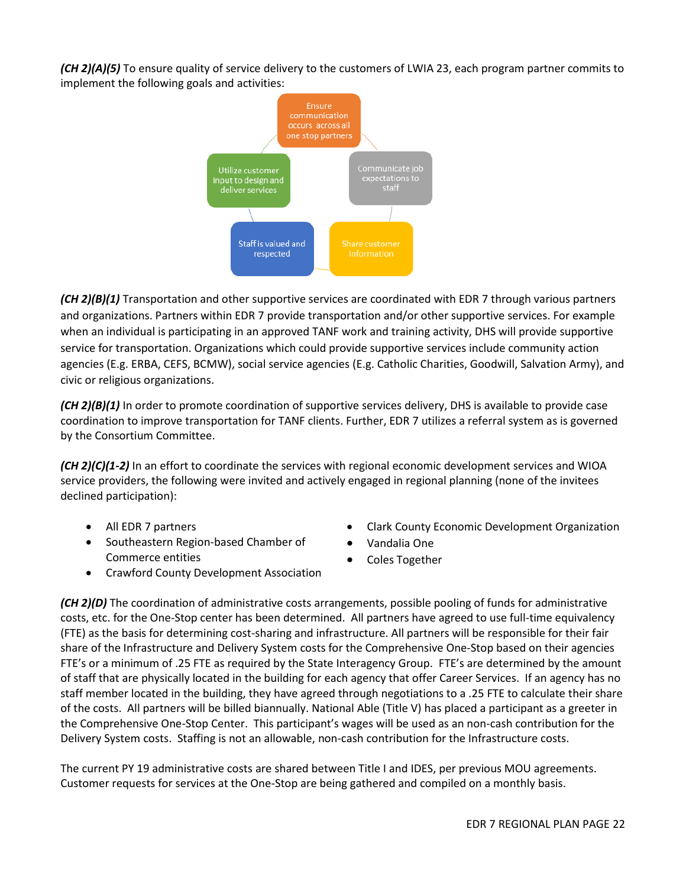***(CH 2)(A)(5)*** To ensure quality of service delivery to the customers of LWIA 23, each program partner commits to implement the following goals and activities:

- Ensure communication occurs across all one stop partners
- Communicate job expectations to staff
- Share customer Information
- Staff is valued and respected
- Utilize customer input to design and deliver services

***(CH 2)(B)(1)*** Transportation and other supportive services are coordinated with EDR 7 through various partners and organizations. Partners within EDR 7 provide transportation and/or other supportive services. For example when an individual is participating in an approved TANF work and training activity, DHS will provide supportive service for transportation. Organizations which could provide supportive services include community action agencies (E.g. ERBA, CEFS, BCMW), social service agencies (E.g. Catholic Charities, Goodwill, Salvation Army), and civic or religious organizations.

***(CH 2)(B)(1)*** In order to promote coordination of supportive services delivery, DHS is available to provide case coordination to improve transportation for TANF clients. Further, EDR 7 utilizes a referral system as is governed by the Consortium Committee.

***(CH 2)(C)(1-2)*** In an effort to coordinate the services with regional economic development services and WIOA service providers, the following were invited and actively engaged in regional planning (none of the invitees declined participation):

- All EDR 7 partners
- Southeastern Region-based Chamber of Commerce entities
- Crawford County Development Association
- Clark County Economic Development Organization
- Vandalia One
- Coles Together

***(CH 2)(D)*** The coordination of administrative costs arrangements, possible pooling of funds for administrative costs, etc. for the One-Stop center has been determined. All partners have agreed to use full-time equivalency (FTE) as the basis for determining cost-sharing and infrastructure. All partners will be responsible for their fair share of the Infrastructure and Delivery System costs for the Comprehensive One-Stop based on their agencies FTE's or a minimum of .25 FTE as required by the State Interagency Group. FTE's are determined by the amount of staff that are physically located in the building for each agency that offer Career Services. If an agency has no staff member located in the building, they have agreed through negotiations to a .25 FTE to calculate their share of the costs. All partners will be billed biannually. National Able (Title V) has placed a participant as a greeter in the Comprehensive One-Stop Center. This participant's wages will be used as an non-cash contribution for the Delivery System costs. Staffing is not an allowable, non-cash contribution for the Infrastructure costs.

The current PY 19 administrative costs are shared between Title I and IDES, per previous MOU agreements. Customer requests for services at the One-Stop are being gathered and compiled on a monthly basis.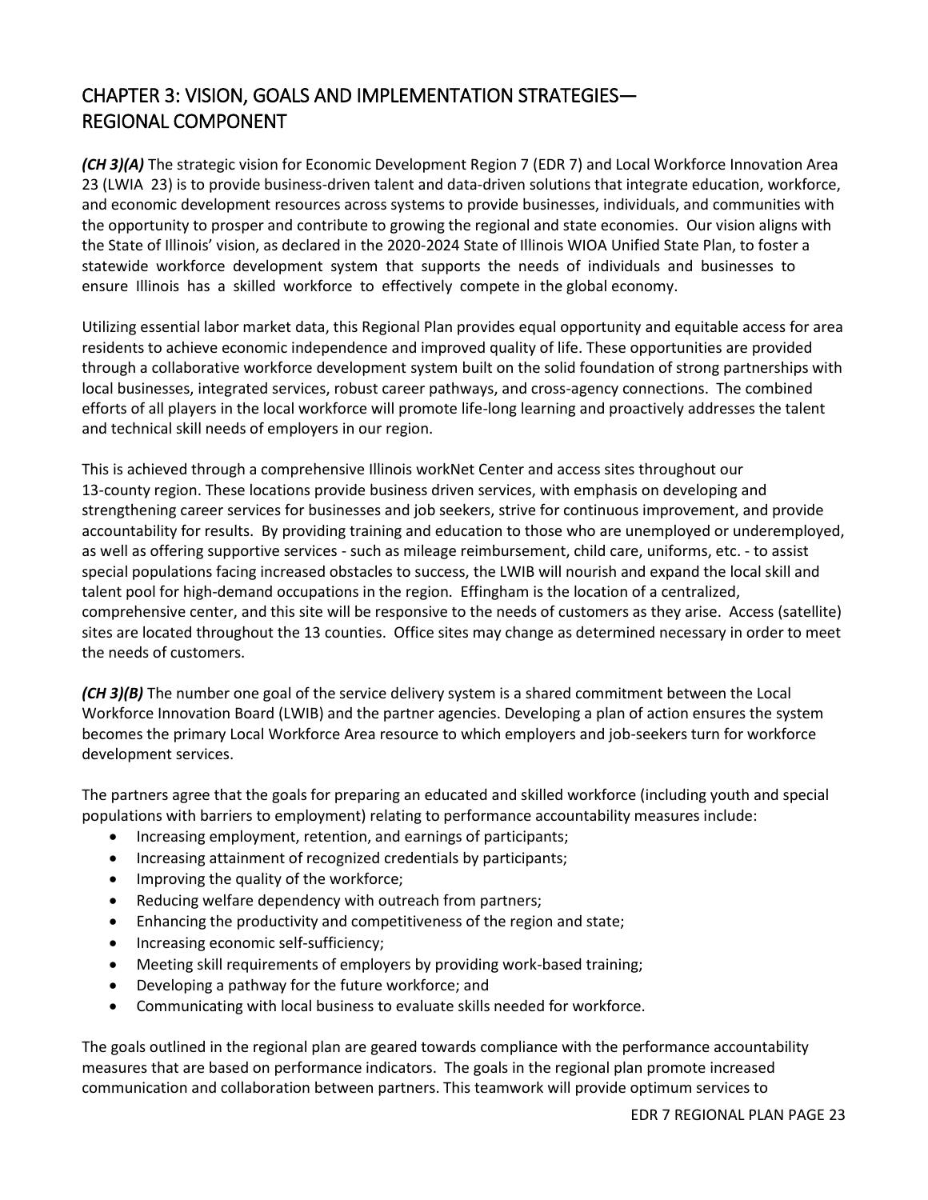## CHAPTER 3: VISION, GOALS AND IMPLEMENTATION STRATEGIES— REGIONAL COMPONENT

***(CH 3)(A)*** The strategic vision for Economic Development Region 7 (EDR 7) and Local Workforce Innovation Area 23 (LWIA 23) is to provide business-driven talent and data-driven solutions that integrate education, workforce, and economic development resources across systems to provide businesses, individuals, and communities with the opportunity to prosper and contribute to growing the regional and state economies. Our vision aligns with the State of Illinois' vision, as declared in the 2020-2024 State of Illinois WIOA Unified State Plan, to foster a statewide workforce development system that supports the needs of individuals and businesses to ensure Illinois has a skilled workforce to effectively compete in the global economy.

Utilizing essential labor market data, this Regional Plan provides equal opportunity and equitable access for area residents to achieve economic independence and improved quality of life. These opportunities are provided through a collaborative workforce development system built on the solid foundation of strong partnerships with local businesses, integrated services, robust career pathways, and cross-agency connections. The combined efforts of all players in the local workforce will promote life-long learning and proactively addresses the talent and technical skill needs of employers in our region.

This is achieved through a comprehensive Illinois workNet Center and access sites throughout our 13-county region. These locations provide business driven services, with emphasis on developing and strengthening career services for businesses and job seekers, strive for continuous improvement, and provide accountability for results. By providing training and education to those who are unemployed or underemployed, as well as offering supportive services - such as mileage reimbursement, child care, uniforms, etc. - to assist special populations facing increased obstacles to success, the LWIB will nourish and expand the local skill and talent pool for high-demand occupations in the region. Effingham is the location of a centralized, comprehensive center, and this site will be responsive to the needs of customers as they arise. Access (satellite) sites are located throughout the 13 counties. Office sites may change as determined necessary in order to meet the needs of customers.

***(CH 3)(B)*** The number one goal of the service delivery system is a shared commitment between the Local Workforce Innovation Board (LWIB) and the partner agencies. Developing a plan of action ensures the system becomes the primary Local Workforce Area resource to which employers and job-seekers turn for workforce development services.

The partners agree that the goals for preparing an educated and skilled workforce (including youth and special populations with barriers to employment) relating to performance accountability measures include:

- Increasing employment, retention, and earnings of participants;
- Increasing attainment of recognized credentials by participants;
- Improving the quality of the workforce;
- Reducing welfare dependency with outreach from partners;
- Enhancing the productivity and competitiveness of the region and state;
- Increasing economic self-sufficiency;
- Meeting skill requirements of employers by providing work-based training;
- Developing a pathway for the future workforce; and
- Communicating with local business to evaluate skills needed for workforce.

The goals outlined in the regional plan are geared towards compliance with the performance accountability measures that are based on performance indicators. The goals in the regional plan promote increased communication and collaboration between partners. This teamwork will provide optimum services to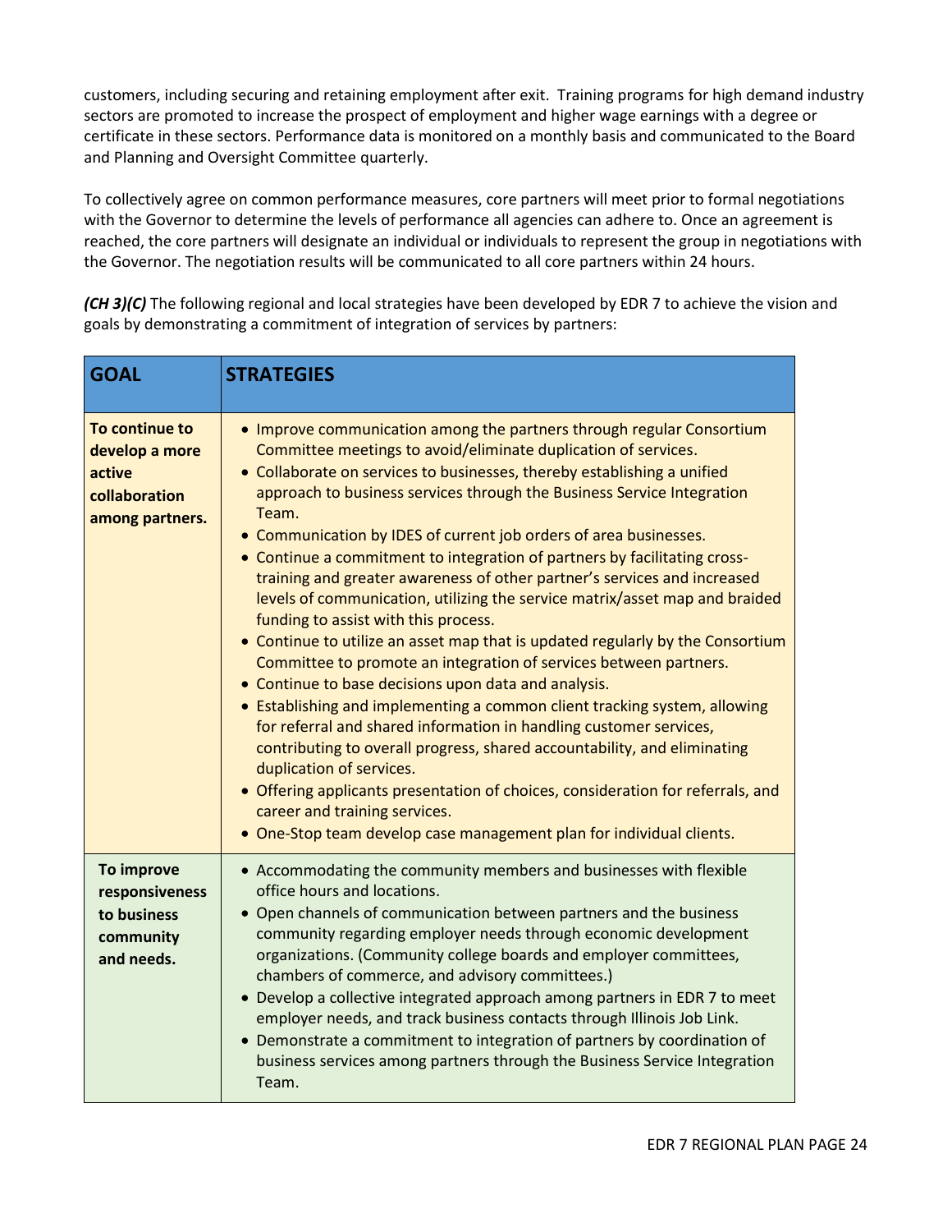customers, including securing and retaining employment after exit. Training programs for high demand industry sectors are promoted to increase the prospect of employment and higher wage earnings with a degree or certificate in these sectors. Performance data is monitored on a monthly basis and communicated to the Board and Planning and Oversight Committee quarterly.

To collectively agree on common performance measures, core partners will meet prior to formal negotiations with the Governor to determine the levels of performance all agencies can adhere to. Once an agreement is reached, the core partners will designate an individual or individuals to represent the group in negotiations with the Governor. The negotiation results will be communicated to all core partners within 24 hours.

***(CH 3)(C)*** The following regional and local strategies have been developed by EDR 7 to achieve the vision and goals by demonstrating a commitment of integration of services by partners:

| GOAL | STRATEGIES |
|---|---|
| **To continue to develop a more active collaboration among partners.** | • Improve communication among the partners through regular Consortium Committee meetings to avoid/eliminate duplication of services.<br>• Collaborate on services to businesses, thereby establishing a unified approach to business services through the Business Service Integration Team.<br>• Communication by IDES of current job orders of area businesses.<br>• Continue a commitment to integration of partners by facilitating cross-training and greater awareness of other partner's services and increased levels of communication, utilizing the service matrix/asset map and braided funding to assist with this process.<br>• Continue to utilize an asset map that is updated regularly by the Consortium Committee to promote an integration of services between partners.<br>• Continue to base decisions upon data and analysis.<br>• Establishing and implementing a common client tracking system, allowing for referral and shared information in handling customer services, contributing to overall progress, shared accountability, and eliminating duplication of services.<br>• Offering applicants presentation of choices, consideration for referrals, and career and training services.<br>• One-Stop team develop case management plan for individual clients. |
| **To improve responsiveness to business community and needs.** | • Accommodating the community members and businesses with flexible office hours and locations.<br>• Open channels of communication between partners and the business community regarding employer needs through economic development organizations. (Community college boards and employer committees, chambers of commerce, and advisory committees.)<br>• Develop a collective integrated approach among partners in EDR 7 to meet employer needs, and track business contacts through Illinois Job Link.<br>• Demonstrate a commitment to integration of partners by coordination of business services among partners through the Business Service Integration Team. |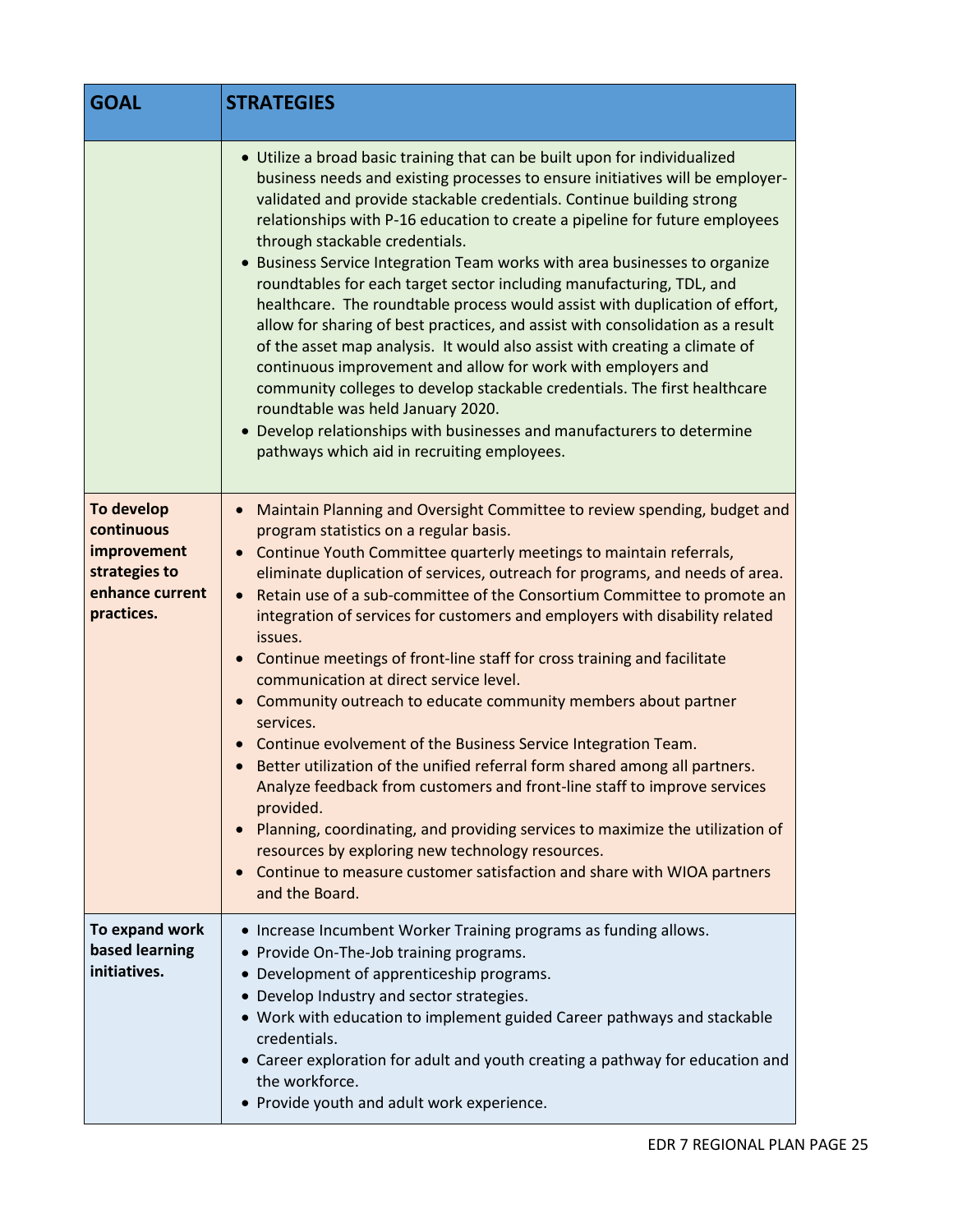| GOAL | STRATEGIES |
|---|---|
| | • Utilize a broad basic training that can be built upon for individualized business needs and existing processes to ensure initiatives will be employer-validated and provide stackable credentials. Continue building strong relationships with P-16 education to create a pipeline for future employees through stackable credentials.<br>• Business Service Integration Team works with area businesses to organize roundtables for each target sector including manufacturing, TDL, and healthcare. The roundtable process would assist with duplication of effort, allow for sharing of best practices, and assist with consolidation as a result of the asset map analysis. It would also assist with creating a climate of continuous improvement and allow for work with employers and community colleges to develop stackable credentials. The first healthcare roundtable was held January 2020.<br>• Develop relationships with businesses and manufacturers to determine pathways which aid in recruiting employees. |
| **To develop continuous improvement strategies to enhance current practices.** | • Maintain Planning and Oversight Committee to review spending, budget and program statistics on a regular basis.<br>• Continue Youth Committee quarterly meetings to maintain referrals, eliminate duplication of services, outreach for programs, and needs of area.<br>• Retain use of a sub-committee of the Consortium Committee to promote an integration of services for customers and employers with disability related issues.<br>• Continue meetings of front-line staff for cross training and facilitate communication at direct service level.<br>• Community outreach to educate community members about partner services.<br>• Continue evolvement of the Business Service Integration Team.<br>• Better utilization of the unified referral form shared among all partners. Analyze feedback from customers and front-line staff to improve services provided.<br>• Planning, coordinating, and providing services to maximize the utilization of resources by exploring new technology resources.<br>• Continue to measure customer satisfaction and share with WIOA partners and the Board. |
| **To expand work based learning initiatives.** | • Increase Incumbent Worker Training programs as funding allows.<br>• Provide On-The-Job training programs.<br>• Development of apprenticeship programs.<br>• Develop Industry and sector strategies.<br>• Work with education to implement guided Career pathways and stackable credentials.<br>• Career exploration for adult and youth creating a pathway for education and the workforce.<br>• Provide youth and adult work experience. |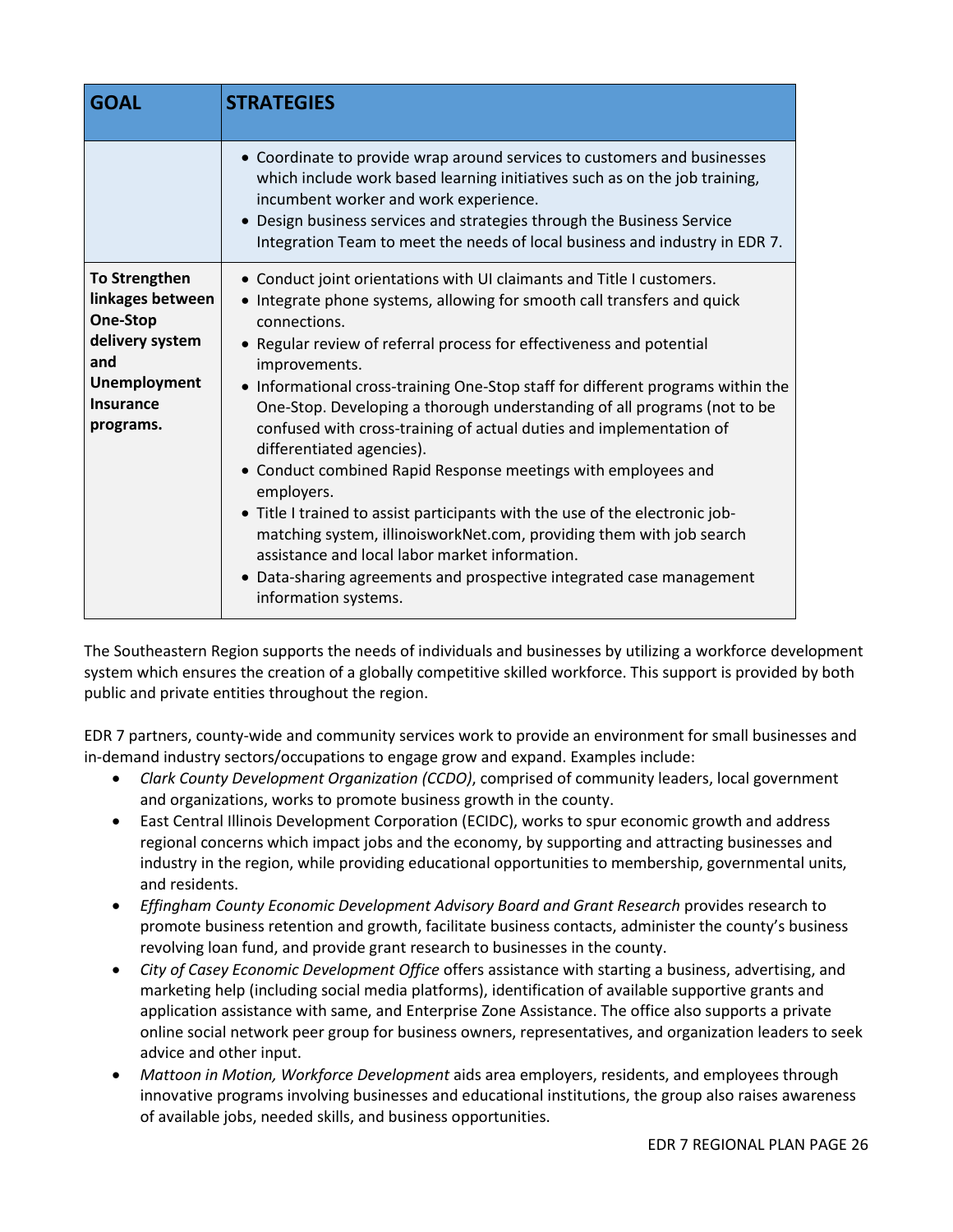| GOAL | STRATEGIES |
|---|---|
| | • Coordinate to provide wrap around services to customers and businesses which include work based learning initiatives such as on the job training, incumbent worker and work experience.<br>• Design business services and strategies through the Business Service Integration Team to meet the needs of local business and industry in EDR 7. |
| **To Strengthen linkages between One-Stop delivery system and Unemployment Insurance programs.** | • Conduct joint orientations with UI claimants and Title I customers.<br>• Integrate phone systems, allowing for smooth call transfers and quick connections.<br>• Regular review of referral process for effectiveness and potential improvements.<br>• Informational cross-training One-Stop staff for different programs within the One-Stop. Developing a thorough understanding of all programs (not to be confused with cross-training of actual duties and implementation of differentiated agencies).<br>• Conduct combined Rapid Response meetings with employees and employers.<br>• Title I trained to assist participants with the use of the electronic job-matching system, illinoisworkNet.com, providing them with job search assistance and local labor market information.<br>• Data-sharing agreements and prospective integrated case management information systems. |

The Southeastern Region supports the needs of individuals and businesses by utilizing a workforce development system which ensures the creation of a globally competitive skilled workforce. This support is provided by both public and private entities throughout the region.

EDR 7 partners, county-wide and community services work to provide an environment for small businesses and in-demand industry sectors/occupations to engage grow and expand. Examples include:

- *Clark County Development Organization (CCDO)*, comprised of community leaders, local government and organizations, works to promote business growth in the county.
- East Central Illinois Development Corporation (ECIDC), works to spur economic growth and address regional concerns which impact jobs and the economy, by supporting and attracting businesses and industry in the region, while providing educational opportunities to membership, governmental units, and residents.
- *Effingham County Economic Development Advisory Board and Grant Research* provides research to promote business retention and growth, facilitate business contacts, administer the county's business revolving loan fund, and provide grant research to businesses in the county.
- *City of Casey Economic Development Office* offers assistance with starting a business, advertising, and marketing help (including social media platforms), identification of available supportive grants and application assistance with same, and Enterprise Zone Assistance. The office also supports a private online social network peer group for business owners, representatives, and organization leaders to seek advice and other input.
- *Mattoon in Motion, Workforce Development* aids area employers, residents, and employees through innovative programs involving businesses and educational institutions, the group also raises awareness of available jobs, needed skills, and business opportunities.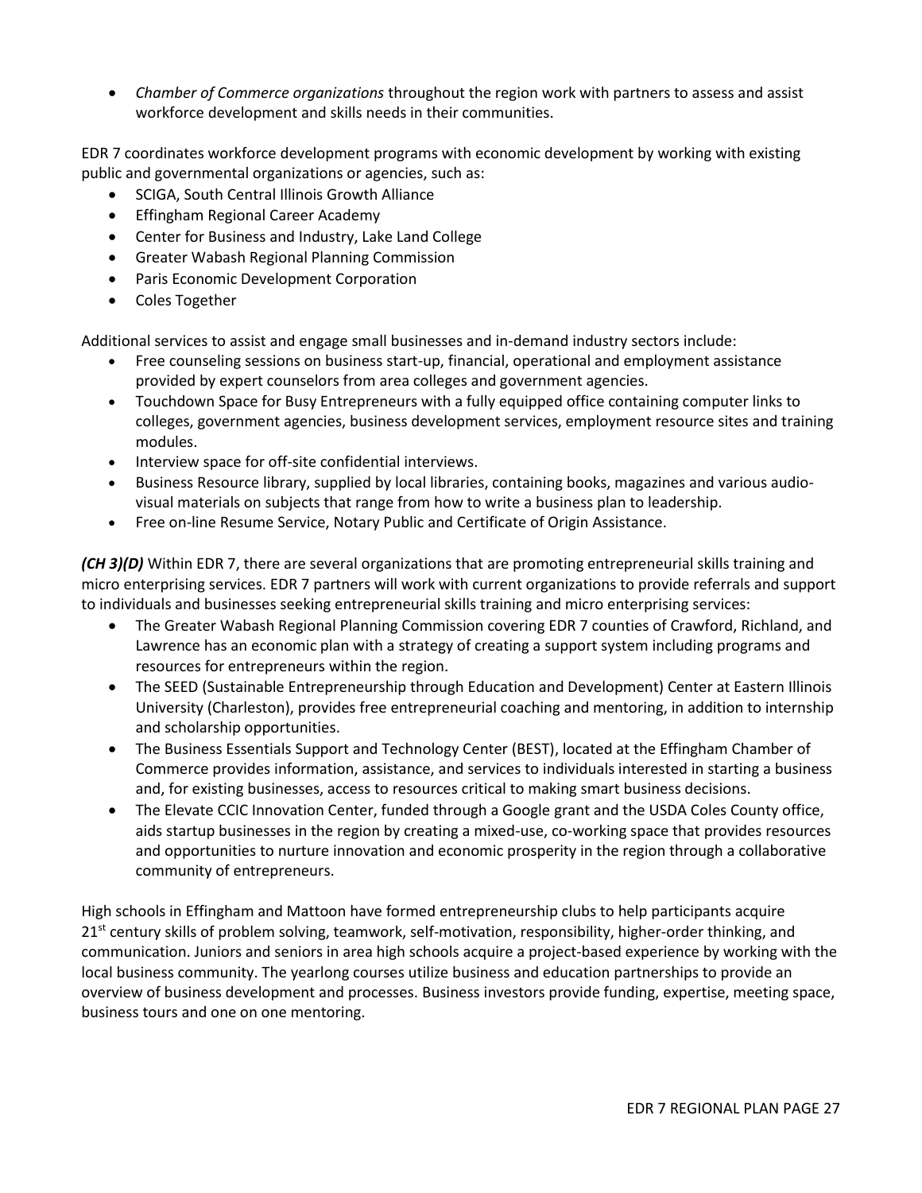- *Chamber of Commerce organizations* throughout the region work with partners to assess and assist workforce development and skills needs in their communities.

EDR 7 coordinates workforce development programs with economic development by working with existing public and governmental organizations or agencies, such as:

- SCIGA, South Central Illinois Growth Alliance
- Effingham Regional Career Academy
- Center for Business and Industry, Lake Land College
- Greater Wabash Regional Planning Commission
- Paris Economic Development Corporation
- Coles Together

Additional services to assist and engage small businesses and in-demand industry sectors include:

- Free counseling sessions on business start-up, financial, operational and employment assistance provided by expert counselors from area colleges and government agencies.
- Touchdown Space for Busy Entrepreneurs with a fully equipped office containing computer links to colleges, government agencies, business development services, employment resource sites and training modules.
- Interview space for off-site confidential interviews.
- Business Resource library, supplied by local libraries, containing books, magazines and various audio-visual materials on subjects that range from how to write a business plan to leadership.
- Free on-line Resume Service, Notary Public and Certificate of Origin Assistance.

***(CH 3)(D)*** Within EDR 7, there are several organizations that are promoting entrepreneurial skills training and micro enterprising services. EDR 7 partners will work with current organizations to provide referrals and support to individuals and businesses seeking entrepreneurial skills training and micro enterprising services:

- The Greater Wabash Regional Planning Commission covering EDR 7 counties of Crawford, Richland, and Lawrence has an economic plan with a strategy of creating a support system including programs and resources for entrepreneurs within the region.
- The SEED (Sustainable Entrepreneurship through Education and Development) Center at Eastern Illinois University (Charleston), provides free entrepreneurial coaching and mentoring, in addition to internship and scholarship opportunities.
- The Business Essentials Support and Technology Center (BEST), located at the Effingham Chamber of Commerce provides information, assistance, and services to individuals interested in starting a business and, for existing businesses, access to resources critical to making smart business decisions.
- The Elevate CCIC Innovation Center, funded through a Google grant and the USDA Coles County office, aids startup businesses in the region by creating a mixed-use, co-working space that provides resources and opportunities to nurture innovation and economic prosperity in the region through a collaborative community of entrepreneurs.

High schools in Effingham and Mattoon have formed entrepreneurship clubs to help participants acquire 21st century skills of problem solving, teamwork, self-motivation, responsibility, higher-order thinking, and communication. Juniors and seniors in area high schools acquire a project-based experience by working with the local business community. The yearlong courses utilize business and education partnerships to provide an overview of business development and processes. Business investors provide funding, expertise, meeting space, business tours and one on one mentoring.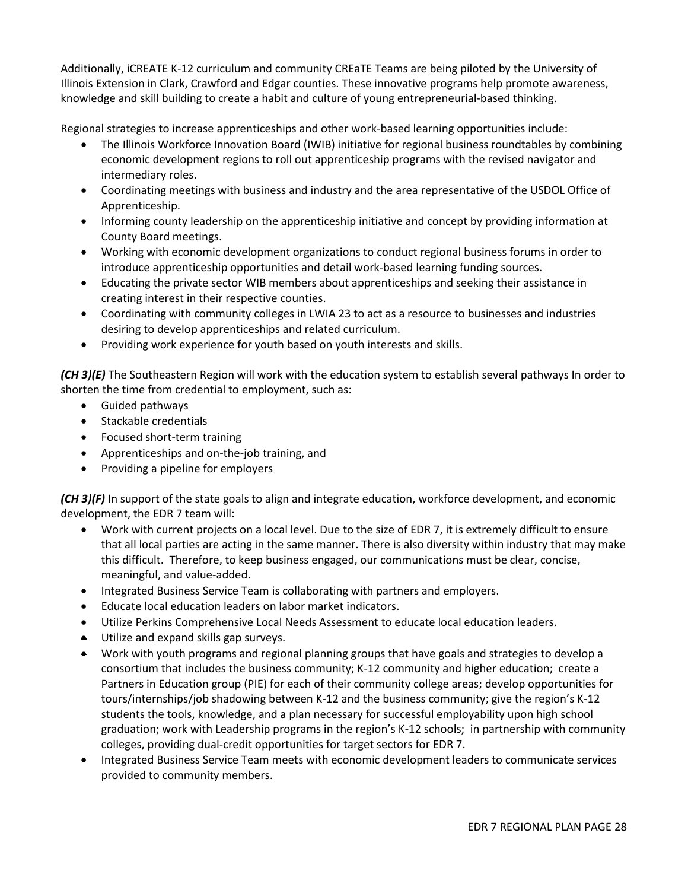Additionally, iCREATE K-12 curriculum and community CREaTE Teams are being piloted by the University of Illinois Extension in Clark, Crawford and Edgar counties. These innovative programs help promote awareness, knowledge and skill building to create a habit and culture of young entrepreneurial-based thinking.

Regional strategies to increase apprenticeships and other work-based learning opportunities include:

- The Illinois Workforce Innovation Board (IWIB) initiative for regional business roundtables by combining economic development regions to roll out apprenticeship programs with the revised navigator and intermediary roles.
- Coordinating meetings with business and industry and the area representative of the USDOL Office of Apprenticeship.
- Informing county leadership on the apprenticeship initiative and concept by providing information at County Board meetings.
- Working with economic development organizations to conduct regional business forums in order to introduce apprenticeship opportunities and detail work-based learning funding sources.
- Educating the private sector WIB members about apprenticeships and seeking their assistance in creating interest in their respective counties.
- Coordinating with community colleges in LWIA 23 to act as a resource to businesses and industries desiring to develop apprenticeships and related curriculum.
- Providing work experience for youth based on youth interests and skills.

***(CH 3)(E)*** The Southeastern Region will work with the education system to establish several pathways In order to shorten the time from credential to employment, such as:

- Guided pathways
- Stackable credentials
- Focused short-term training
- Apprenticeships and on-the-job training, and
- Providing a pipeline for employers

***(CH 3)(F)*** In support of the state goals to align and integrate education, workforce development, and economic development, the EDR 7 team will:

- Work with current projects on a local level. Due to the size of EDR 7, it is extremely difficult to ensure that all local parties are acting in the same manner. There is also diversity within industry that may make this difficult. Therefore, to keep business engaged, our communications must be clear, concise, meaningful, and value-added.
- Integrated Business Service Team is collaborating with partners and employers.
- Educate local education leaders on labor market indicators.
- Utilize Perkins Comprehensive Local Needs Assessment to educate local education leaders.
- Utilize and expand skills gap surveys.
- Work with youth programs and regional planning groups that have goals and strategies to develop a consortium that includes the business community; K-12 community and higher education; create a Partners in Education group (PIE) for each of their community college areas; develop opportunities for tours/internships/job shadowing between K-12 and the business community; give the region's K-12 students the tools, knowledge, and a plan necessary for successful employability upon high school graduation; work with Leadership programs in the region's K-12 schools; in partnership with community colleges, providing dual-credit opportunities for target sectors for EDR 7.
- Integrated Business Service Team meets with economic development leaders to communicate services provided to community members.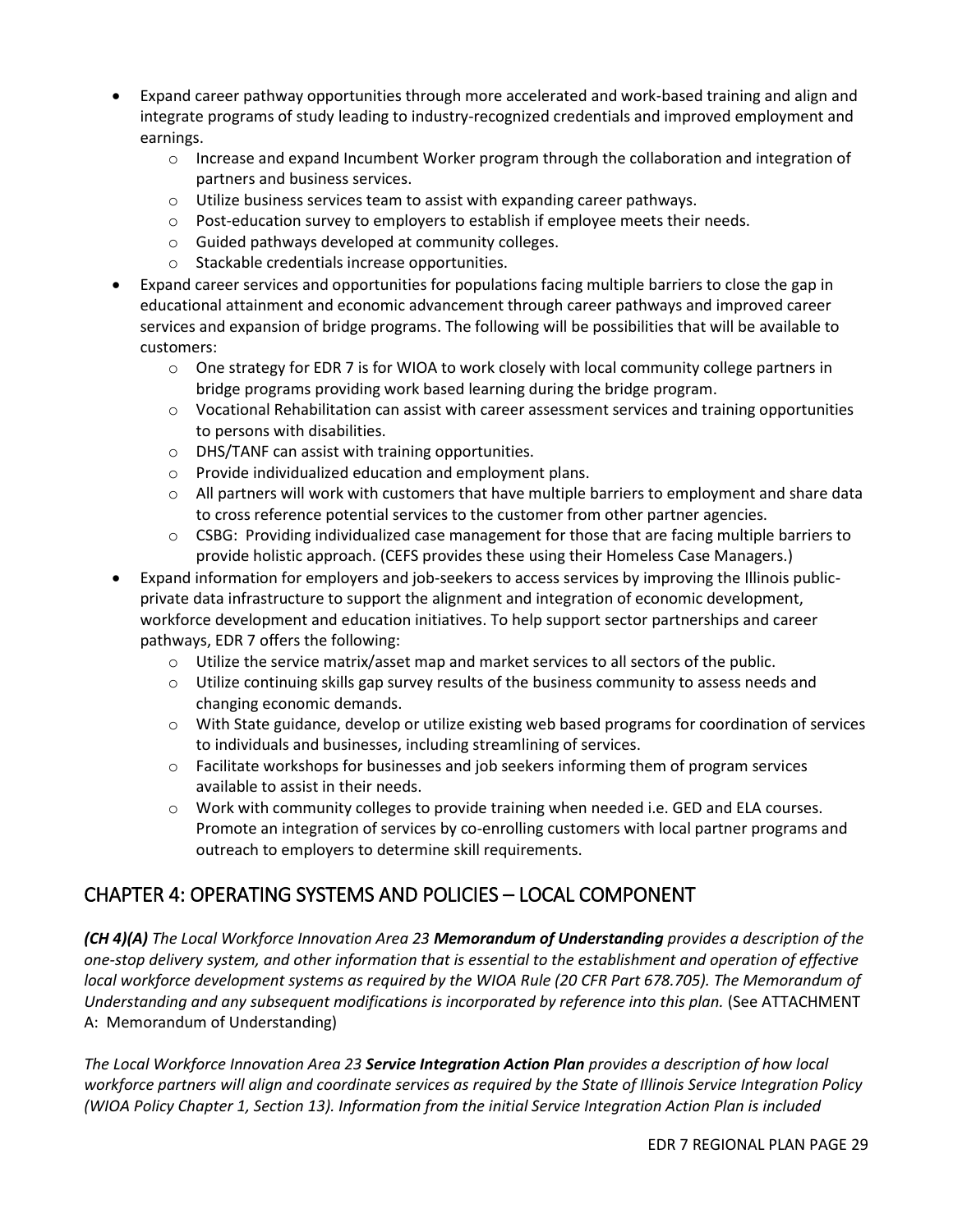- Expand career pathway opportunities through more accelerated and work-based training and align and integrate programs of study leading to industry-recognized credentials and improved employment and earnings.
  - Increase and expand Incumbent Worker program through the collaboration and integration of partners and business services.
  - Utilize business services team to assist with expanding career pathways.
  - Post-education survey to employers to establish if employee meets their needs.
  - Guided pathways developed at community colleges.
  - Stackable credentials increase opportunities.
- Expand career services and opportunities for populations facing multiple barriers to close the gap in educational attainment and economic advancement through career pathways and improved career services and expansion of bridge programs. The following will be possibilities that will be available to customers:
  - One strategy for EDR 7 is for WIOA to work closely with local community college partners in bridge programs providing work based learning during the bridge program.
  - Vocational Rehabilitation can assist with career assessment services and training opportunities to persons with disabilities.
  - DHS/TANF can assist with training opportunities.
  - Provide individualized education and employment plans.
  - All partners will work with customers that have multiple barriers to employment and share data to cross reference potential services to the customer from other partner agencies.
  - CSBG: Providing individualized case management for those that are facing multiple barriers to provide holistic approach. (CEFS provides these using their Homeless Case Managers.)
- Expand information for employers and job-seekers to access services by improving the Illinois public-private data infrastructure to support the alignment and integration of economic development, workforce development and education initiatives. To help support sector partnerships and career pathways, EDR 7 offers the following:
  - Utilize the service matrix/asset map and market services to all sectors of the public.
  - Utilize continuing skills gap survey results of the business community to assess needs and changing economic demands.
  - With State guidance, develop or utilize existing web based programs for coordination of services to individuals and businesses, including streamlining of services.
  - Facilitate workshops for businesses and job seekers informing them of program services available to assist in their needs.
  - Work with community colleges to provide training when needed i.e. GED and ELA courses. Promote an integration of services by co-enrolling customers with local partner programs and outreach to employers to determine skill requirements.

## CHAPTER 4: OPERATING SYSTEMS AND POLICIES – LOCAL COMPONENT

***(CH 4)(A)*** *The Local Workforce Innovation Area 23* ***Memorandum of Understanding*** *provides a description of the one-stop delivery system, and other information that is essential to the establishment and operation of effective local workforce development systems as required by the WIOA Rule (20 CFR Part 678.705). The Memorandum of Understanding and any subsequent modifications is incorporated by reference into this plan.* (See ATTACHMENT A: Memorandum of Understanding)

*The Local Workforce Innovation Area 23* ***Service Integration Action Plan*** *provides a description of how local workforce partners will align and coordinate services as required by the State of Illinois Service Integration Policy (WIOA Policy Chapter 1, Section 13). Information from the initial Service Integration Action Plan is included*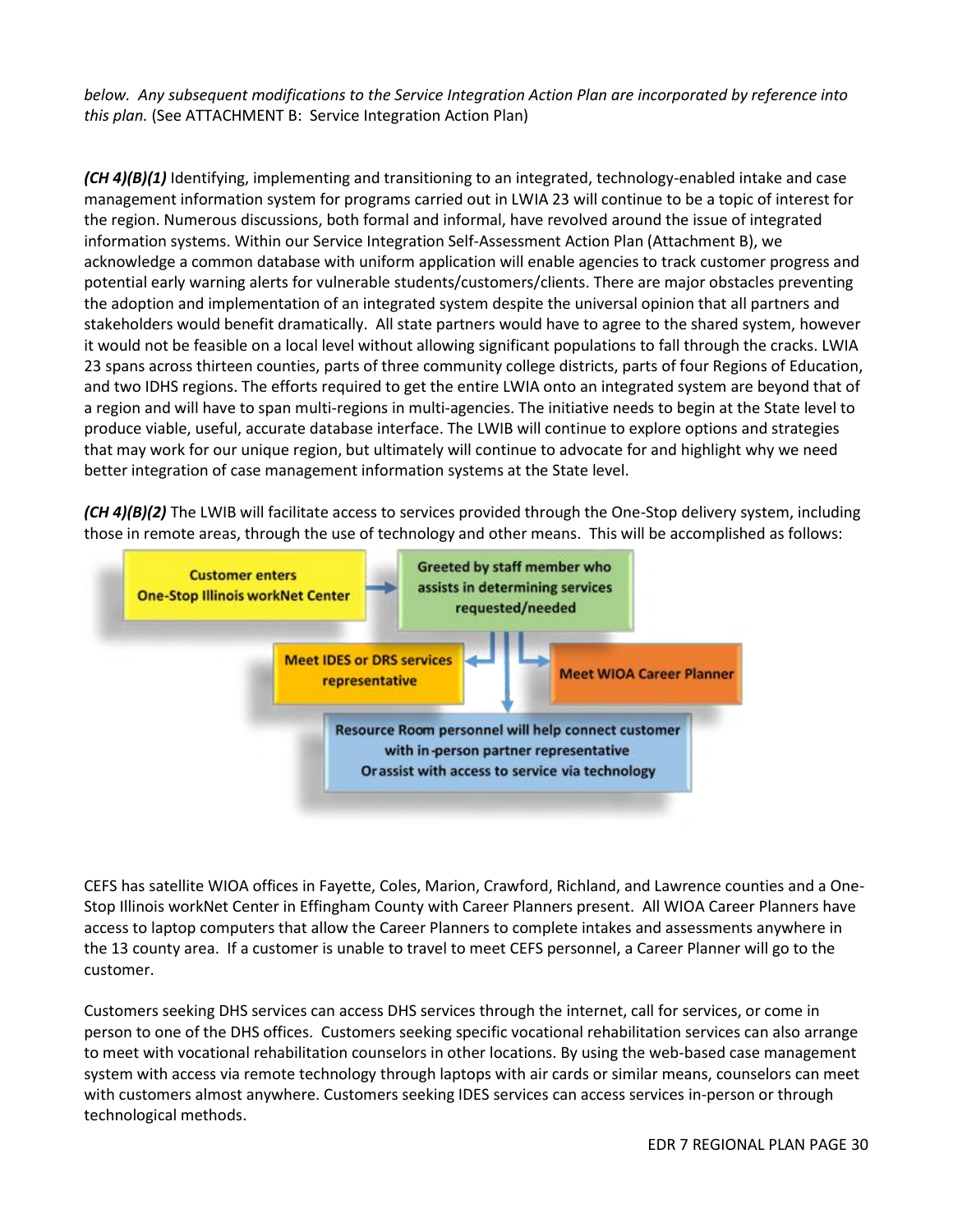*below. Any subsequent modifications to the Service Integration Action Plan are incorporated by reference into this plan.* (See ATTACHMENT B: Service Integration Action Plan)

***(CH 4)(B)(1)*** Identifying, implementing and transitioning to an integrated, technology-enabled intake and case management information system for programs carried out in LWIA 23 will continue to be a topic of interest for the region. Numerous discussions, both formal and informal, have revolved around the issue of integrated information systems. Within our Service Integration Self-Assessment Action Plan (Attachment B), we acknowledge a common database with uniform application will enable agencies to track customer progress and potential early warning alerts for vulnerable students/customers/clients. There are major obstacles preventing the adoption and implementation of an integrated system despite the universal opinion that all partners and stakeholders would benefit dramatically. All state partners would have to agree to the shared system, however it would not be feasible on a local level without allowing significant populations to fall through the cracks. LWIA 23 spans across thirteen counties, parts of three community college districts, parts of four Regions of Education, and two IDHS regions. The efforts required to get the entire LWIA onto an integrated system are beyond that of a region and will have to span multi-regions in multi-agencies. The initiative needs to begin at the State level to produce viable, useful, accurate database interface. The LWIB will continue to explore options and strategies that may work for our unique region, but ultimately will continue to advocate for and highlight why we need better integration of case management information systems at the State level.

***(CH 4)(B)(2)*** The LWIB will facilitate access to services provided through the One-Stop delivery system, including those in remote areas, through the use of technology and other means. This will be accomplished as follows:

- Customer enters One-Stop Illinois workNet Center
- Greeted by staff member who assists in determining services requested/needed
  - Meet IDES or DRS services representative
  - Meet WIOA Career Planner
  - Resource Room personnel will help connect customer with in-person partner representative Or assist with access to service via technology

CEFS has satellite WIOA offices in Fayette, Coles, Marion, Crawford, Richland, and Lawrence counties and a One-Stop Illinois workNet Center in Effingham County with Career Planners present. All WIOA Career Planners have access to laptop computers that allow the Career Planners to complete intakes and assessments anywhere in the 13 county area. If a customer is unable to travel to meet CEFS personnel, a Career Planner will go to the customer.

Customers seeking DHS services can access DHS services through the internet, call for services, or come in person to one of the DHS offices. Customers seeking specific vocational rehabilitation services can also arrange to meet with vocational rehabilitation counselors in other locations. By using the web-based case management system with access via remote technology through laptops with air cards or similar means, counselors can meet with customers almost anywhere. Customers seeking IDES services can access services in-person or through technological methods.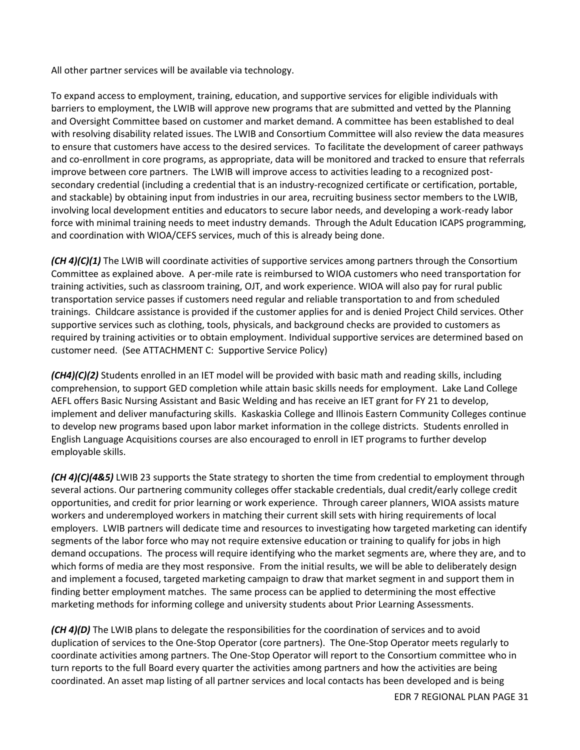All other partner services will be available via technology.

To expand access to employment, training, education, and supportive services for eligible individuals with barriers to employment, the LWIB will approve new programs that are submitted and vetted by the Planning and Oversight Committee based on customer and market demand. A committee has been established to deal with resolving disability related issues. The LWIB and Consortium Committee will also review the data measures to ensure that customers have access to the desired services. To facilitate the development of career pathways and co-enrollment in core programs, as appropriate, data will be monitored and tracked to ensure that referrals improve between core partners. The LWIB will improve access to activities leading to a recognized post-secondary credential (including a credential that is an industry-recognized certificate or certification, portable, and stackable) by obtaining input from industries in our area, recruiting business sector members to the LWIB, involving local development entities and educators to secure labor needs, and developing a work-ready labor force with minimal training needs to meet industry demands. Through the Adult Education ICAPS programming, and coordination with WIOA/CEFS services, much of this is already being done.

***(CH 4)(C)(1)*** The LWIB will coordinate activities of supportive services among partners through the Consortium Committee as explained above. A per-mile rate is reimbursed to WIOA customers who need transportation for training activities, such as classroom training, OJT, and work experience. WIOA will also pay for rural public transportation service passes if customers need regular and reliable transportation to and from scheduled trainings. Childcare assistance is provided if the customer applies for and is denied Project Child services. Other supportive services such as clothing, tools, physicals, and background checks are provided to customers as required by training activities or to obtain employment. Individual supportive services are determined based on customer need. (See ATTACHMENT C: Supportive Service Policy)

***(CH4)(C)(2)*** Students enrolled in an IET model will be provided with basic math and reading skills, including comprehension, to support GED completion while attain basic skills needs for employment. Lake Land College AEFL offers Basic Nursing Assistant and Basic Welding and has receive an IET grant for FY 21 to develop, implement and deliver manufacturing skills. Kaskaskia College and Illinois Eastern Community Colleges continue to develop new programs based upon labor market information in the college districts. Students enrolled in English Language Acquisitions courses are also encouraged to enroll in IET programs to further develop employable skills.

***(CH 4)(C)(4&5)*** LWIB 23 supports the State strategy to shorten the time from credential to employment through several actions. Our partnering community colleges offer stackable credentials, dual credit/early college credit opportunities, and credit for prior learning or work experience. Through career planners, WIOA assists mature workers and underemployed workers in matching their current skill sets with hiring requirements of local employers. LWIB partners will dedicate time and resources to investigating how targeted marketing can identify segments of the labor force who may not require extensive education or training to qualify for jobs in high demand occupations. The process will require identifying who the market segments are, where they are, and to which forms of media are they most responsive. From the initial results, we will be able to deliberately design and implement a focused, targeted marketing campaign to draw that market segment in and support them in finding better employment matches. The same process can be applied to determining the most effective marketing methods for informing college and university students about Prior Learning Assessments.

***(CH 4)(D)*** The LWIB plans to delegate the responsibilities for the coordination of services and to avoid duplication of services to the One-Stop Operator (core partners). The One-Stop Operator meets regularly to coordinate activities among partners. The One-Stop Operator will report to the Consortium committee who in turn reports to the full Board every quarter the activities among partners and how the activities are being coordinated. An asset map listing of all partner services and local contacts has been developed and is being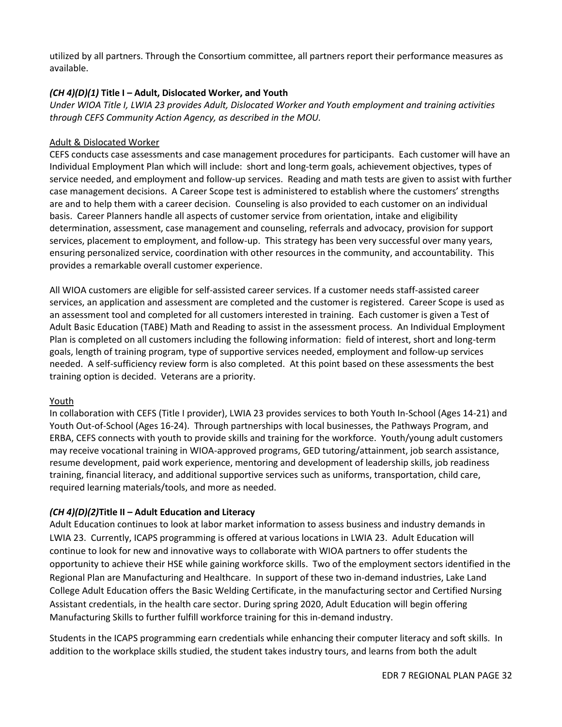utilized by all partners. Through the Consortium committee, all partners report their performance measures as available.

### *(CH 4)(D)(1)* Title I – Adult, Dislocated Worker, and Youth

*Under WIOA Title I, LWIA 23 provides Adult, Dislocated Worker and Youth employment and training activities through CEFS Community Action Agency, as described in the MOU.*

<u>Adult & Dislocated Worker</u>

CEFS conducts case assessments and case management procedures for participants. Each customer will have an Individual Employment Plan which will include: short and long-term goals, achievement objectives, types of service needed, and employment and follow-up services. Reading and math tests are given to assist with further case management decisions. A Career Scope test is administered to establish where the customers' strengths are and to help them with a career decision. Counseling is also provided to each customer on an individual basis. Career Planners handle all aspects of customer service from orientation, intake and eligibility determination, assessment, case management and counseling, referrals and advocacy, provision for support services, placement to employment, and follow-up. This strategy has been very successful over many years, ensuring personalized service, coordination with other resources in the community, and accountability. This provides a remarkable overall customer experience.

All WIOA customers are eligible for self-assisted career services. If a customer needs staff-assisted career services, an application and assessment are completed and the customer is registered. Career Scope is used as an assessment tool and completed for all customers interested in training. Each customer is given a Test of Adult Basic Education (TABE) Math and Reading to assist in the assessment process. An Individual Employment Plan is completed on all customers including the following information: field of interest, short and long-term goals, length of training program, type of supportive services needed, employment and follow-up services needed. A self-sufficiency review form is also completed. At this point based on these assessments the best training option is decided. Veterans are a priority.

<u>Youth</u>

In collaboration with CEFS (Title I provider), LWIA 23 provides services to both Youth In-School (Ages 14-21) and Youth Out-of-School (Ages 16-24). Through partnerships with local businesses, the Pathways Program, and ERBA, CEFS connects with youth to provide skills and training for the workforce. Youth/young adult customers may receive vocational training in WIOA-approved programs, GED tutoring/attainment, job search assistance, resume development, paid work experience, mentoring and development of leadership skills, job readiness training, financial literacy, and additional supportive services such as uniforms, transportation, child care, required learning materials/tools, and more as needed.

### *(CH 4)(D)(2)*Title II – Adult Education and Literacy

Adult Education continues to look at labor market information to assess business and industry demands in LWIA 23. Currently, ICAPS programming is offered at various locations in LWIA 23. Adult Education will continue to look for new and innovative ways to collaborate with WIOA partners to offer students the opportunity to achieve their HSE while gaining workforce skills. Two of the employment sectors identified in the Regional Plan are Manufacturing and Healthcare. In support of these two in-demand industries, Lake Land College Adult Education offers the Basic Welding Certificate, in the manufacturing sector and Certified Nursing Assistant credentials, in the health care sector. During spring 2020, Adult Education will begin offering Manufacturing Skills to further fulfill workforce training for this in-demand industry.

Students in the ICAPS programming earn credentials while enhancing their computer literacy and soft skills. In addition to the workplace skills studied, the student takes industry tours, and learns from both the adult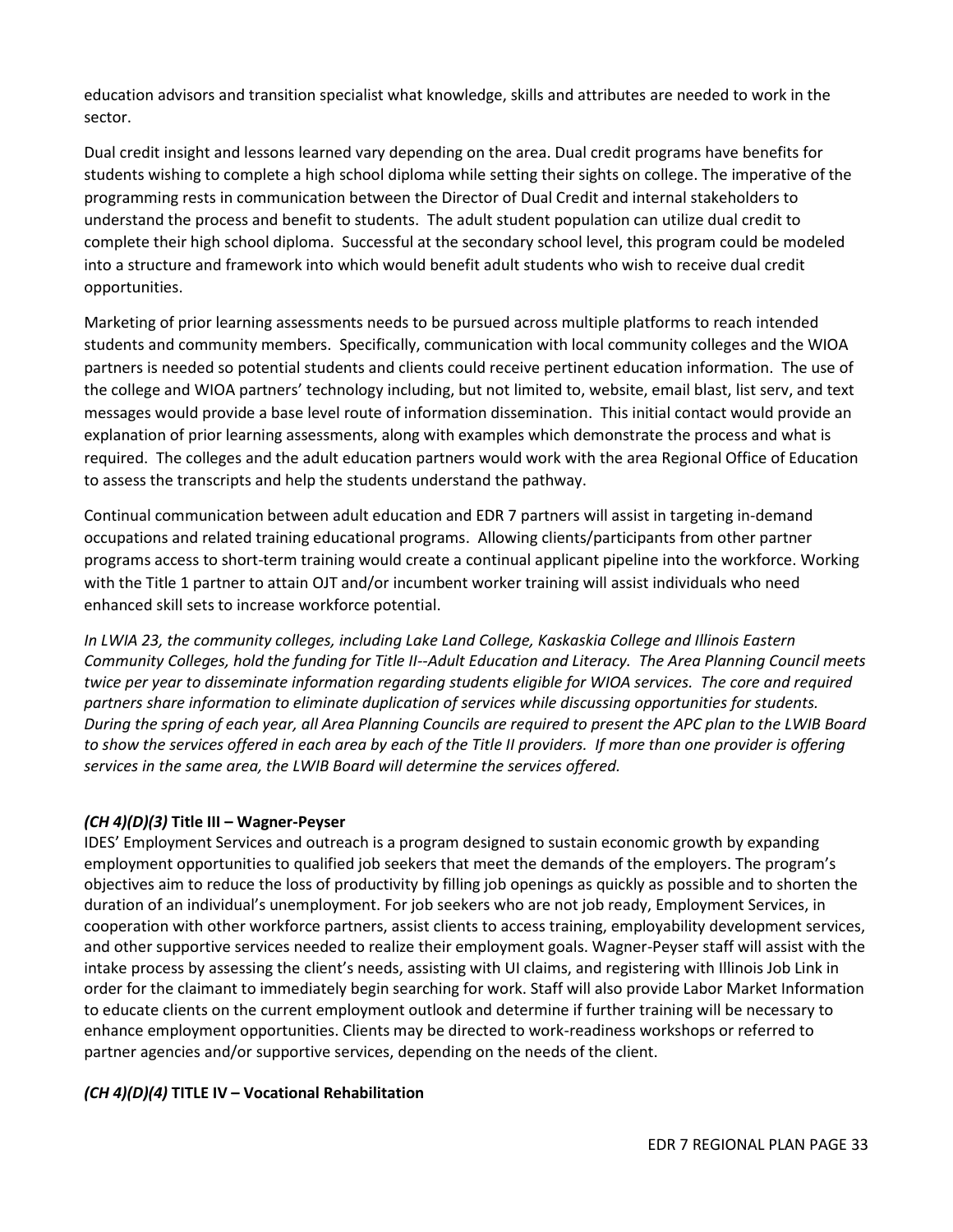education advisors and transition specialist what knowledge, skills and attributes are needed to work in the sector.

Dual credit insight and lessons learned vary depending on the area. Dual credit programs have benefits for students wishing to complete a high school diploma while setting their sights on college. The imperative of the programming rests in communication between the Director of Dual Credit and internal stakeholders to understand the process and benefit to students. The adult student population can utilize dual credit to complete their high school diploma. Successful at the secondary school level, this program could be modeled into a structure and framework into which would benefit adult students who wish to receive dual credit opportunities.

Marketing of prior learning assessments needs to be pursued across multiple platforms to reach intended students and community members. Specifically, communication with local community colleges and the WIOA partners is needed so potential students and clients could receive pertinent education information. The use of the college and WIOA partners' technology including, but not limited to, website, email blast, list serv, and text messages would provide a base level route of information dissemination. This initial contact would provide an explanation of prior learning assessments, along with examples which demonstrate the process and what is required. The colleges and the adult education partners would work with the area Regional Office of Education to assess the transcripts and help the students understand the pathway.

Continual communication between adult education and EDR 7 partners will assist in targeting in-demand occupations and related training educational programs. Allowing clients/participants from other partner programs access to short-term training would create a continual applicant pipeline into the workforce. Working with the Title 1 partner to attain OJT and/or incumbent worker training will assist individuals who need enhanced skill sets to increase workforce potential.

*In LWIA 23, the community colleges, including Lake Land College, Kaskaskia College and Illinois Eastern Community Colleges, hold the funding for Title II--Adult Education and Literacy. The Area Planning Council meets twice per year to disseminate information regarding students eligible for WIOA services. The core and required partners share information to eliminate duplication of services while discussing opportunities for students. During the spring of each year, all Area Planning Councils are required to present the APC plan to the LWIB Board to show the services offered in each area by each of the Title II providers. If more than one provider is offering services in the same area, the LWIB Board will determine the services offered.*

### *(CH 4)(D)(3)* Title III – Wagner-Peyser

IDES' Employment Services and outreach is a program designed to sustain economic growth by expanding employment opportunities to qualified job seekers that meet the demands of the employers. The program's objectives aim to reduce the loss of productivity by filling job openings as quickly as possible and to shorten the duration of an individual's unemployment. For job seekers who are not job ready, Employment Services, in cooperation with other workforce partners, assist clients to access training, employability development services, and other supportive services needed to realize their employment goals. Wagner-Peyser staff will assist with the intake process by assessing the client's needs, assisting with UI claims, and registering with Illinois Job Link in order for the claimant to immediately begin searching for work. Staff will also provide Labor Market Information to educate clients on the current employment outlook and determine if further training will be necessary to enhance employment opportunities. Clients may be directed to work-readiness workshops or referred to partner agencies and/or supportive services, depending on the needs of the client.

### *(CH 4)(D)(4)* TITLE IV – Vocational Rehabilitation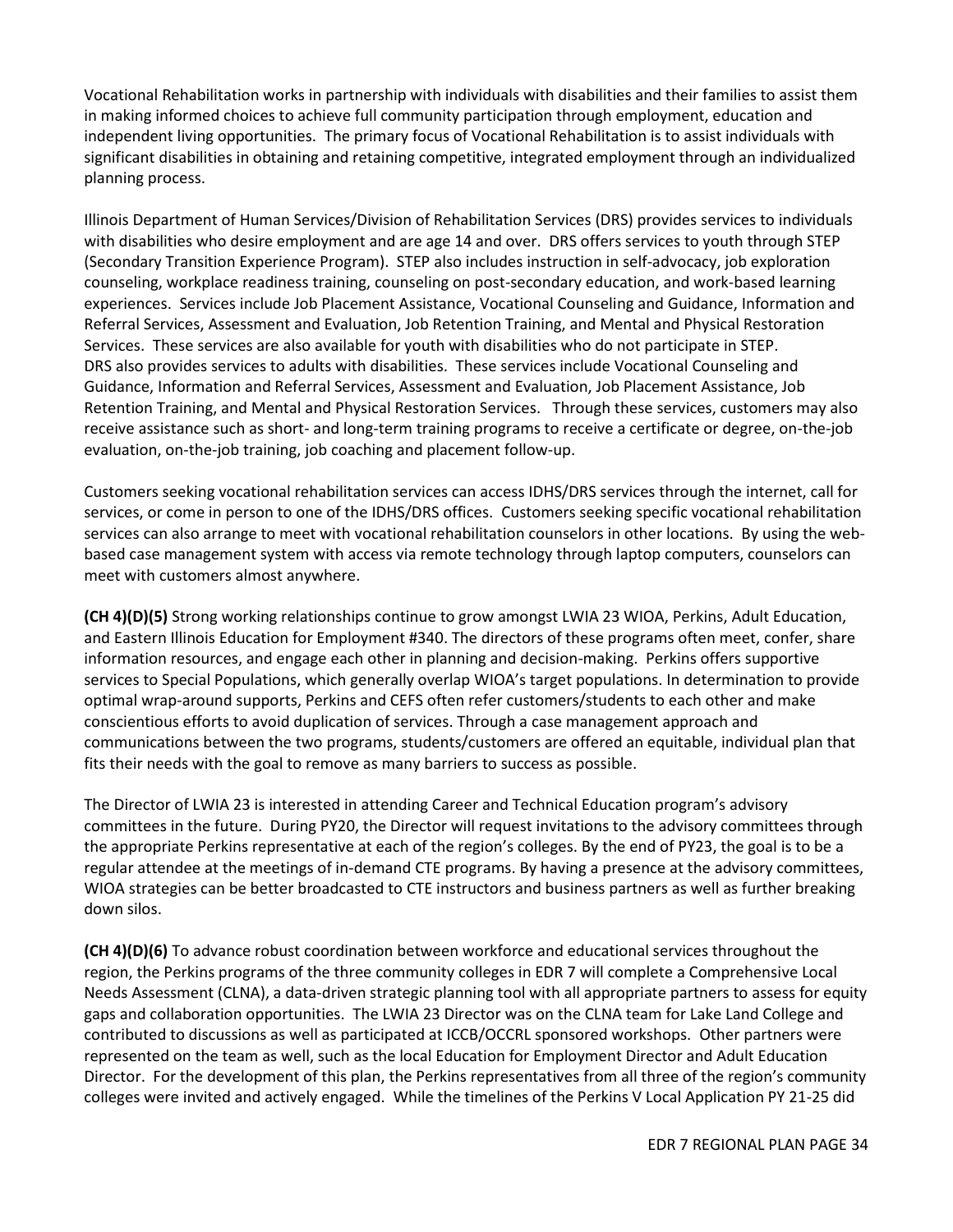Vocational Rehabilitation works in partnership with individuals with disabilities and their families to assist them in making informed choices to achieve full community participation through employment, education and independent living opportunities. The primary focus of Vocational Rehabilitation is to assist individuals with significant disabilities in obtaining and retaining competitive, integrated employment through an individualized planning process.

Illinois Department of Human Services/Division of Rehabilitation Services (DRS) provides services to individuals with disabilities who desire employment and are age 14 and over. DRS offers services to youth through STEP (Secondary Transition Experience Program). STEP also includes instruction in self-advocacy, job exploration counseling, workplace readiness training, counseling on post-secondary education, and work-based learning experiences. Services include Job Placement Assistance, Vocational Counseling and Guidance, Information and Referral Services, Assessment and Evaluation, Job Retention Training, and Mental and Physical Restoration Services. These services are also available for youth with disabilities who do not participate in STEP. DRS also provides services to adults with disabilities. These services include Vocational Counseling and Guidance, Information and Referral Services, Assessment and Evaluation, Job Placement Assistance, Job Retention Training, and Mental and Physical Restoration Services. Through these services, customers may also receive assistance such as short- and long-term training programs to receive a certificate or degree, on-the-job evaluation, on-the-job training, job coaching and placement follow-up.

Customers seeking vocational rehabilitation services can access IDHS/DRS services through the internet, call for services, or come in person to one of the IDHS/DRS offices. Customers seeking specific vocational rehabilitation services can also arrange to meet with vocational rehabilitation counselors in other locations. By using the web-based case management system with access via remote technology through laptop computers, counselors can meet with customers almost anywhere.

**(CH 4)(D)(5)** Strong working relationships continue to grow amongst LWIA 23 WIOA, Perkins, Adult Education, and Eastern Illinois Education for Employment #340. The directors of these programs often meet, confer, share information resources, and engage each other in planning and decision-making. Perkins offers supportive services to Special Populations, which generally overlap WIOA's target populations. In determination to provide optimal wrap-around supports, Perkins and CEFS often refer customers/students to each other and make conscientious efforts to avoid duplication of services. Through a case management approach and communications between the two programs, students/customers are offered an equitable, individual plan that fits their needs with the goal to remove as many barriers to success as possible.

The Director of LWIA 23 is interested in attending Career and Technical Education program's advisory committees in the future. During PY20, the Director will request invitations to the advisory committees through the appropriate Perkins representative at each of the region's colleges. By the end of PY23, the goal is to be a regular attendee at the meetings of in-demand CTE programs. By having a presence at the advisory committees, WIOA strategies can be better broadcasted to CTE instructors and business partners as well as further breaking down silos.

**(CH 4)(D)(6)** To advance robust coordination between workforce and educational services throughout the region, the Perkins programs of the three community colleges in EDR 7 will complete a Comprehensive Local Needs Assessment (CLNA), a data-driven strategic planning tool with all appropriate partners to assess for equity gaps and collaboration opportunities. The LWIA 23 Director was on the CLNA team for Lake Land College and contributed to discussions as well as participated at ICCB/OCCRL sponsored workshops. Other partners were represented on the team as well, such as the local Education for Employment Director and Adult Education Director. For the development of this plan, the Perkins representatives from all three of the region's community colleges were invited and actively engaged. While the timelines of the Perkins V Local Application PY 21-25 did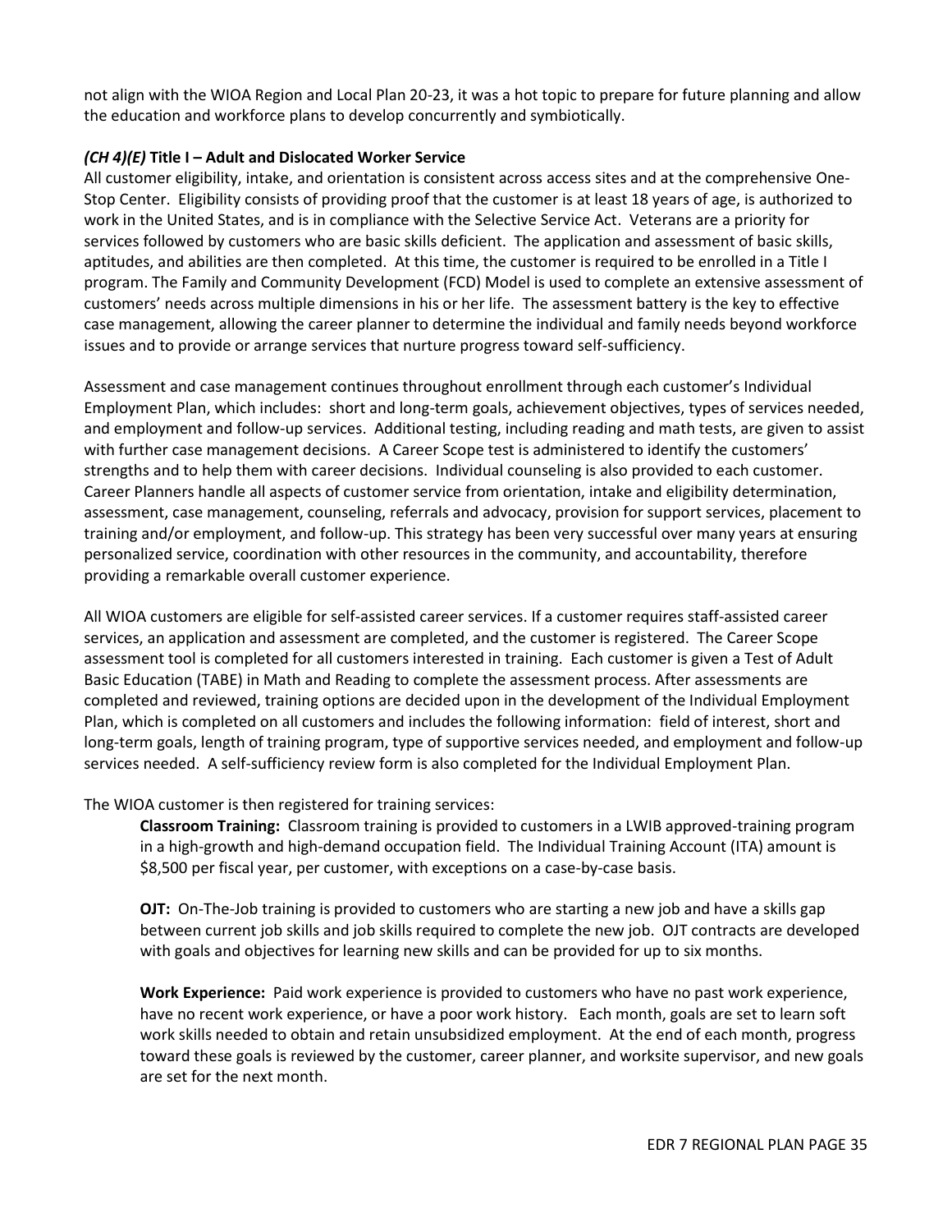not align with the WIOA Region and Local Plan 20-23, it was a hot topic to prepare for future planning and allow the education and workforce plans to develop concurrently and symbiotically.

### *(CH 4)(E)* Title I – Adult and Dislocated Worker Service

All customer eligibility, intake, and orientation is consistent across access sites and at the comprehensive One-Stop Center. Eligibility consists of providing proof that the customer is at least 18 years of age, is authorized to work in the United States, and is in compliance with the Selective Service Act. Veterans are a priority for services followed by customers who are basic skills deficient. The application and assessment of basic skills, aptitudes, and abilities are then completed. At this time, the customer is required to be enrolled in a Title I program. The Family and Community Development (FCD) Model is used to complete an extensive assessment of customers' needs across multiple dimensions in his or her life. The assessment battery is the key to effective case management, allowing the career planner to determine the individual and family needs beyond workforce issues and to provide or arrange services that nurture progress toward self-sufficiency.

Assessment and case management continues throughout enrollment through each customer's Individual Employment Plan, which includes: short and long-term goals, achievement objectives, types of services needed, and employment and follow-up services. Additional testing, including reading and math tests, are given to assist with further case management decisions. A Career Scope test is administered to identify the customers' strengths and to help them with career decisions. Individual counseling is also provided to each customer. Career Planners handle all aspects of customer service from orientation, intake and eligibility determination, assessment, case management, counseling, referrals and advocacy, provision for support services, placement to training and/or employment, and follow-up. This strategy has been very successful over many years at ensuring personalized service, coordination with other resources in the community, and accountability, therefore providing a remarkable overall customer experience.

All WIOA customers are eligible for self-assisted career services. If a customer requires staff-assisted career services, an application and assessment are completed, and the customer is registered. The Career Scope assessment tool is completed for all customers interested in training. Each customer is given a Test of Adult Basic Education (TABE) in Math and Reading to complete the assessment process. After assessments are completed and reviewed, training options are decided upon in the development of the Individual Employment Plan, which is completed on all customers and includes the following information: field of interest, short and long-term goals, length of training program, type of supportive services needed, and employment and follow-up services needed. A self-sufficiency review form is also completed for the Individual Employment Plan.

The WIOA customer is then registered for training services:

**Classroom Training:** Classroom training is provided to customers in a LWIB approved-training program in a high-growth and high-demand occupation field. The Individual Training Account (ITA) amount is $8,500 per fiscal year, per customer, with exceptions on a case-by-case basis.

**OJT:** On-The-Job training is provided to customers who are starting a new job and have a skills gap between current job skills and job skills required to complete the new job. OJT contracts are developed with goals and objectives for learning new skills and can be provided for up to six months.

**Work Experience:** Paid work experience is provided to customers who have no past work experience, have no recent work experience, or have a poor work history. Each month, goals are set to learn soft work skills needed to obtain and retain unsubsidized employment. At the end of each month, progress toward these goals is reviewed by the customer, career planner, and worksite supervisor, and new goals are set for the next month.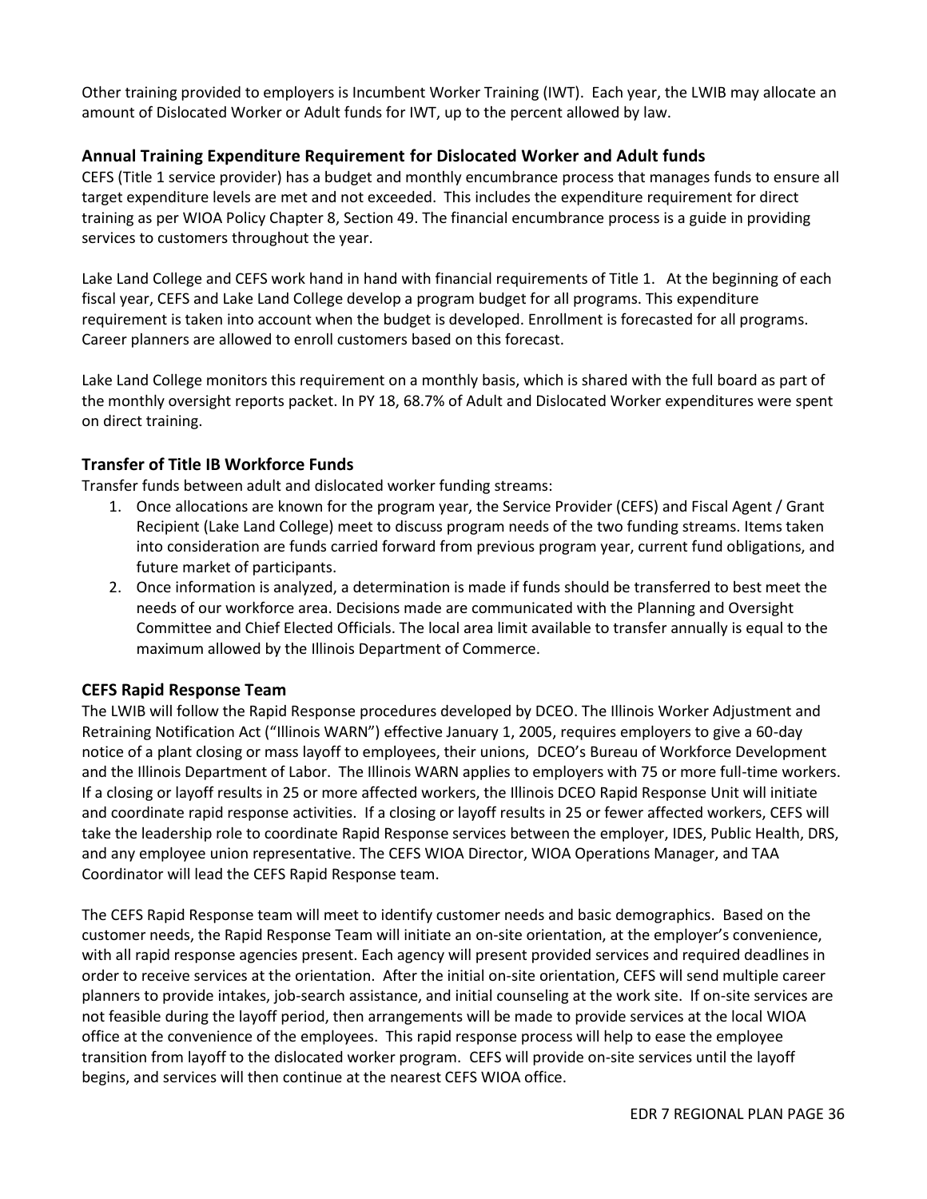Other training provided to employers is Incumbent Worker Training (IWT). Each year, the LWIB may allocate an amount of Dislocated Worker or Adult funds for IWT, up to the percent allowed by law.

### Annual Training Expenditure Requirement for Dislocated Worker and Adult funds

CEFS (Title 1 service provider) has a budget and monthly encumbrance process that manages funds to ensure all target expenditure levels are met and not exceeded. This includes the expenditure requirement for direct training as per WIOA Policy Chapter 8, Section 49. The financial encumbrance process is a guide in providing services to customers throughout the year.

Lake Land College and CEFS work hand in hand with financial requirements of Title 1. At the beginning of each fiscal year, CEFS and Lake Land College develop a program budget for all programs. This expenditure requirement is taken into account when the budget is developed. Enrollment is forecasted for all programs. Career planners are allowed to enroll customers based on this forecast.

Lake Land College monitors this requirement on a monthly basis, which is shared with the full board as part of the monthly oversight reports packet. In PY 18, 68.7% of Adult and Dislocated Worker expenditures were spent on direct training.

### Transfer of Title IB Workforce Funds

Transfer funds between adult and dislocated worker funding streams:

1. Once allocations are known for the program year, the Service Provider (CEFS) and Fiscal Agent / Grant Recipient (Lake Land College) meet to discuss program needs of the two funding streams. Items taken into consideration are funds carried forward from previous program year, current fund obligations, and future market of participants.
2. Once information is analyzed, a determination is made if funds should be transferred to best meet the needs of our workforce area. Decisions made are communicated with the Planning and Oversight Committee and Chief Elected Officials. The local area limit available to transfer annually is equal to the maximum allowed by the Illinois Department of Commerce.

### CEFS Rapid Response Team

The LWIB will follow the Rapid Response procedures developed by DCEO. The Illinois Worker Adjustment and Retraining Notification Act ("Illinois WARN") effective January 1, 2005, requires employers to give a 60-day notice of a plant closing or mass layoff to employees, their unions, DCEO's Bureau of Workforce Development and the Illinois Department of Labor. The Illinois WARN applies to employers with 75 or more full-time workers. If a closing or layoff results in 25 or more affected workers, the Illinois DCEO Rapid Response Unit will initiate and coordinate rapid response activities. If a closing or layoff results in 25 or fewer affected workers, CEFS will take the leadership role to coordinate Rapid Response services between the employer, IDES, Public Health, DRS, and any employee union representative. The CEFS WIOA Director, WIOA Operations Manager, and TAA Coordinator will lead the CEFS Rapid Response team.

The CEFS Rapid Response team will meet to identify customer needs and basic demographics. Based on the customer needs, the Rapid Response Team will initiate an on-site orientation, at the employer's convenience, with all rapid response agencies present. Each agency will present provided services and required deadlines in order to receive services at the orientation. After the initial on-site orientation, CEFS will send multiple career planners to provide intakes, job-search assistance, and initial counseling at the work site. If on-site services are not feasible during the layoff period, then arrangements will be made to provide services at the local WIOA office at the convenience of the employees. This rapid response process will help to ease the employee transition from layoff to the dislocated worker program. CEFS will provide on-site services until the layoff begins, and services will then continue at the nearest CEFS WIOA office.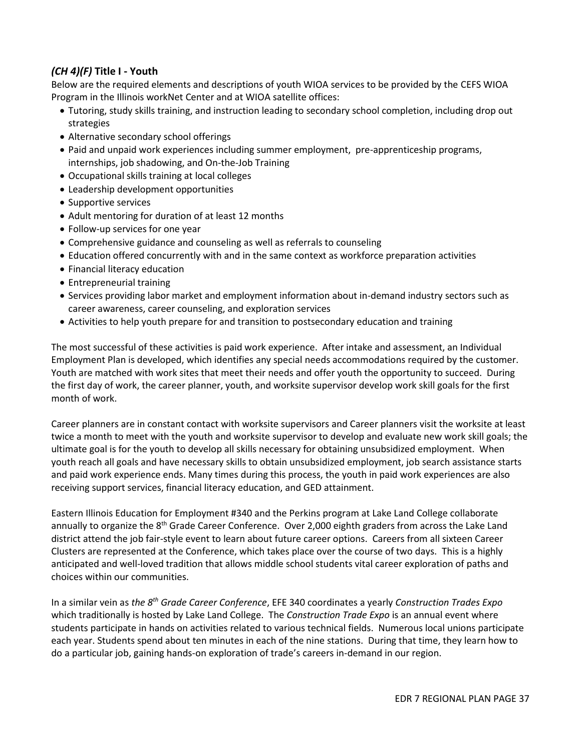### *(CH 4)(F)* Title I - Youth

Below are the required elements and descriptions of youth WIOA services to be provided by the CEFS WIOA Program in the Illinois workNet Center and at WIOA satellite offices:

- Tutoring, study skills training, and instruction leading to secondary school completion, including drop out strategies
- Alternative secondary school offerings
- Paid and unpaid work experiences including summer employment, pre-apprenticeship programs, internships, job shadowing, and On-the-Job Training
- Occupational skills training at local colleges
- Leadership development opportunities
- Supportive services
- Adult mentoring for duration of at least 12 months
- Follow-up services for one year
- Comprehensive guidance and counseling as well as referrals to counseling
- Education offered concurrently with and in the same context as workforce preparation activities
- Financial literacy education
- Entrepreneurial training
- Services providing labor market and employment information about in-demand industry sectors such as career awareness, career counseling, and exploration services
- Activities to help youth prepare for and transition to postsecondary education and training

The most successful of these activities is paid work experience. After intake and assessment, an Individual Employment Plan is developed, which identifies any special needs accommodations required by the customer. Youth are matched with work sites that meet their needs and offer youth the opportunity to succeed. During the first day of work, the career planner, youth, and worksite supervisor develop work skill goals for the first month of work.

Career planners are in constant contact with worksite supervisors and Career planners visit the worksite at least twice a month to meet with the youth and worksite supervisor to develop and evaluate new work skill goals; the ultimate goal is for the youth to develop all skills necessary for obtaining unsubsidized employment. When youth reach all goals and have necessary skills to obtain unsubsidized employment, job search assistance starts and paid work experience ends. Many times during this process, the youth in paid work experiences are also receiving support services, financial literacy education, and GED attainment.

Eastern Illinois Education for Employment #340 and the Perkins program at Lake Land College collaborate annually to organize the 8th Grade Career Conference. Over 2,000 eighth graders from across the Lake Land district attend the job fair-style event to learn about future career options. Careers from all sixteen Career Clusters are represented at the Conference, which takes place over the course of two days. This is a highly anticipated and well-loved tradition that allows middle school students vital career exploration of paths and choices within our communities.

In a similar vein as *the 8th Grade Career Conference*, EFE 340 coordinates a yearly *Construction Trades Expo* which traditionally is hosted by Lake Land College. The *Construction Trade Expo* is an annual event where students participate in hands on activities related to various technical fields. Numerous local unions participate each year. Students spend about ten minutes in each of the nine stations. During that time, they learn how to do a particular job, gaining hands-on exploration of trade's careers in-demand in our region.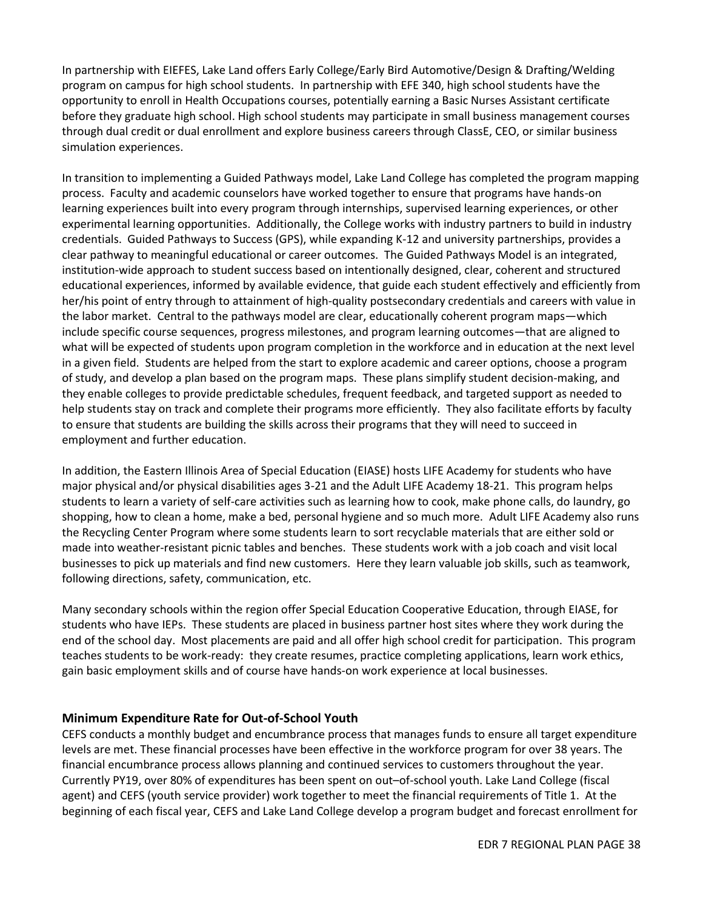In partnership with EIEFES, Lake Land offers Early College/Early Bird Automotive/Design & Drafting/Welding program on campus for high school students. In partnership with EFE 340, high school students have the opportunity to enroll in Health Occupations courses, potentially earning a Basic Nurses Assistant certificate before they graduate high school. High school students may participate in small business management courses through dual credit or dual enrollment and explore business careers through ClassE, CEO, or similar business simulation experiences.

In transition to implementing a Guided Pathways model, Lake Land College has completed the program mapping process. Faculty and academic counselors have worked together to ensure that programs have hands-on learning experiences built into every program through internships, supervised learning experiences, or other experimental learning opportunities. Additionally, the College works with industry partners to build in industry credentials. Guided Pathways to Success (GPS), while expanding K-12 and university partnerships, provides a clear pathway to meaningful educational or career outcomes. The Guided Pathways Model is an integrated, institution-wide approach to student success based on intentionally designed, clear, coherent and structured educational experiences, informed by available evidence, that guide each student effectively and efficiently from her/his point of entry through to attainment of high-quality postsecondary credentials and careers with value in the labor market. Central to the pathways model are clear, educationally coherent program maps—which include specific course sequences, progress milestones, and program learning outcomes—that are aligned to what will be expected of students upon program completion in the workforce and in education at the next level in a given field. Students are helped from the start to explore academic and career options, choose a program of study, and develop a plan based on the program maps. These plans simplify student decision-making, and they enable colleges to provide predictable schedules, frequent feedback, and targeted support as needed to help students stay on track and complete their programs more efficiently. They also facilitate efforts by faculty to ensure that students are building the skills across their programs that they will need to succeed in employment and further education.

In addition, the Eastern Illinois Area of Special Education (EIASE) hosts LIFE Academy for students who have major physical and/or physical disabilities ages 3-21 and the Adult LIFE Academy 18-21. This program helps students to learn a variety of self-care activities such as learning how to cook, make phone calls, do laundry, go shopping, how to clean a home, make a bed, personal hygiene and so much more. Adult LIFE Academy also runs the Recycling Center Program where some students learn to sort recyclable materials that are either sold or made into weather-resistant picnic tables and benches. These students work with a job coach and visit local businesses to pick up materials and find new customers. Here they learn valuable job skills, such as teamwork, following directions, safety, communication, etc.

Many secondary schools within the region offer Special Education Cooperative Education, through EIASE, for students who have IEPs. These students are placed in business partner host sites where they work during the end of the school day. Most placements are paid and all offer high school credit for participation. This program teaches students to be work-ready: they create resumes, practice completing applications, learn work ethics, gain basic employment skills and of course have hands-on work experience at local businesses.

### Minimum Expenditure Rate for Out-of-School Youth

CEFS conducts a monthly budget and encumbrance process that manages funds to ensure all target expenditure levels are met. These financial processes have been effective in the workforce program for over 38 years. The financial encumbrance process allows planning and continued services to customers throughout the year. Currently PY19, over 80% of expenditures has been spent on out–of-school youth. Lake Land College (fiscal agent) and CEFS (youth service provider) work together to meet the financial requirements of Title 1. At the beginning of each fiscal year, CEFS and Lake Land College develop a program budget and forecast enrollment for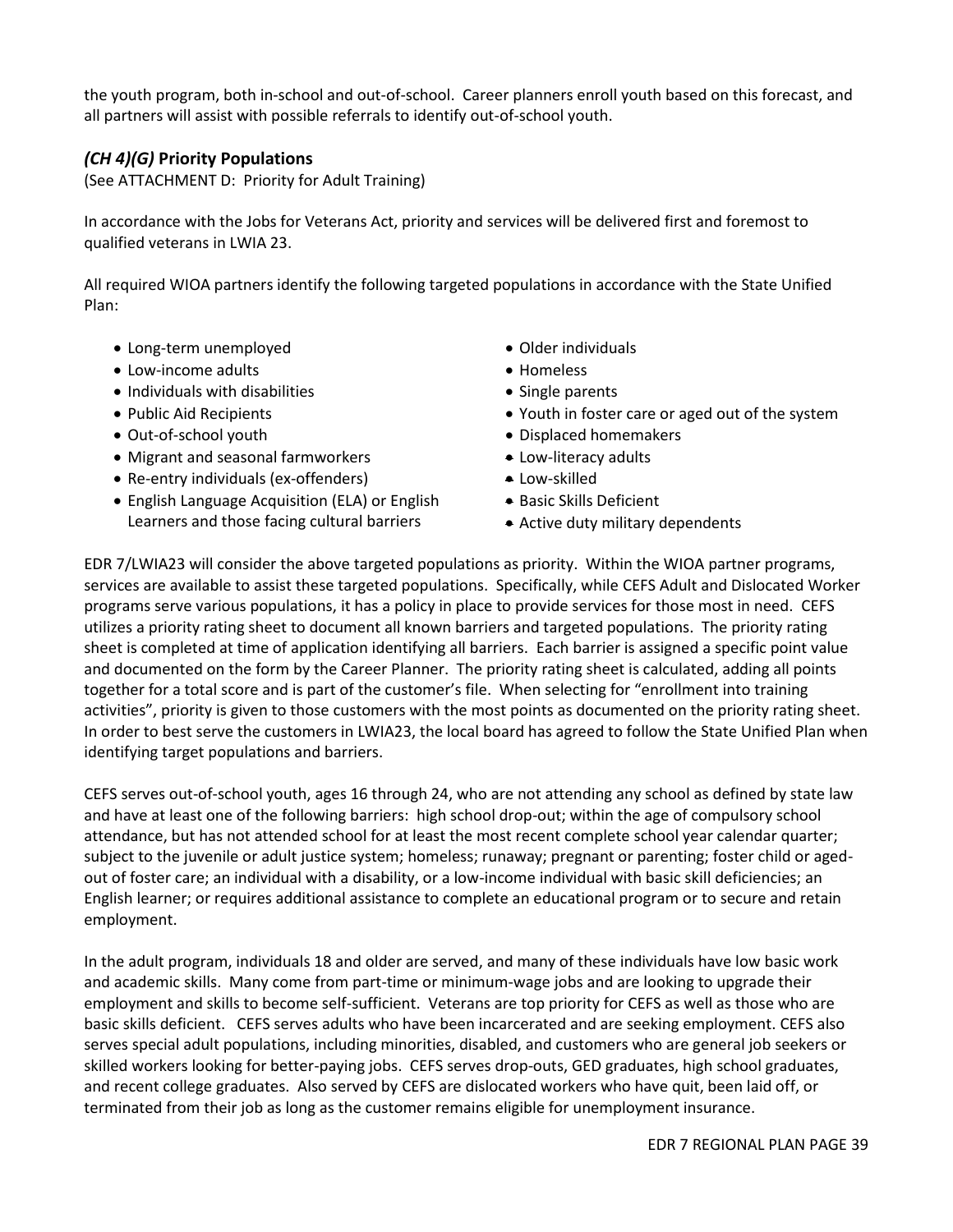the youth program, both in-school and out-of-school. Career planners enroll youth based on this forecast, and all partners will assist with possible referrals to identify out-of-school youth.

### *(CH 4)(G)* Priority Populations

(See ATTACHMENT D: Priority for Adult Training)

In accordance with the Jobs for Veterans Act, priority and services will be delivered first and foremost to qualified veterans in LWIA 23.

All required WIOA partners identify the following targeted populations in accordance with the State Unified Plan:

- Long-term unemployed
- Low-income adults
- Individuals with disabilities
- Public Aid Recipients
- Out-of-school youth
- Migrant and seasonal farmworkers
- Re-entry individuals (ex-offenders)
- English Language Acquisition (ELA) or English Learners and those facing cultural barriers
- Older individuals
- Homeless
- Single parents
- Youth in foster care or aged out of the system
- Displaced homemakers
- Low-literacy adults
- Low-skilled
- Basic Skills Deficient
- Active duty military dependents

EDR 7/LWIA23 will consider the above targeted populations as priority. Within the WIOA partner programs, services are available to assist these targeted populations. Specifically, while CEFS Adult and Dislocated Worker programs serve various populations, it has a policy in place to provide services for those most in need. CEFS utilizes a priority rating sheet to document all known barriers and targeted populations. The priority rating sheet is completed at time of application identifying all barriers. Each barrier is assigned a specific point value and documented on the form by the Career Planner. The priority rating sheet is calculated, adding all points together for a total score and is part of the customer's file. When selecting for "enrollment into training activities", priority is given to those customers with the most points as documented on the priority rating sheet. In order to best serve the customers in LWIA23, the local board has agreed to follow the State Unified Plan when identifying target populations and barriers.

CEFS serves out-of-school youth, ages 16 through 24, who are not attending any school as defined by state law and have at least one of the following barriers: high school drop-out; within the age of compulsory school attendance, but has not attended school for at least the most recent complete school year calendar quarter; subject to the juvenile or adult justice system; homeless; runaway; pregnant or parenting; foster child or aged-out of foster care; an individual with a disability, or a low-income individual with basic skill deficiencies; an English learner; or requires additional assistance to complete an educational program or to secure and retain employment.

In the adult program, individuals 18 and older are served, and many of these individuals have low basic work and academic skills. Many come from part-time or minimum-wage jobs and are looking to upgrade their employment and skills to become self-sufficient. Veterans are top priority for CEFS as well as those who are basic skills deficient. CEFS serves adults who have been incarcerated and are seeking employment. CEFS also serves special adult populations, including minorities, disabled, and customers who are general job seekers or skilled workers looking for better-paying jobs. CEFS serves drop-outs, GED graduates, high school graduates, and recent college graduates. Also served by CEFS are dislocated workers who have quit, been laid off, or terminated from their job as long as the customer remains eligible for unemployment insurance.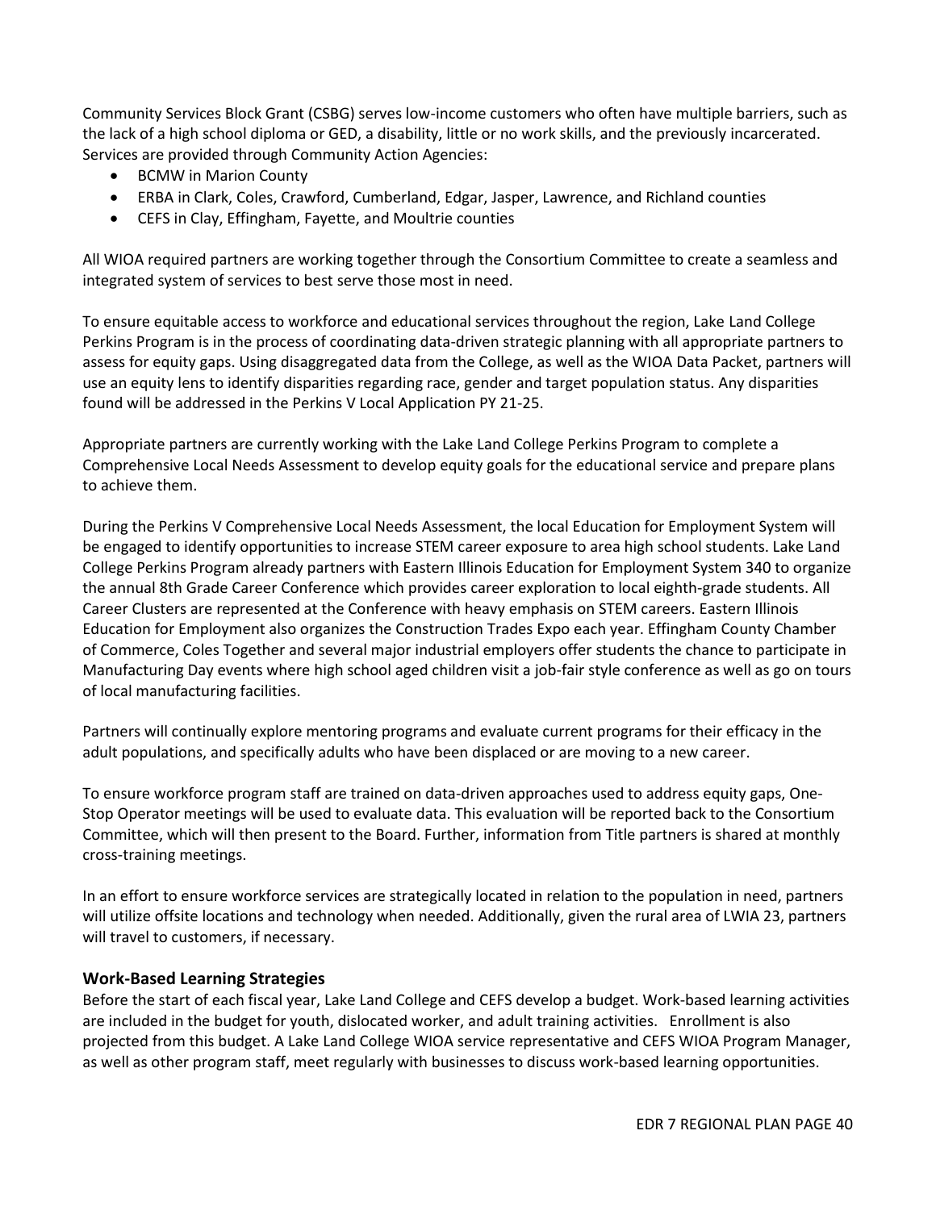Community Services Block Grant (CSBG) serves low-income customers who often have multiple barriers, such as the lack of a high school diploma or GED, a disability, little or no work skills, and the previously incarcerated. Services are provided through Community Action Agencies:

- BCMW in Marion County
- ERBA in Clark, Coles, Crawford, Cumberland, Edgar, Jasper, Lawrence, and Richland counties
- CEFS in Clay, Effingham, Fayette, and Moultrie counties

All WIOA required partners are working together through the Consortium Committee to create a seamless and integrated system of services to best serve those most in need.

To ensure equitable access to workforce and educational services throughout the region, Lake Land College Perkins Program is in the process of coordinating data-driven strategic planning with all appropriate partners to assess for equity gaps. Using disaggregated data from the College, as well as the WIOA Data Packet, partners will use an equity lens to identify disparities regarding race, gender and target population status. Any disparities found will be addressed in the Perkins V Local Application PY 21-25.

Appropriate partners are currently working with the Lake Land College Perkins Program to complete a Comprehensive Local Needs Assessment to develop equity goals for the educational service and prepare plans to achieve them.

During the Perkins V Comprehensive Local Needs Assessment, the local Education for Employment System will be engaged to identify opportunities to increase STEM career exposure to area high school students. Lake Land College Perkins Program already partners with Eastern Illinois Education for Employment System 340 to organize the annual 8th Grade Career Conference which provides career exploration to local eighth-grade students. All Career Clusters are represented at the Conference with heavy emphasis on STEM careers. Eastern Illinois Education for Employment also organizes the Construction Trades Expo each year. Effingham County Chamber of Commerce, Coles Together and several major industrial employers offer students the chance to participate in Manufacturing Day events where high school aged children visit a job-fair style conference as well as go on tours of local manufacturing facilities.

Partners will continually explore mentoring programs and evaluate current programs for their efficacy in the adult populations, and specifically adults who have been displaced or are moving to a new career.

To ensure workforce program staff are trained on data-driven approaches used to address equity gaps, One-Stop Operator meetings will be used to evaluate data. This evaluation will be reported back to the Consortium Committee, which will then present to the Board. Further, information from Title partners is shared at monthly cross-training meetings.

In an effort to ensure workforce services are strategically located in relation to the population in need, partners will utilize offsite locations and technology when needed. Additionally, given the rural area of LWIA 23, partners will travel to customers, if necessary.

### Work-Based Learning Strategies

Before the start of each fiscal year, Lake Land College and CEFS develop a budget. Work-based learning activities are included in the budget for youth, dislocated worker, and adult training activities. Enrollment is also projected from this budget. A Lake Land College WIOA service representative and CEFS WIOA Program Manager, as well as other program staff, meet regularly with businesses to discuss work-based learning opportunities.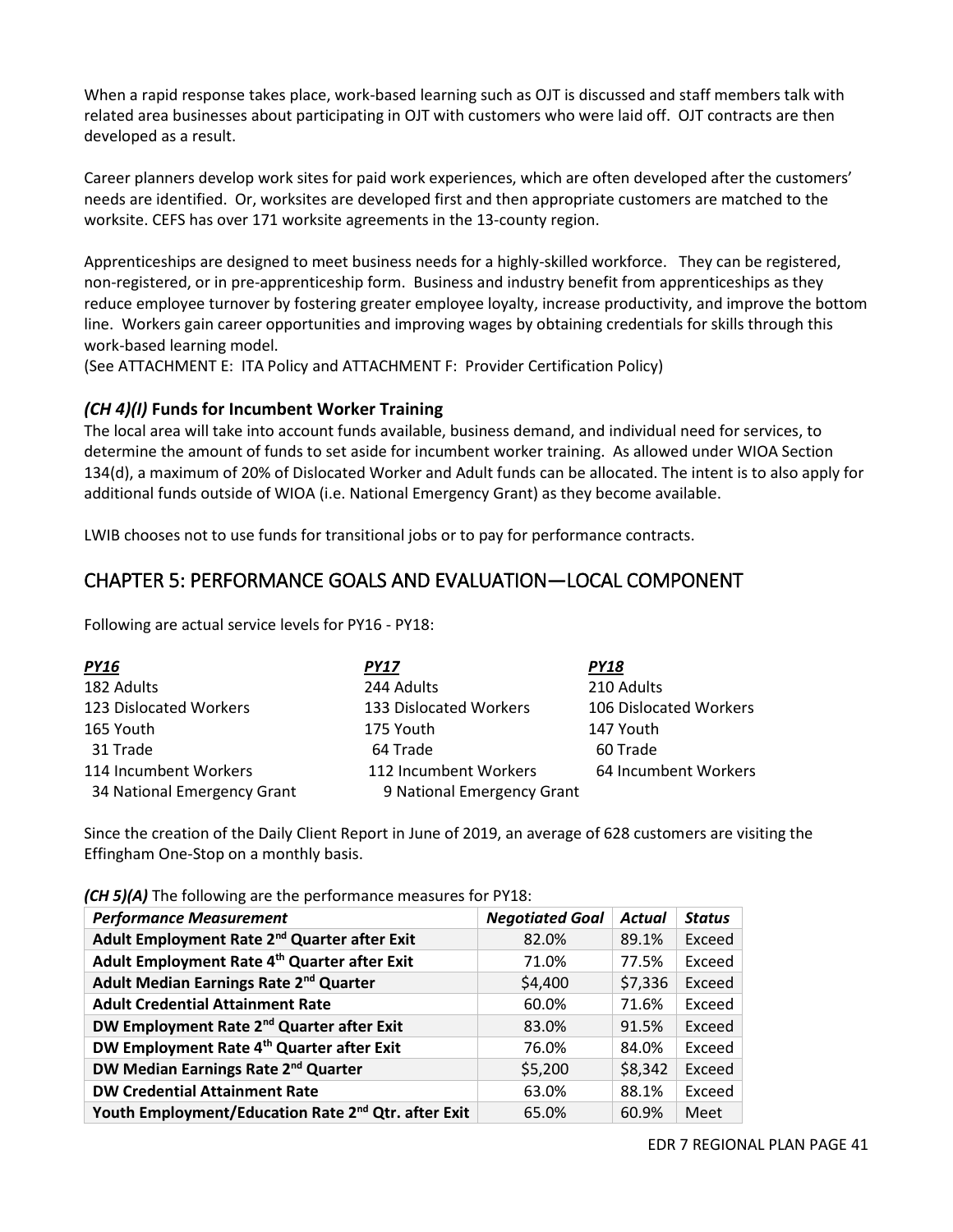When a rapid response takes place, work-based learning such as OJT is discussed and staff members talk with related area businesses about participating in OJT with customers who were laid off. OJT contracts are then developed as a result.

Career planners develop work sites for paid work experiences, which are often developed after the customers' needs are identified. Or, worksites are developed first and then appropriate customers are matched to the worksite. CEFS has over 171 worksite agreements in the 13-county region.

Apprenticeships are designed to meet business needs for a highly-skilled workforce. They can be registered, non-registered, or in pre-apprenticeship form. Business and industry benefit from apprenticeships as they reduce employee turnover by fostering greater employee loyalty, increase productivity, and improve the bottom line. Workers gain career opportunities and improving wages by obtaining credentials for skills through this work-based learning model.
(See ATTACHMENT E: ITA Policy and ATTACHMENT F: Provider Certification Policy)

### *(CH 4)(I)* Funds for Incumbent Worker Training

The local area will take into account funds available, business demand, and individual need for services, to determine the amount of funds to set aside for incumbent worker training. As allowed under WIOA Section 134(d), a maximum of 20% of Dislocated Worker and Adult funds can be allocated. The intent is to also apply for additional funds outside of WIOA (i.e. National Emergency Grant) as they become available.

LWIB chooses not to use funds for transitional jobs or to pay for performance contracts.

## CHAPTER 5: PERFORMANCE GOALS AND EVALUATION—LOCAL COMPONENT

Following are actual service levels for PY16 - PY18:

| *PY16* | *PY17* | *PY18* |
|---|---|---|
| 182 Adults | 244 Adults | 210 Adults |
| 123 Dislocated Workers | 133 Dislocated Workers | 106 Dislocated Workers |
| 165 Youth | 175 Youth | 147 Youth |
| 31 Trade | 64 Trade | 60 Trade |
| 114 Incumbent Workers | 112 Incumbent Workers | 64 Incumbent Workers |
| 34 National Emergency Grant | 9 National Emergency Grant | |

Since the creation of the Daily Client Report in June of 2019, an average of 628 customers are visiting the Effingham One-Stop on a monthly basis.

*(CH 5)(A)* The following are the performance measures for PY18:

| *Performance Measurement* | *Negotiated Goal* | *Actual* | *Status* |
|---|---|---|---|
| **Adult Employment Rate 2nd Quarter after Exit** | 82.0% | 89.1% | Exceed |
| **Adult Employment Rate 4th Quarter after Exit** | 71.0% | 77.5% | Exceed |
| **Adult Median Earnings Rate 2nd Quarter** | $4,400 | $7,336 | Exceed |
| **Adult Credential Attainment Rate** | 60.0% | 71.6% | Exceed |
| **DW Employment Rate 2nd Quarter after Exit** | 83.0% | 91.5% | Exceed |
| **DW Employment Rate 4th Quarter after Exit** | 76.0% | 84.0% | Exceed |
| **DW Median Earnings Rate 2nd Quarter** | $5,200 | $8,342 | Exceed |
| **DW Credential Attainment Rate** | 63.0% | 88.1% | Exceed |
| **Youth Employment/Education Rate 2nd Qtr. after Exit** | 65.0% | 60.9% | Meet |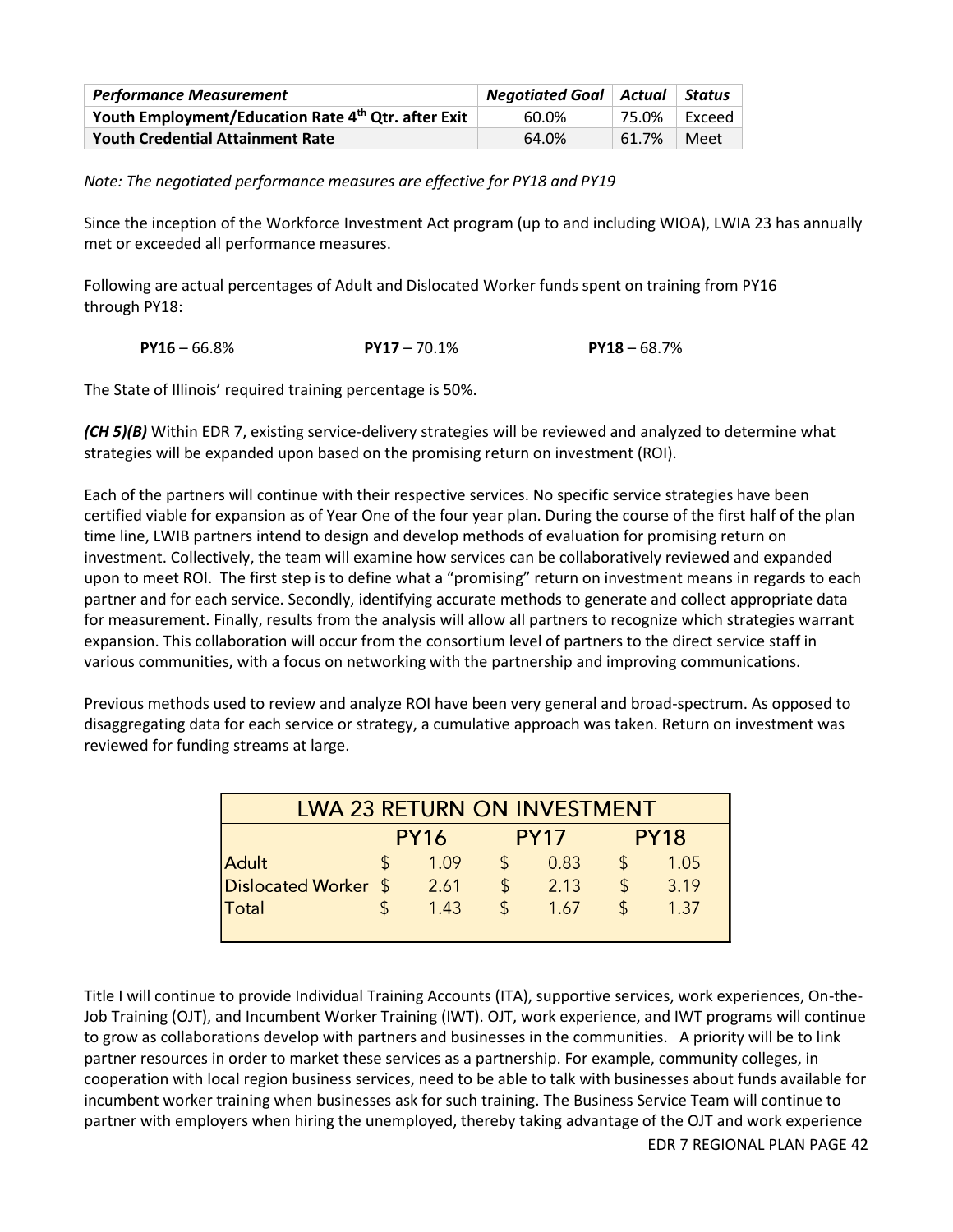| *Performance Measurement* | *Negotiated Goal* | *Actual* | *Status* |
|---|---|---|---|
| **Youth Employment/Education Rate 4th Qtr. after Exit** | 60.0% | 75.0% | Exceed |
| **Youth Credential Attainment Rate** | 64.0% | 61.7% | Meet |

*Note: The negotiated performance measures are effective for PY18 and PY19*

Since the inception of the Workforce Investment Act program (up to and including WIOA), LWIA 23 has annually met or exceeded all performance measures.

Following are actual percentages of Adult and Dislocated Worker funds spent on training from PY16 through PY18:

**PY16** – 66.8% **PY17** – 70.1% **PY18** – 68.7%

The State of Illinois' required training percentage is 50%.

***(CH 5)(B)*** Within EDR 7, existing service-delivery strategies will be reviewed and analyzed to determine what strategies will be expanded upon based on the promising return on investment (ROI).

Each of the partners will continue with their respective services. No specific service strategies have been certified viable for expansion as of Year One of the four year plan. During the course of the first half of the plan time line, LWIB partners intend to design and develop methods of evaluation for promising return on investment. Collectively, the team will examine how services can be collaboratively reviewed and expanded upon to meet ROI. The first step is to define what a "promising" return on investment means in regards to each partner and for each service. Secondly, identifying accurate methods to generate and collect appropriate data for measurement. Finally, results from the analysis will allow all partners to recognize which strategies warrant expansion. This collaboration will occur from the consortium level of partners to the direct service staff in various communities, with a focus on networking with the partnership and improving communications.

Previous methods used to review and analyze ROI have been very general and broad-spectrum. As opposed to disaggregating data for each service or strategy, a cumulative approach was taken. Return on investment was reviewed for funding streams at large.

| LWA 23 RETURN ON INVESTMENT | | | |
|---|---|---|---|
| | PY16 | PY17 | PY18 |
| Adult | $ 1.09 | $ 0.83 | $ 1.05 |
| Dislocated Worker | $ 2.61 | $ 2.13 | $ 3.19 |
| Total | $ 1.43 | $ 1.67 | $ 1.37 |

Title I will continue to provide Individual Training Accounts (ITA), supportive services, work experiences, On-the-Job Training (OJT), and Incumbent Worker Training (IWT). OJT, work experience, and IWT programs will continue to grow as collaborations develop with partners and businesses in the communities. A priority will be to link partner resources in order to market these services as a partnership. For example, community colleges, in cooperation with local region business services, need to be able to talk with businesses about funds available for incumbent worker training when businesses ask for such training. The Business Service Team will continue to partner with employers when hiring the unemployed, thereby taking advantage of the OJT and work experience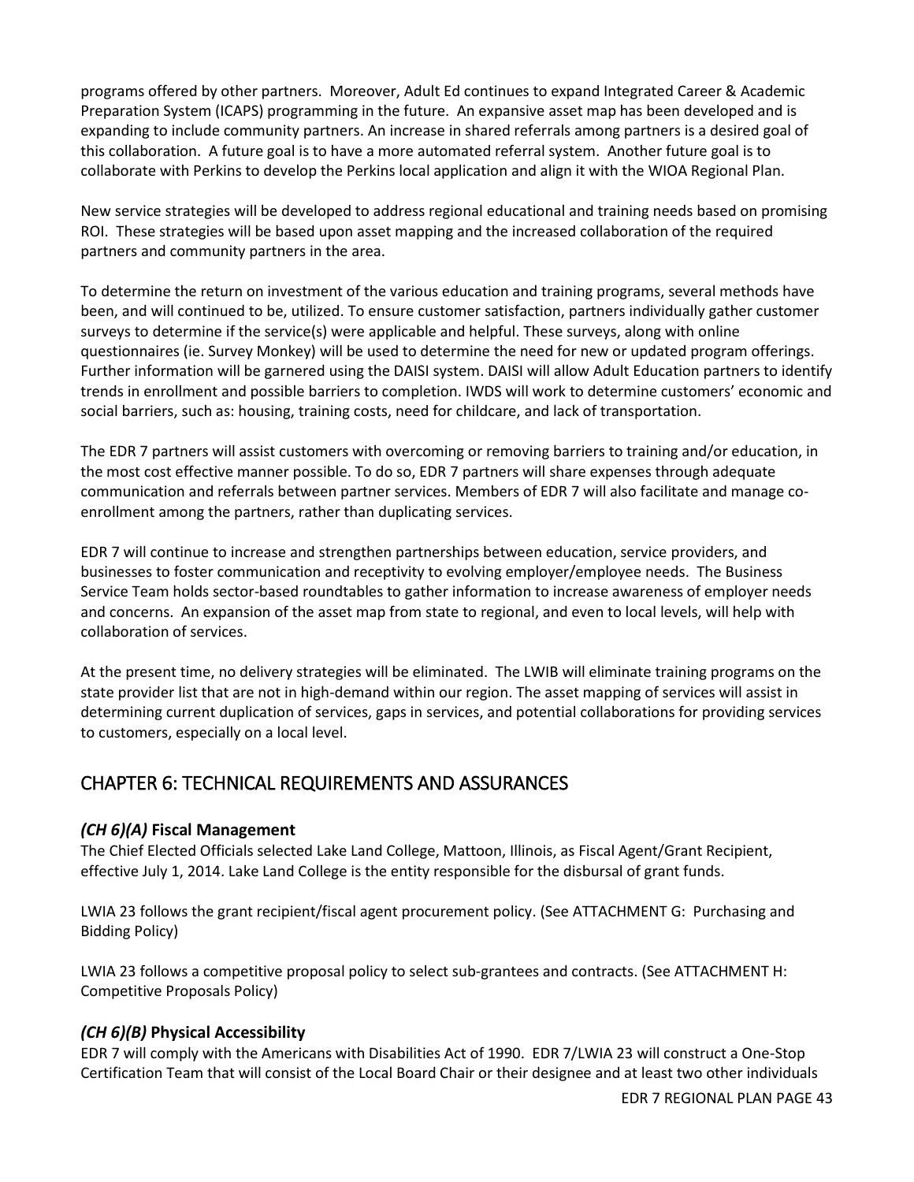programs offered by other partners. Moreover, Adult Ed continues to expand Integrated Career & Academic Preparation System (ICAPS) programming in the future. An expansive asset map has been developed and is expanding to include community partners. An increase in shared referrals among partners is a desired goal of this collaboration. A future goal is to have a more automated referral system. Another future goal is to collaborate with Perkins to develop the Perkins local application and align it with the WIOA Regional Plan.

New service strategies will be developed to address regional educational and training needs based on promising ROI. These strategies will be based upon asset mapping and the increased collaboration of the required partners and community partners in the area.

To determine the return on investment of the various education and training programs, several methods have been, and will continued to be, utilized. To ensure customer satisfaction, partners individually gather customer surveys to determine if the service(s) were applicable and helpful. These surveys, along with online questionnaires (ie. Survey Monkey) will be used to determine the need for new or updated program offerings. Further information will be garnered using the DAISI system. DAISI will allow Adult Education partners to identify trends in enrollment and possible barriers to completion. IWDS will work to determine customers' economic and social barriers, such as: housing, training costs, need for childcare, and lack of transportation.

The EDR 7 partners will assist customers with overcoming or removing barriers to training and/or education, in the most cost effective manner possible. To do so, EDR 7 partners will share expenses through adequate communication and referrals between partner services. Members of EDR 7 will also facilitate and manage co-enrollment among the partners, rather than duplicating services.

EDR 7 will continue to increase and strengthen partnerships between education, service providers, and businesses to foster communication and receptivity to evolving employer/employee needs. The Business Service Team holds sector-based roundtables to gather information to increase awareness of employer needs and concerns. An expansion of the asset map from state to regional, and even to local levels, will help with collaboration of services.

At the present time, no delivery strategies will be eliminated. The LWIB will eliminate training programs on the state provider list that are not in high-demand within our region. The asset mapping of services will assist in determining current duplication of services, gaps in services, and potential collaborations for providing services to customers, especially on a local level.

## CHAPTER 6: TECHNICAL REQUIREMENTS AND ASSURANCES

### *(CH 6)(A)* Fiscal Management

The Chief Elected Officials selected Lake Land College, Mattoon, Illinois, as Fiscal Agent/Grant Recipient, effective July 1, 2014. Lake Land College is the entity responsible for the disbursal of grant funds.

LWIA 23 follows the grant recipient/fiscal agent procurement policy. (See ATTACHMENT G: Purchasing and Bidding Policy)

LWIA 23 follows a competitive proposal policy to select sub-grantees and contracts. (See ATTACHMENT H: Competitive Proposals Policy)

### *(CH 6)(B)* Physical Accessibility

EDR 7 will comply with the Americans with Disabilities Act of 1990. EDR 7/LWIA 23 will construct a One-Stop Certification Team that will consist of the Local Board Chair or their designee and at least two other individuals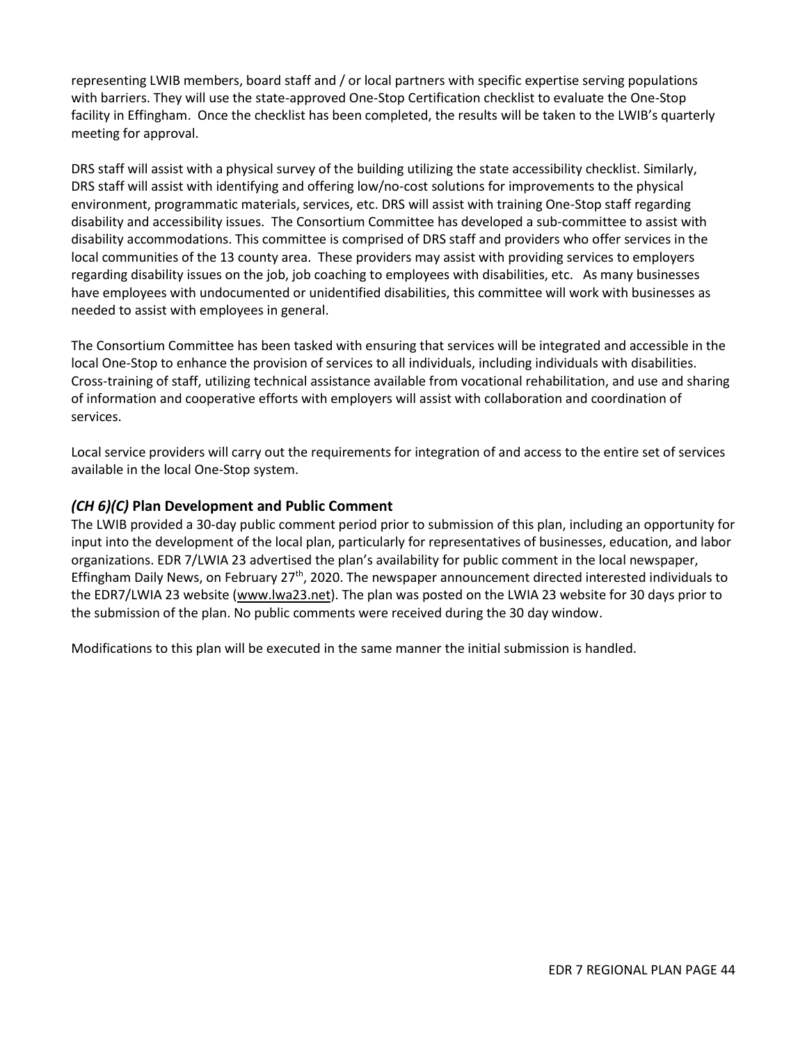representing LWIB members, board staff and / or local partners with specific expertise serving populations with barriers. They will use the state-approved One-Stop Certification checklist to evaluate the One-Stop facility in Effingham. Once the checklist has been completed, the results will be taken to the LWIB's quarterly meeting for approval.

DRS staff will assist with a physical survey of the building utilizing the state accessibility checklist. Similarly, DRS staff will assist with identifying and offering low/no-cost solutions for improvements to the physical environment, programmatic materials, services, etc. DRS will assist with training One-Stop staff regarding disability and accessibility issues. The Consortium Committee has developed a sub-committee to assist with disability accommodations. This committee is comprised of DRS staff and providers who offer services in the local communities of the 13 county area. These providers may assist with providing services to employers regarding disability issues on the job, job coaching to employees with disabilities, etc. As many businesses have employees with undocumented or unidentified disabilities, this committee will work with businesses as needed to assist with employees in general.

The Consortium Committee has been tasked with ensuring that services will be integrated and accessible in the local One-Stop to enhance the provision of services to all individuals, including individuals with disabilities. Cross-training of staff, utilizing technical assistance available from vocational rehabilitation, and use and sharing of information and cooperative efforts with employers will assist with collaboration and coordination of services.

Local service providers will carry out the requirements for integration of and access to the entire set of services available in the local One-Stop system.

### *(CH 6)(C)* Plan Development and Public Comment

The LWIB provided a 30-day public comment period prior to submission of this plan, including an opportunity for input into the development of the local plan, particularly for representatives of businesses, education, and labor organizations. EDR 7/LWIA 23 advertised the plan's availability for public comment in the local newspaper, Effingham Daily News, on February 27th, 2020. The newspaper announcement directed interested individuals to the EDR7/LWIA 23 website (www.lwa23.net). The plan was posted on the LWIA 23 website for 30 days prior to the submission of the plan. No public comments were received during the 30 day window.

Modifications to this plan will be executed in the same manner the initial submission is handled.